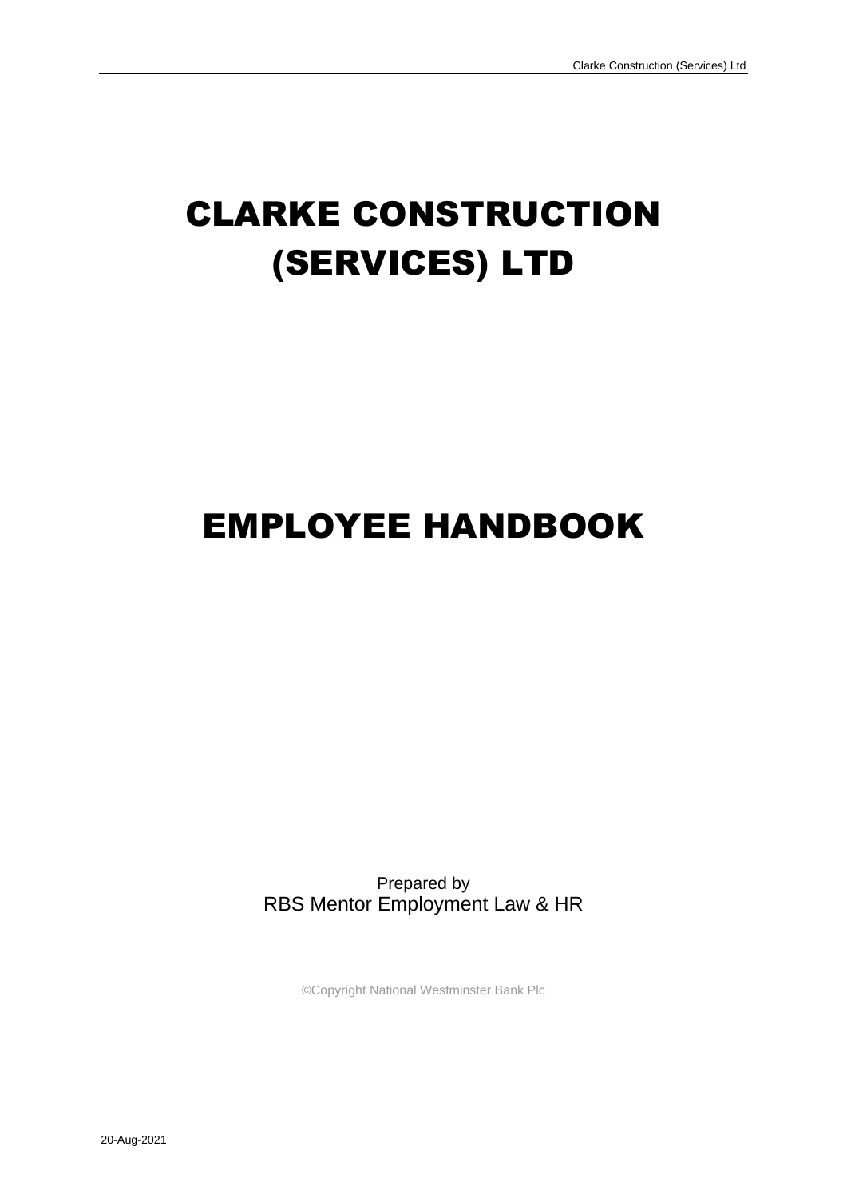# CLARKE CONSTRUCTION (SERVICES) LTD

# EMPLOYEE HANDBOOK

Prepared by
RBS Mentor Employment Law & HR

©Copyright National Westminster Bank Plc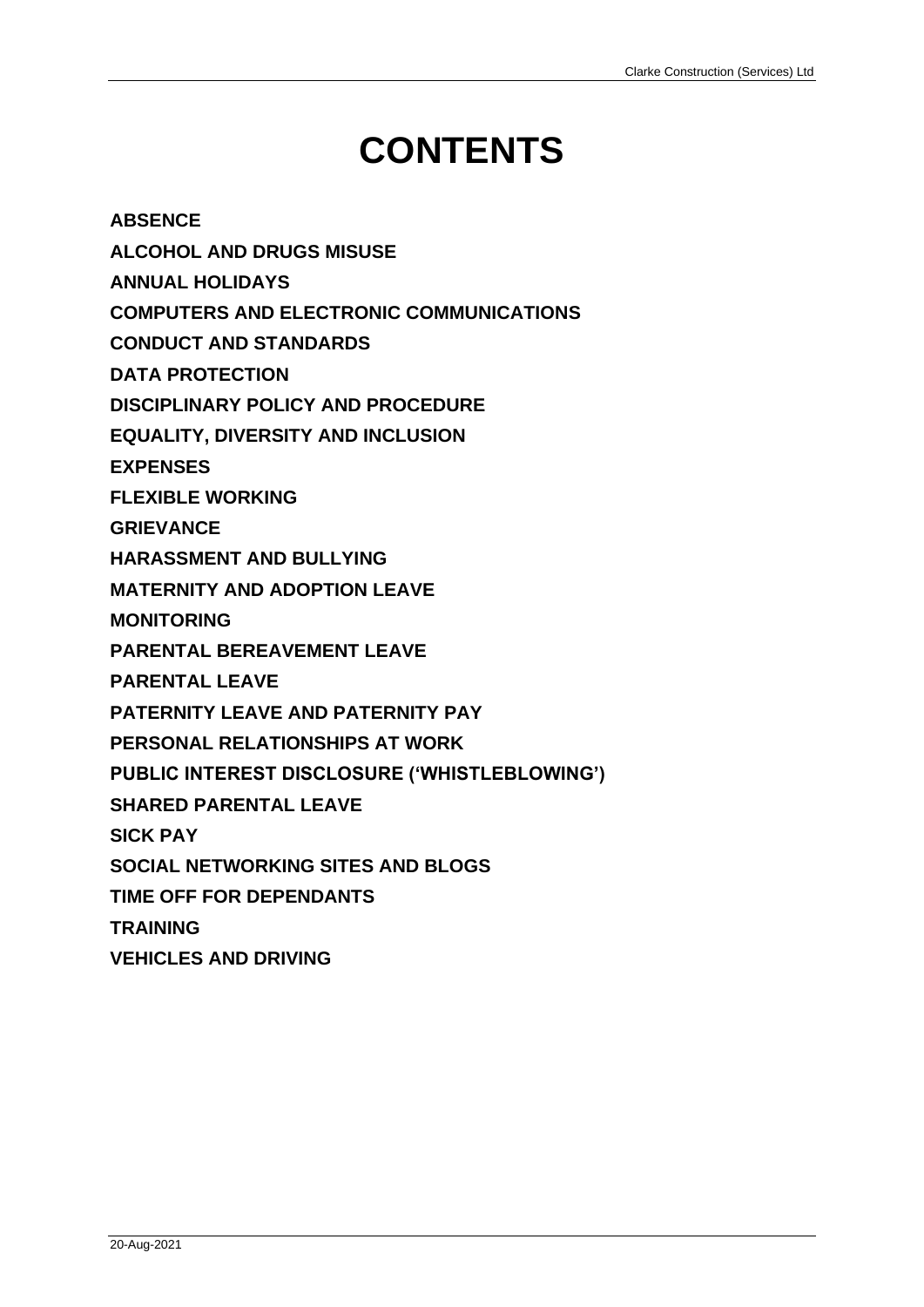# CONTENTS

**ABSENCE**

**ALCOHOL AND DRUGS MISUSE**

**ANNUAL HOLIDAYS**

**COMPUTERS AND ELECTRONIC COMMUNICATIONS**

**CONDUCT AND STANDARDS**

**DATA PROTECTION**

**DISCIPLINARY POLICY AND PROCEDURE**

**EQUALITY, DIVERSITY AND INCLUSION**

**EXPENSES**

**FLEXIBLE WORKING**

**GRIEVANCE**

**HARASSMENT AND BULLYING**

**MATERNITY AND ADOPTION LEAVE**

**MONITORING**

**PARENTAL BEREAVEMENT LEAVE**

**PARENTAL LEAVE**

**PATERNITY LEAVE AND PATERNITY PAY**

**PERSONAL RELATIONSHIPS AT WORK**

**PUBLIC INTEREST DISCLOSURE ('WHISTLEBLOWING')**

**SHARED PARENTAL LEAVE**

**SICK PAY**

**SOCIAL NETWORKING SITES AND BLOGS**

**TIME OFF FOR DEPENDANTS**

**TRAINING**

**VEHICLES AND DRIVING**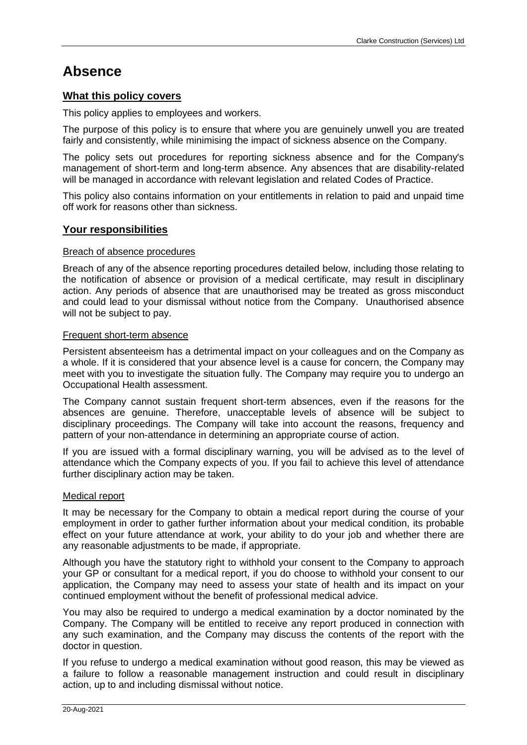# Absence

## What this policy covers

This policy applies to employees and workers.

The purpose of this policy is to ensure that where you are genuinely unwell you are treated fairly and consistently, while minimising the impact of sickness absence on the Company.

The policy sets out procedures for reporting sickness absence and for the Company's management of short-term and long-term absence. Any absences that are disability-related will be managed in accordance with relevant legislation and related Codes of Practice.

This policy also contains information on your entitlements in relation to paid and unpaid time off work for reasons other than sickness.

## Your responsibilities

### Breach of absence procedures

Breach of any of the absence reporting procedures detailed below, including those relating to the notification of absence or provision of a medical certificate, may result in disciplinary action. Any periods of absence that are unauthorised may be treated as gross misconduct and could lead to your dismissal without notice from the Company. Unauthorised absence will not be subject to pay.

### Frequent short-term absence

Persistent absenteeism has a detrimental impact on your colleagues and on the Company as a whole. If it is considered that your absence level is a cause for concern, the Company may meet with you to investigate the situation fully. The Company may require you to undergo an Occupational Health assessment.

The Company cannot sustain frequent short-term absences, even if the reasons for the absences are genuine. Therefore, unacceptable levels of absence will be subject to disciplinary proceedings. The Company will take into account the reasons, frequency and pattern of your non-attendance in determining an appropriate course of action.

If you are issued with a formal disciplinary warning, you will be advised as to the level of attendance which the Company expects of you. If you fail to achieve this level of attendance further disciplinary action may be taken.

### Medical report

It may be necessary for the Company to obtain a medical report during the course of your employment in order to gather further information about your medical condition, its probable effect on your future attendance at work, your ability to do your job and whether there are any reasonable adjustments to be made, if appropriate.

Although you have the statutory right to withhold your consent to the Company to approach your GP or consultant for a medical report, if you do choose to withhold your consent to our application, the Company may need to assess your state of health and its impact on your continued employment without the benefit of professional medical advice.

You may also be required to undergo a medical examination by a doctor nominated by the Company. The Company will be entitled to receive any report produced in connection with any such examination, and the Company may discuss the contents of the report with the doctor in question.

If you refuse to undergo a medical examination without good reason, this may be viewed as a failure to follow a reasonable management instruction and could result in disciplinary action, up to and including dismissal without notice.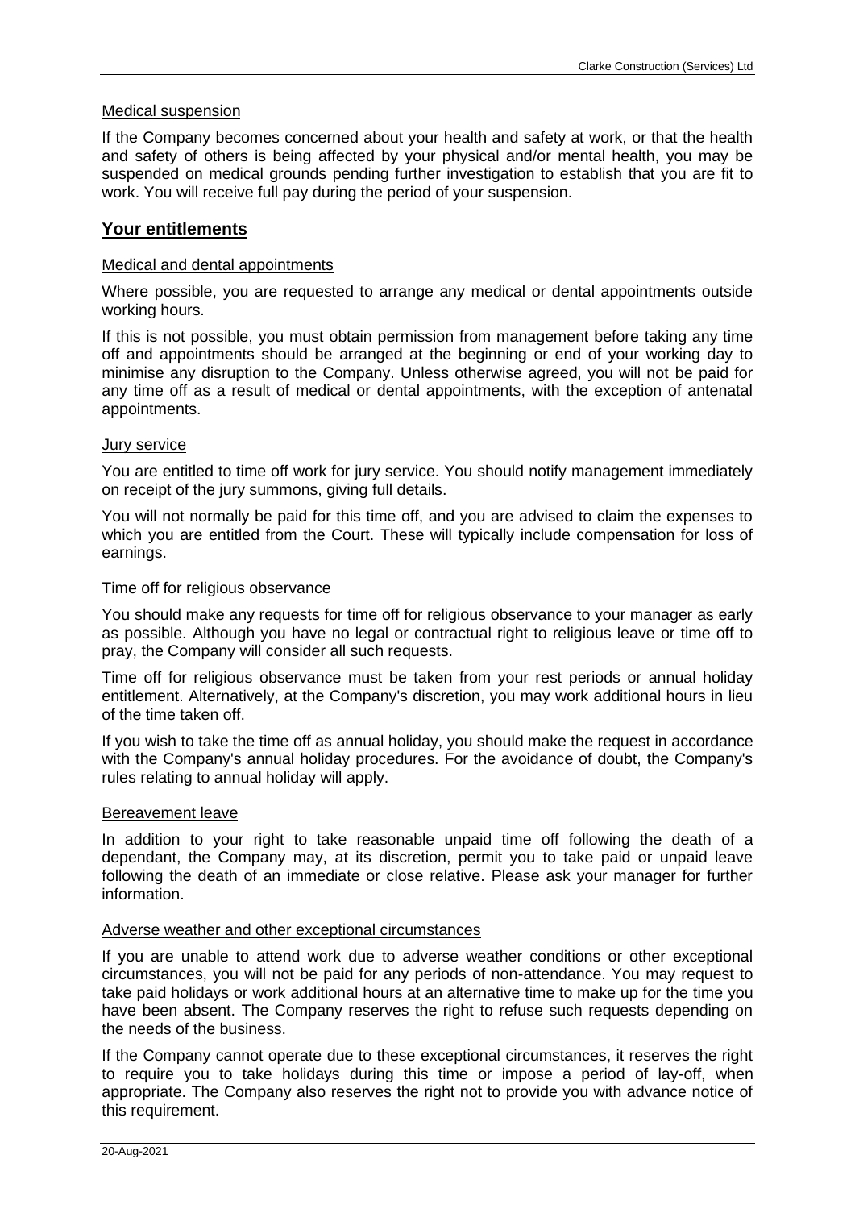### Medical suspension

If the Company becomes concerned about your health and safety at work, or that the health and safety of others is being affected by your physical and/or mental health, you may be suspended on medical grounds pending further investigation to establish that you are fit to work. You will receive full pay during the period of your suspension.

## Your entitlements

### Medical and dental appointments

Where possible, you are requested to arrange any medical or dental appointments outside working hours.

If this is not possible, you must obtain permission from management before taking any time off and appointments should be arranged at the beginning or end of your working day to minimise any disruption to the Company. Unless otherwise agreed, you will not be paid for any time off as a result of medical or dental appointments, with the exception of antenatal appointments.

### Jury service

You are entitled to time off work for jury service. You should notify management immediately on receipt of the jury summons, giving full details.

You will not normally be paid for this time off, and you are advised to claim the expenses to which you are entitled from the Court. These will typically include compensation for loss of earnings.

### Time off for religious observance

You should make any requests for time off for religious observance to your manager as early as possible. Although you have no legal or contractual right to religious leave or time off to pray, the Company will consider all such requests.

Time off for religious observance must be taken from your rest periods or annual holiday entitlement. Alternatively, at the Company's discretion, you may work additional hours in lieu of the time taken off.

If you wish to take the time off as annual holiday, you should make the request in accordance with the Company's annual holiday procedures. For the avoidance of doubt, the Company's rules relating to annual holiday will apply.

### Bereavement leave

In addition to your right to take reasonable unpaid time off following the death of a dependant, the Company may, at its discretion, permit you to take paid or unpaid leave following the death of an immediate or close relative. Please ask your manager for further information.

### Adverse weather and other exceptional circumstances

If you are unable to attend work due to adverse weather conditions or other exceptional circumstances, you will not be paid for any periods of non-attendance. You may request to take paid holidays or work additional hours at an alternative time to make up for the time you have been absent. The Company reserves the right to refuse such requests depending on the needs of the business.

If the Company cannot operate due to these exceptional circumstances, it reserves the right to require you to take holidays during this time or impose a period of lay-off, when appropriate. The Company also reserves the right not to provide you with advance notice of this requirement.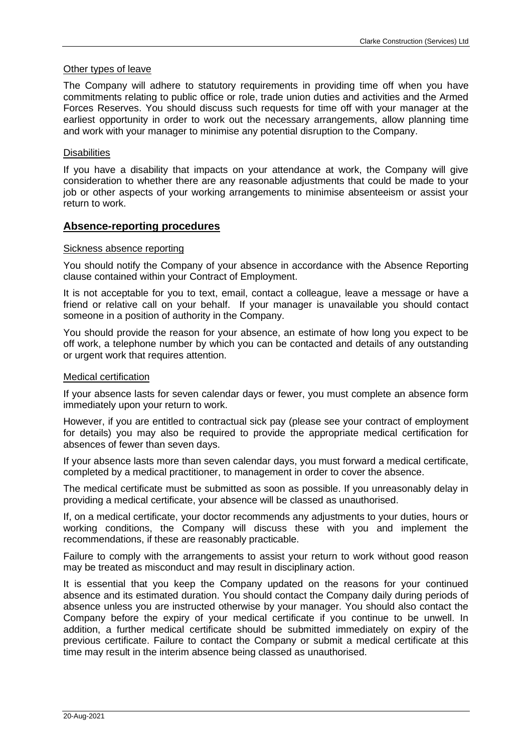#### Other types of leave

The Company will adhere to statutory requirements in providing time off when you have commitments relating to public office or role, trade union duties and activities and the Armed Forces Reserves. You should discuss such requests for time off with your manager at the earliest opportunity in order to work out the necessary arrangements, allow planning time and work with your manager to minimise any potential disruption to the Company.

#### Disabilities

If you have a disability that impacts on your attendance at work, the Company will give consideration to whether there are any reasonable adjustments that could be made to your job or other aspects of your working arrangements to minimise absenteeism or assist your return to work.

## Absence-reporting procedures

#### Sickness absence reporting

You should notify the Company of your absence in accordance with the Absence Reporting clause contained within your Contract of Employment.

It is not acceptable for you to text, email, contact a colleague, leave a message or have a friend or relative call on your behalf. If your manager is unavailable you should contact someone in a position of authority in the Company.

You should provide the reason for your absence, an estimate of how long you expect to be off work, a telephone number by which you can be contacted and details of any outstanding or urgent work that requires attention.

#### Medical certification

If your absence lasts for seven calendar days or fewer, you must complete an absence form immediately upon your return to work.

However, if you are entitled to contractual sick pay (please see your contract of employment for details) you may also be required to provide the appropriate medical certification for absences of fewer than seven days.

If your absence lasts more than seven calendar days, you must forward a medical certificate, completed by a medical practitioner, to management in order to cover the absence.

The medical certificate must be submitted as soon as possible. If you unreasonably delay in providing a medical certificate, your absence will be classed as unauthorised.

If, on a medical certificate, your doctor recommends any adjustments to your duties, hours or working conditions, the Company will discuss these with you and implement the recommendations, if these are reasonably practicable.

Failure to comply with the arrangements to assist your return to work without good reason may be treated as misconduct and may result in disciplinary action.

It is essential that you keep the Company updated on the reasons for your continued absence and its estimated duration. You should contact the Company daily during periods of absence unless you are instructed otherwise by your manager. You should also contact the Company before the expiry of your medical certificate if you continue to be unwell. In addition, a further medical certificate should be submitted immediately on expiry of the previous certificate. Failure to contact the Company or submit a medical certificate at this time may result in the interim absence being classed as unauthorised.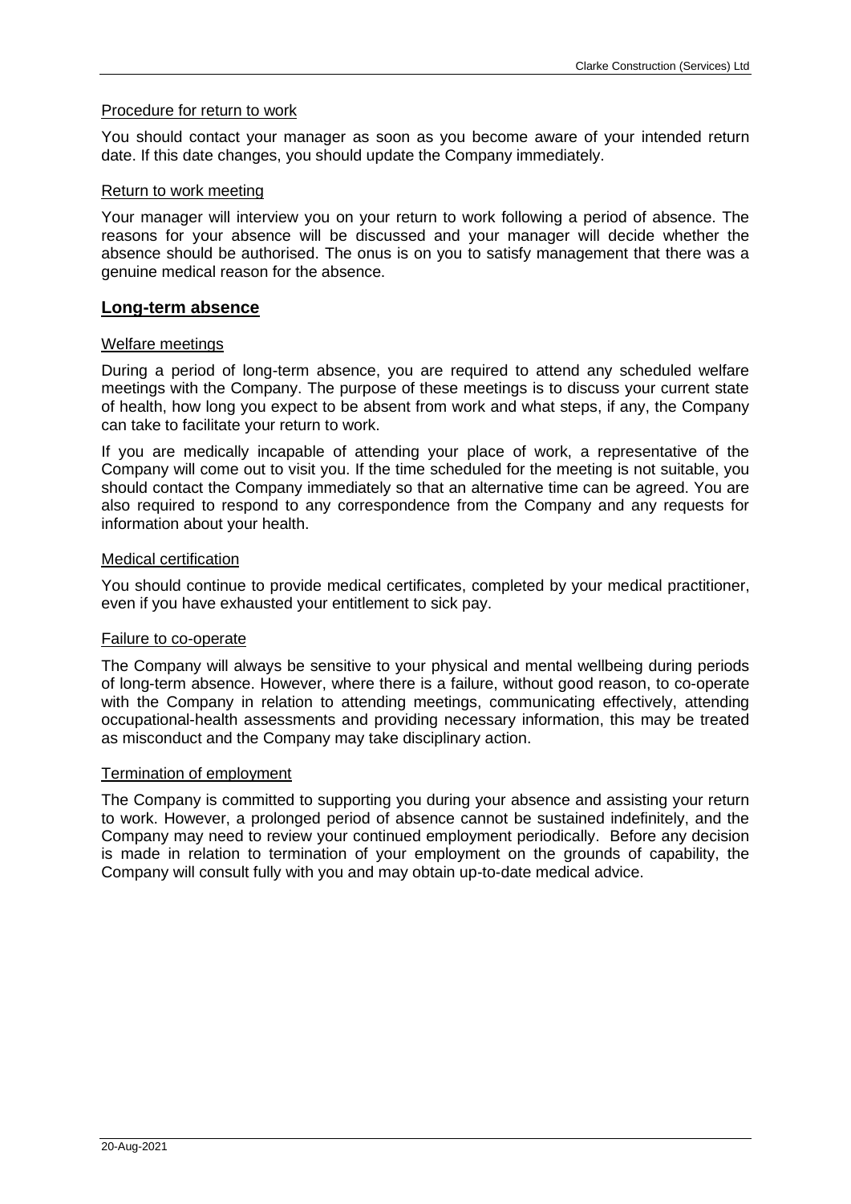#### Procedure for return to work

You should contact your manager as soon as you become aware of your intended return date. If this date changes, you should update the Company immediately.

#### Return to work meeting

Your manager will interview you on your return to work following a period of absence. The reasons for your absence will be discussed and your manager will decide whether the absence should be authorised. The onus is on you to satisfy management that there was a genuine medical reason for the absence.

### Long-term absence

#### Welfare meetings

During a period of long-term absence, you are required to attend any scheduled welfare meetings with the Company. The purpose of these meetings is to discuss your current state of health, how long you expect to be absent from work and what steps, if any, the Company can take to facilitate your return to work.

If you are medically incapable of attending your place of work, a representative of the Company will come out to visit you. If the time scheduled for the meeting is not suitable, you should contact the Company immediately so that an alternative time can be agreed. You are also required to respond to any correspondence from the Company and any requests for information about your health.

#### Medical certification

You should continue to provide medical certificates, completed by your medical practitioner, even if you have exhausted your entitlement to sick pay.

#### Failure to co-operate

The Company will always be sensitive to your physical and mental wellbeing during periods of long-term absence. However, where there is a failure, without good reason, to co-operate with the Company in relation to attending meetings, communicating effectively, attending occupational-health assessments and providing necessary information, this may be treated as misconduct and the Company may take disciplinary action.

#### Termination of employment

The Company is committed to supporting you during your absence and assisting your return to work. However, a prolonged period of absence cannot be sustained indefinitely, and the Company may need to review your continued employment periodically. Before any decision is made in relation to termination of your employment on the grounds of capability, the Company will consult fully with you and may obtain up-to-date medical advice.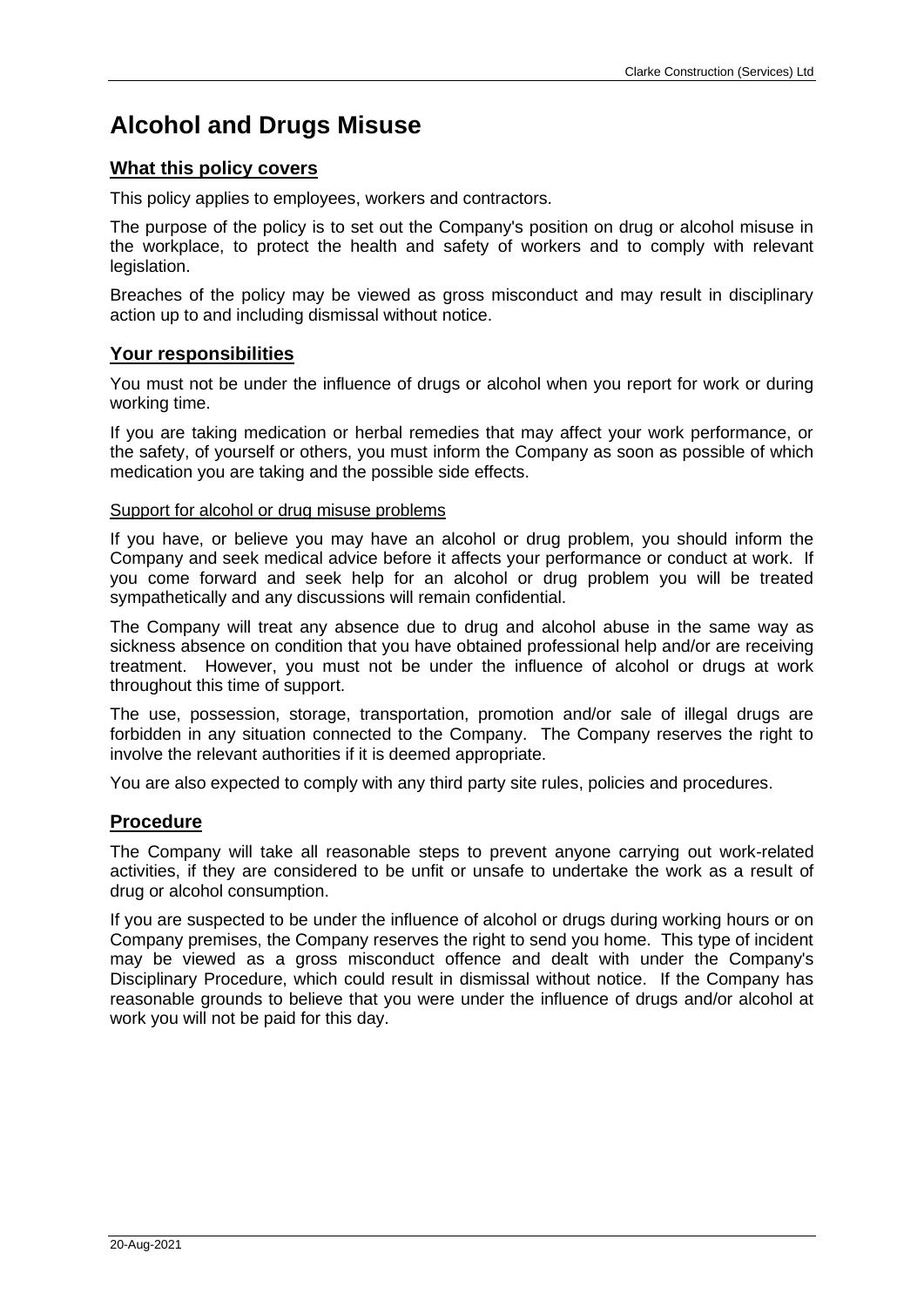# Alcohol and Drugs Misuse

## What this policy covers

This policy applies to employees, workers and contractors.

The purpose of the policy is to set out the Company's position on drug or alcohol misuse in the workplace, to protect the health and safety of workers and to comply with relevant legislation.

Breaches of the policy may be viewed as gross misconduct and may result in disciplinary action up to and including dismissal without notice.

## Your responsibilities

You must not be under the influence of drugs or alcohol when you report for work or during working time.

If you are taking medication or herbal remedies that may affect your work performance, or the safety, of yourself or others, you must inform the Company as soon as possible of which medication you are taking and the possible side effects.

### Support for alcohol or drug misuse problems

If you have, or believe you may have an alcohol or drug problem, you should inform the Company and seek medical advice before it affects your performance or conduct at work. If you come forward and seek help for an alcohol or drug problem you will be treated sympathetically and any discussions will remain confidential.

The Company will treat any absence due to drug and alcohol abuse in the same way as sickness absence on condition that you have obtained professional help and/or are receiving treatment. However, you must not be under the influence of alcohol or drugs at work throughout this time of support.

The use, possession, storage, transportation, promotion and/or sale of illegal drugs are forbidden in any situation connected to the Company. The Company reserves the right to involve the relevant authorities if it is deemed appropriate.

You are also expected to comply with any third party site rules, policies and procedures.

## Procedure

The Company will take all reasonable steps to prevent anyone carrying out work-related activities, if they are considered to be unfit or unsafe to undertake the work as a result of drug or alcohol consumption.

If you are suspected to be under the influence of alcohol or drugs during working hours or on Company premises, the Company reserves the right to send you home. This type of incident may be viewed as a gross misconduct offence and dealt with under the Company's Disciplinary Procedure, which could result in dismissal without notice. If the Company has reasonable grounds to believe that you were under the influence of drugs and/or alcohol at work you will not be paid for this day.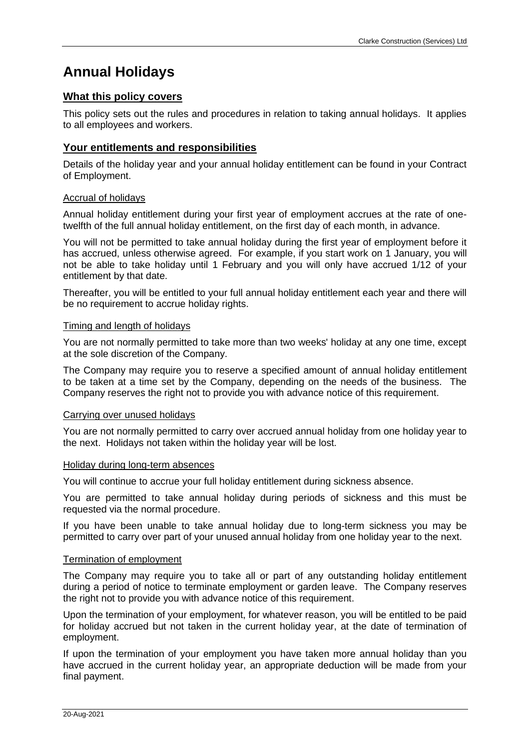# Annual Holidays

## What this policy covers

This policy sets out the rules and procedures in relation to taking annual holidays. It applies to all employees and workers.

## Your entitlements and responsibilities

Details of the holiday year and your annual holiday entitlement can be found in your Contract of Employment.

### Accrual of holidays

Annual holiday entitlement during your first year of employment accrues at the rate of one-twelfth of the full annual holiday entitlement, on the first day of each month, in advance.

You will not be permitted to take annual holiday during the first year of employment before it has accrued, unless otherwise agreed. For example, if you start work on 1 January, you will not be able to take holiday until 1 February and you will only have accrued 1/12 of your entitlement by that date.

Thereafter, you will be entitled to your full annual holiday entitlement each year and there will be no requirement to accrue holiday rights.

### Timing and length of holidays

You are not normally permitted to take more than two weeks' holiday at any one time, except at the sole discretion of the Company.

The Company may require you to reserve a specified amount of annual holiday entitlement to be taken at a time set by the Company, depending on the needs of the business. The Company reserves the right not to provide you with advance notice of this requirement.

### Carrying over unused holidays

You are not normally permitted to carry over accrued annual holiday from one holiday year to the next. Holidays not taken within the holiday year will be lost.

### Holiday during long-term absences

You will continue to accrue your full holiday entitlement during sickness absence.

You are permitted to take annual holiday during periods of sickness and this must be requested via the normal procedure.

If you have been unable to take annual holiday due to long-term sickness you may be permitted to carry over part of your unused annual holiday from one holiday year to the next.

### Termination of employment

The Company may require you to take all or part of any outstanding holiday entitlement during a period of notice to terminate employment or garden leave. The Company reserves the right not to provide you with advance notice of this requirement.

Upon the termination of your employment, for whatever reason, you will be entitled to be paid for holiday accrued but not taken in the current holiday year, at the date of termination of employment.

If upon the termination of your employment you have taken more annual holiday than you have accrued in the current holiday year, an appropriate deduction will be made from your final payment.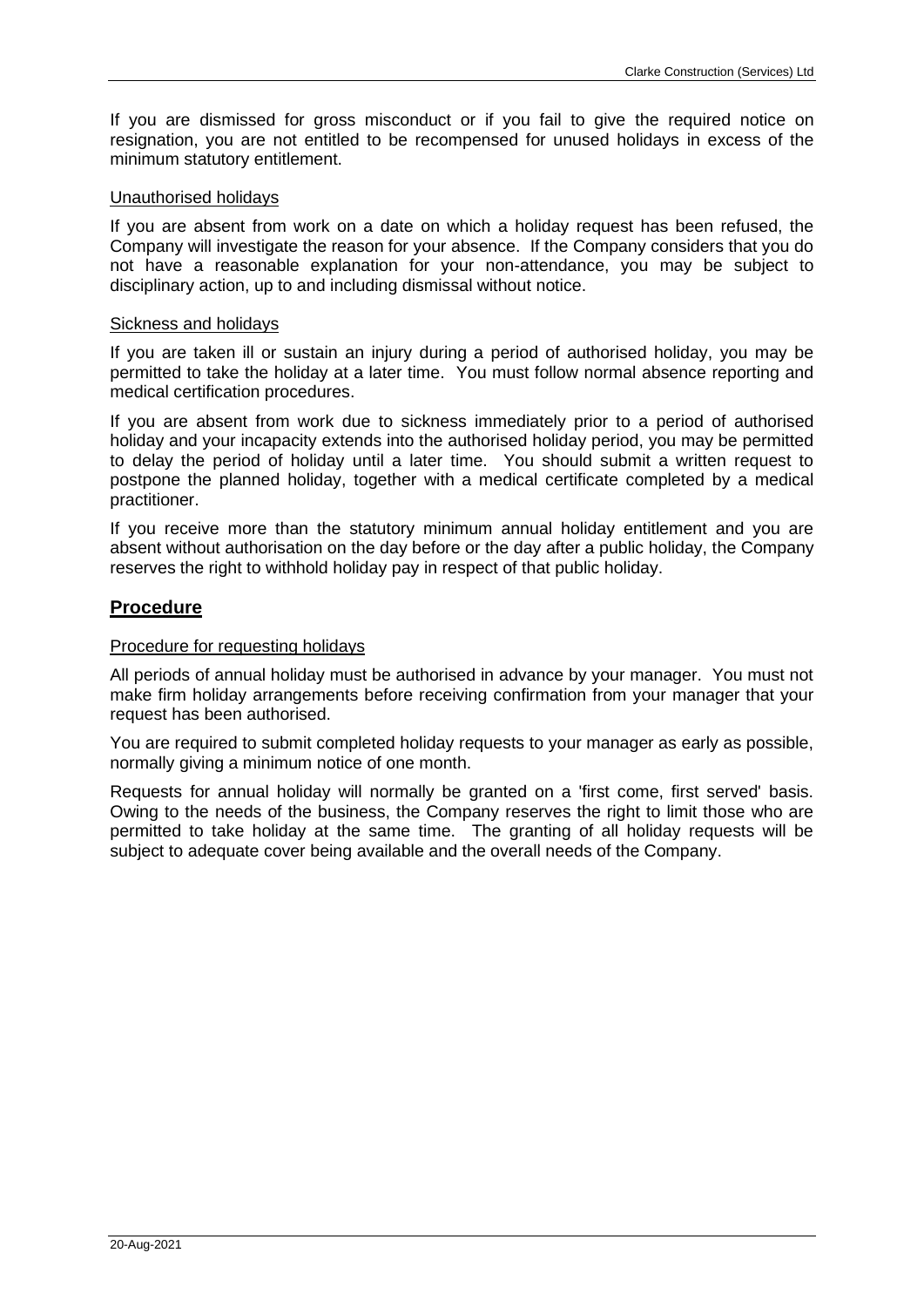If you are dismissed for gross misconduct or if you fail to give the required notice on resignation, you are not entitled to be recompensed for unused holidays in excess of the minimum statutory entitlement.

### Unauthorised holidays

If you are absent from work on a date on which a holiday request has been refused, the Company will investigate the reason for your absence. If the Company considers that you do not have a reasonable explanation for your non-attendance, you may be subject to disciplinary action, up to and including dismissal without notice.

### Sickness and holidays

If you are taken ill or sustain an injury during a period of authorised holiday, you may be permitted to take the holiday at a later time. You must follow normal absence reporting and medical certification procedures.

If you are absent from work due to sickness immediately prior to a period of authorised holiday and your incapacity extends into the authorised holiday period, you may be permitted to delay the period of holiday until a later time. You should submit a written request to postpone the planned holiday, together with a medical certificate completed by a medical practitioner.

If you receive more than the statutory minimum annual holiday entitlement and you are absent without authorisation on the day before or the day after a public holiday, the Company reserves the right to withhold holiday pay in respect of that public holiday.

## Procedure

### Procedure for requesting holidays

All periods of annual holiday must be authorised in advance by your manager. You must not make firm holiday arrangements before receiving confirmation from your manager that your request has been authorised.

You are required to submit completed holiday requests to your manager as early as possible, normally giving a minimum notice of one month.

Requests for annual holiday will normally be granted on a 'first come, first served' basis. Owing to the needs of the business, the Company reserves the right to limit those who are permitted to take holiday at the same time. The granting of all holiday requests will be subject to adequate cover being available and the overall needs of the Company.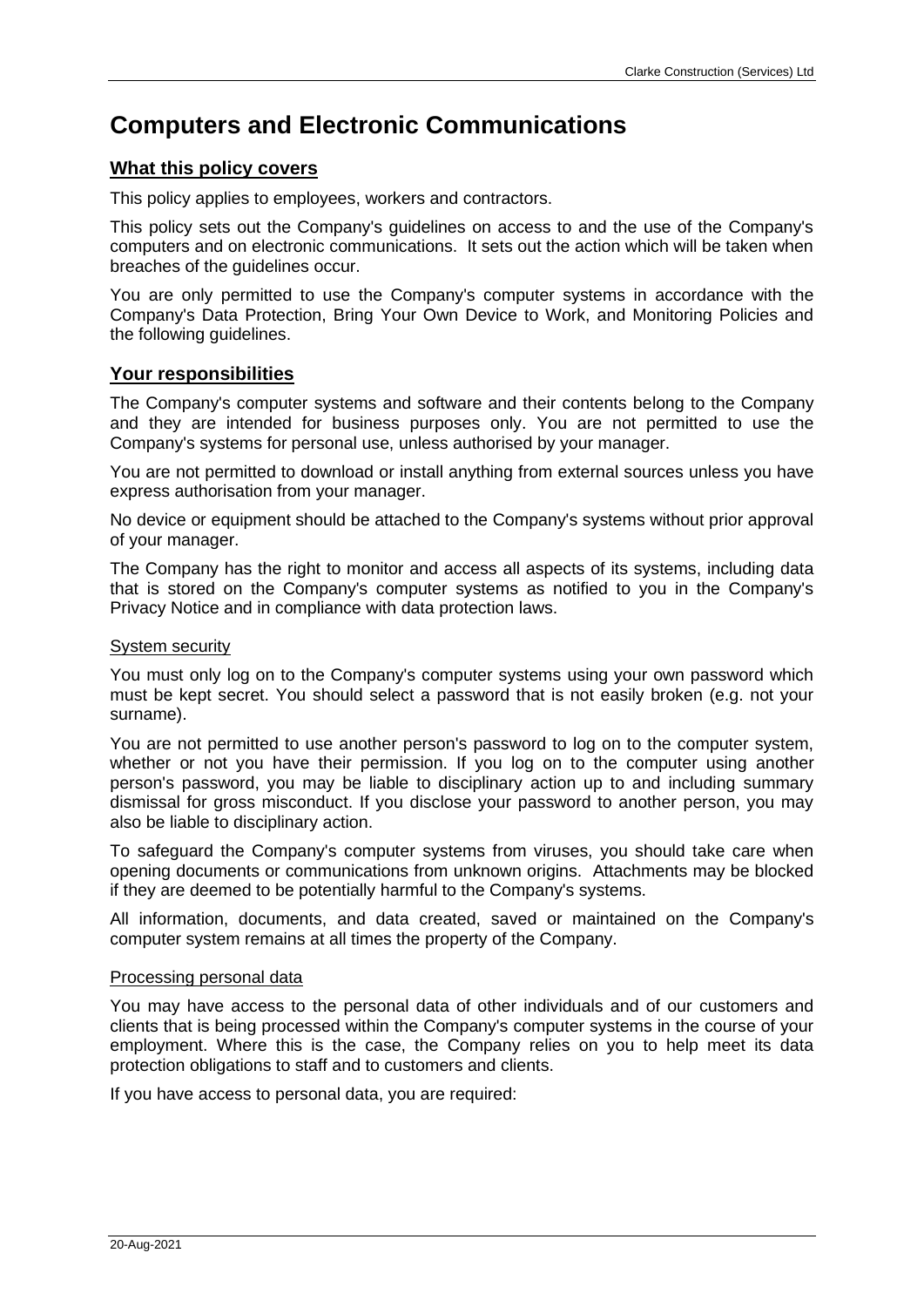# Computers and Electronic Communications

## What this policy covers

This policy applies to employees, workers and contractors.

This policy sets out the Company's guidelines on access to and the use of the Company's computers and on electronic communications. It sets out the action which will be taken when breaches of the guidelines occur.

You are only permitted to use the Company's computer systems in accordance with the Company's Data Protection, Bring Your Own Device to Work, and Monitoring Policies and the following guidelines.

## Your responsibilities

The Company's computer systems and software and their contents belong to the Company and they are intended for business purposes only. You are not permitted to use the Company's systems for personal use, unless authorised by your manager.

You are not permitted to download or install anything from external sources unless you have express authorisation from your manager.

No device or equipment should be attached to the Company's systems without prior approval of your manager.

The Company has the right to monitor and access all aspects of its systems, including data that is stored on the Company's computer systems as notified to you in the Company's Privacy Notice and in compliance with data protection laws.

### System security

You must only log on to the Company's computer systems using your own password which must be kept secret. You should select a password that is not easily broken (e.g. not your surname).

You are not permitted to use another person's password to log on to the computer system, whether or not you have their permission. If you log on to the computer using another person's password, you may be liable to disciplinary action up to and including summary dismissal for gross misconduct. If you disclose your password to another person, you may also be liable to disciplinary action.

To safeguard the Company's computer systems from viruses, you should take care when opening documents or communications from unknown origins. Attachments may be blocked if they are deemed to be potentially harmful to the Company's systems.

All information, documents, and data created, saved or maintained on the Company's computer system remains at all times the property of the Company.

### Processing personal data

You may have access to the personal data of other individuals and of our customers and clients that is being processed within the Company's computer systems in the course of your employment. Where this is the case, the Company relies on you to help meet its data protection obligations to staff and to customers and clients.

If you have access to personal data, you are required: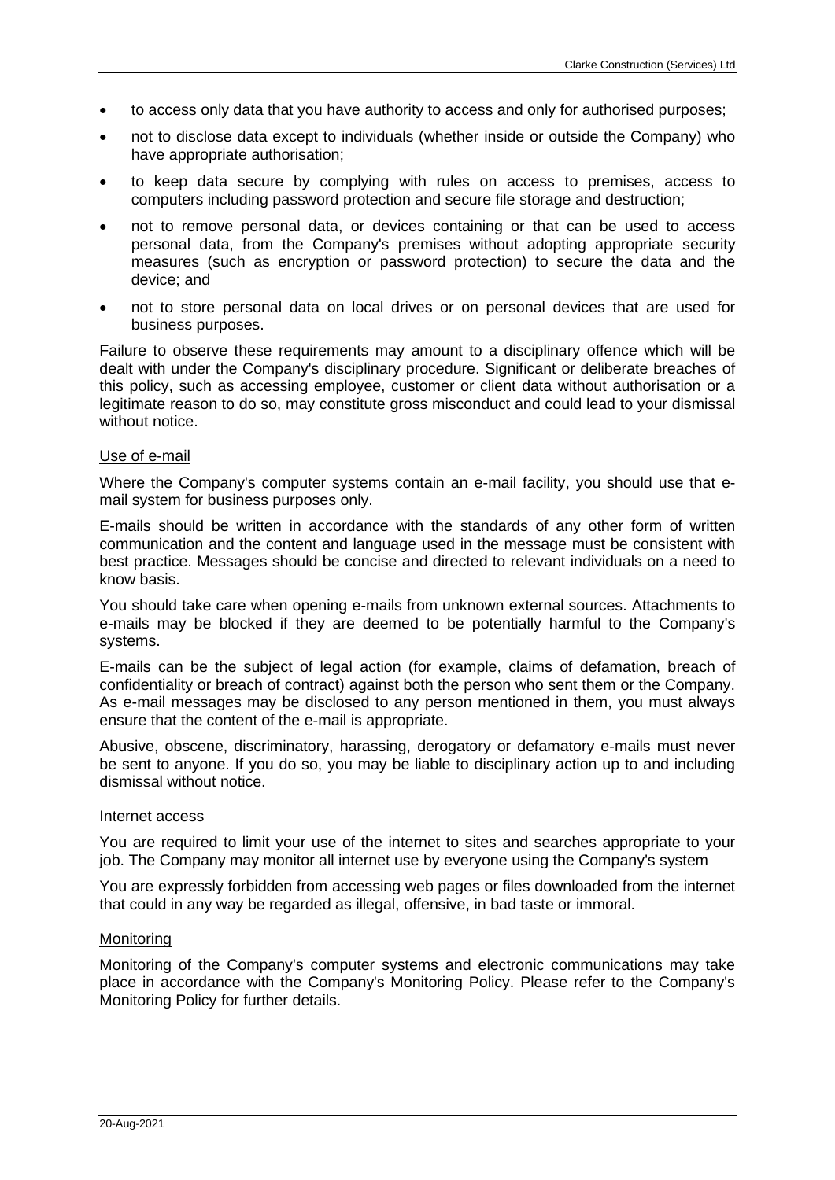- to access only data that you have authority to access and only for authorised purposes;
- not to disclose data except to individuals (whether inside or outside the Company) who have appropriate authorisation;
- to keep data secure by complying with rules on access to premises, access to computers including password protection and secure file storage and destruction;
- not to remove personal data, or devices containing or that can be used to access personal data, from the Company's premises without adopting appropriate security measures (such as encryption or password protection) to secure the data and the device; and
- not to store personal data on local drives or on personal devices that are used for business purposes.

Failure to observe these requirements may amount to a disciplinary offence which will be dealt with under the Company's disciplinary procedure. Significant or deliberate breaches of this policy, such as accessing employee, customer or client data without authorisation or a legitimate reason to do so, may constitute gross misconduct and could lead to your dismissal without notice.

Use of e-mail

Where the Company's computer systems contain an e-mail facility, you should use that e-mail system for business purposes only.

E-mails should be written in accordance with the standards of any other form of written communication and the content and language used in the message must be consistent with best practice. Messages should be concise and directed to relevant individuals on a need to know basis.

You should take care when opening e-mails from unknown external sources. Attachments to e-mails may be blocked if they are deemed to be potentially harmful to the Company's systems.

E-mails can be the subject of legal action (for example, claims of defamation, breach of confidentiality or breach of contract) against both the person who sent them or the Company. As e-mail messages may be disclosed to any person mentioned in them, you must always ensure that the content of the e-mail is appropriate.

Abusive, obscene, discriminatory, harassing, derogatory or defamatory e-mails must never be sent to anyone. If you do so, you may be liable to disciplinary action up to and including dismissal without notice.

Internet access

You are required to limit your use of the internet to sites and searches appropriate to your job. The Company may monitor all internet use by everyone using the Company's system

You are expressly forbidden from accessing web pages or files downloaded from the internet that could in any way be regarded as illegal, offensive, in bad taste or immoral.

Monitoring

Monitoring of the Company's computer systems and electronic communications may take place in accordance with the Company's Monitoring Policy. Please refer to the Company's Monitoring Policy for further details.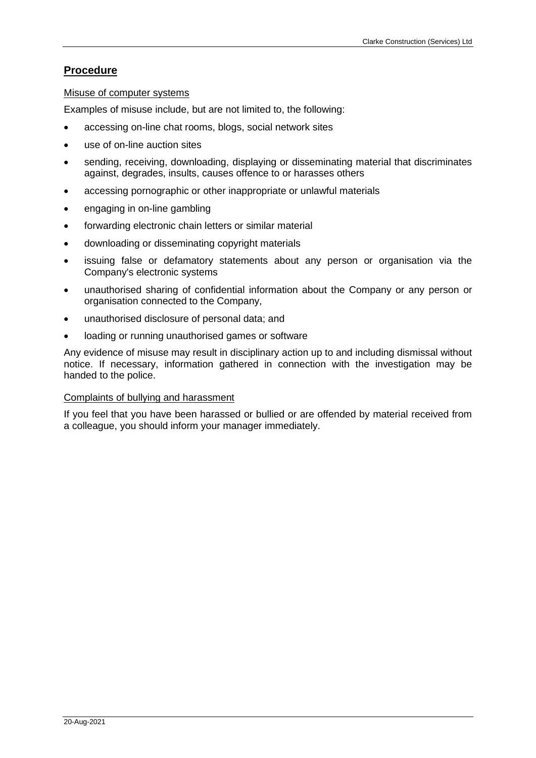## **Procedure**

Misuse of computer systems

Examples of misuse include, but are not limited to, the following:

- accessing on-line chat rooms, blogs, social network sites
- use of on-line auction sites
- sending, receiving, downloading, displaying or disseminating material that discriminates against, degrades, insults, causes offence to or harasses others
- accessing pornographic or other inappropriate or unlawful materials
- engaging in on-line gambling
- forwarding electronic chain letters or similar material
- downloading or disseminating copyright materials
- issuing false or defamatory statements about any person or organisation via the Company's electronic systems
- unauthorised sharing of confidential information about the Company or any person or organisation connected to the Company,
- unauthorised disclosure of personal data; and
- loading or running unauthorised games or software

Any evidence of misuse may result in disciplinary action up to and including dismissal without notice. If necessary, information gathered in connection with the investigation may be handed to the police.

Complaints of bullying and harassment

If you feel that you have been harassed or bullied or are offended by material received from a colleague, you should inform your manager immediately.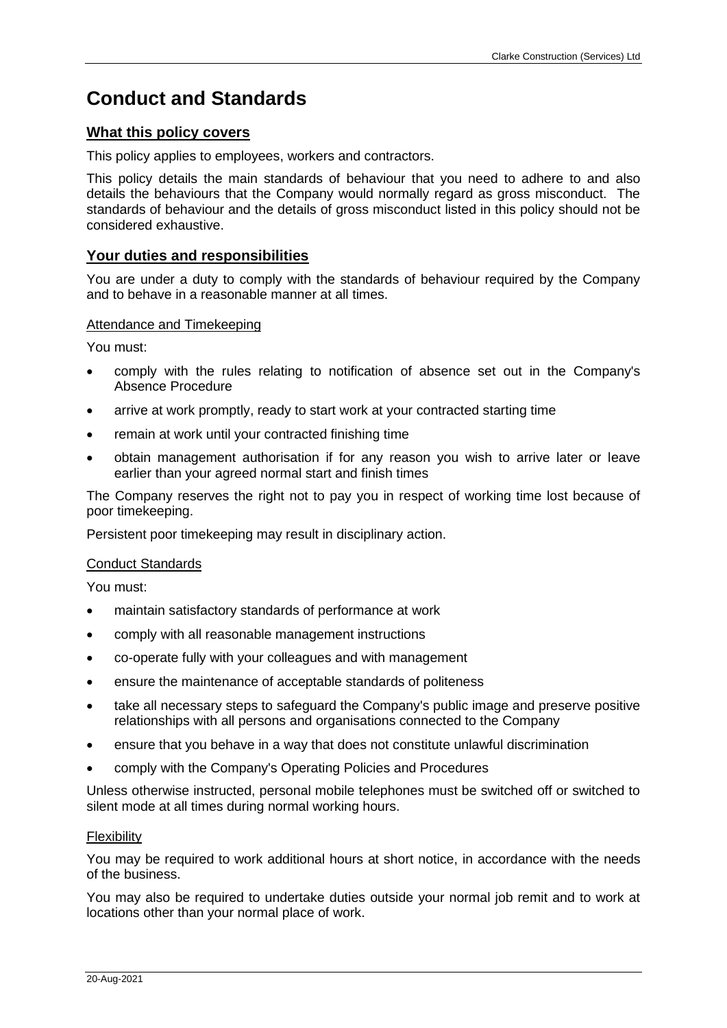# Conduct and Standards

## What this policy covers

This policy applies to employees, workers and contractors.

This policy details the main standards of behaviour that you need to adhere to and also details the behaviours that the Company would normally regard as gross misconduct. The standards of behaviour and the details of gross misconduct listed in this policy should not be considered exhaustive.

## Your duties and responsibilities

You are under a duty to comply with the standards of behaviour required by the Company and to behave in a reasonable manner at all times.

### Attendance and Timekeeping

You must:

- comply with the rules relating to notification of absence set out in the Company's Absence Procedure
- arrive at work promptly, ready to start work at your contracted starting time
- remain at work until your contracted finishing time
- obtain management authorisation if for any reason you wish to arrive later or leave earlier than your agreed normal start and finish times

The Company reserves the right not to pay you in respect of working time lost because of poor timekeeping.

Persistent poor timekeeping may result in disciplinary action.

### Conduct Standards

You must:

- maintain satisfactory standards of performance at work
- comply with all reasonable management instructions
- co-operate fully with your colleagues and with management
- ensure the maintenance of acceptable standards of politeness
- take all necessary steps to safeguard the Company's public image and preserve positive relationships with all persons and organisations connected to the Company
- ensure that you behave in a way that does not constitute unlawful discrimination
- comply with the Company's Operating Policies and Procedures

Unless otherwise instructed, personal mobile telephones must be switched off or switched to silent mode at all times during normal working hours.

### Flexibility

You may be required to work additional hours at short notice, in accordance with the needs of the business.

You may also be required to undertake duties outside your normal job remit and to work at locations other than your normal place of work.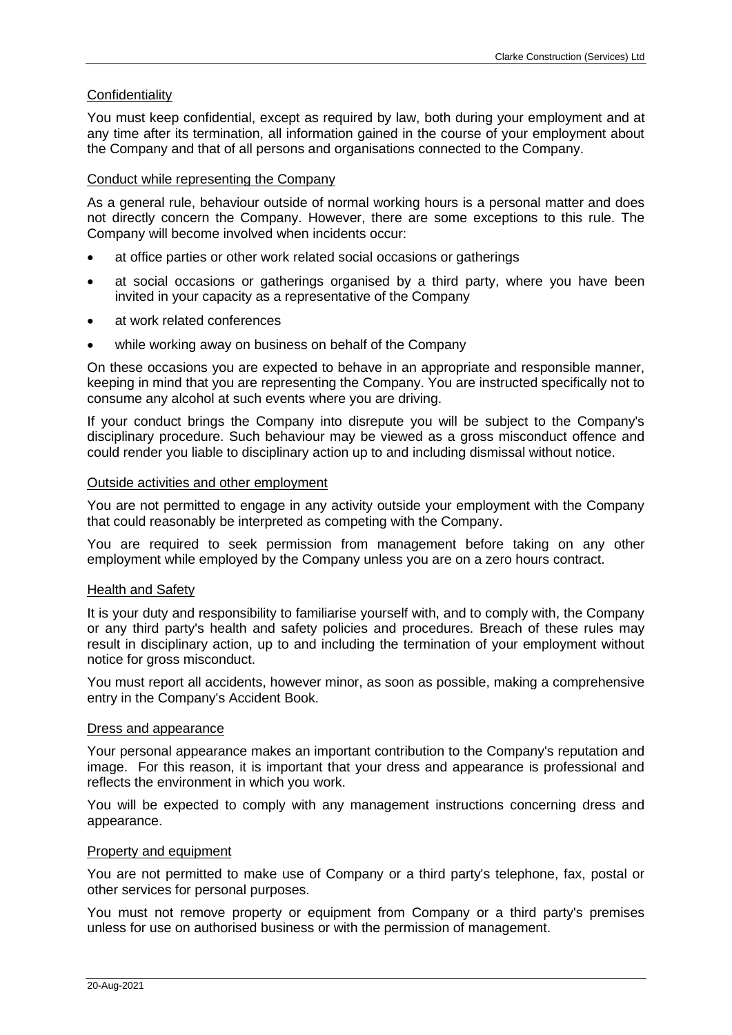## Confidentiality

You must keep confidential, except as required by law, both during your employment and at any time after its termination, all information gained in the course of your employment about the Company and that of all persons and organisations connected to the Company.

## Conduct while representing the Company

As a general rule, behaviour outside of normal working hours is a personal matter and does not directly concern the Company. However, there are some exceptions to this rule. The Company will become involved when incidents occur:

- at office parties or other work related social occasions or gatherings
- at social occasions or gatherings organised by a third party, where you have been invited in your capacity as a representative of the Company
- at work related conferences
- while working away on business on behalf of the Company

On these occasions you are expected to behave in an appropriate and responsible manner, keeping in mind that you are representing the Company. You are instructed specifically not to consume any alcohol at such events where you are driving.

If your conduct brings the Company into disrepute you will be subject to the Company's disciplinary procedure. Such behaviour may be viewed as a gross misconduct offence and could render you liable to disciplinary action up to and including dismissal without notice.

## Outside activities and other employment

You are not permitted to engage in any activity outside your employment with the Company that could reasonably be interpreted as competing with the Company.

You are required to seek permission from management before taking on any other employment while employed by the Company unless you are on a zero hours contract.

## Health and Safety

It is your duty and responsibility to familiarise yourself with, and to comply with, the Company or any third party's health and safety policies and procedures. Breach of these rules may result in disciplinary action, up to and including the termination of your employment without notice for gross misconduct.

You must report all accidents, however minor, as soon as possible, making a comprehensive entry in the Company's Accident Book.

## Dress and appearance

Your personal appearance makes an important contribution to the Company's reputation and image. For this reason, it is important that your dress and appearance is professional and reflects the environment in which you work.

You will be expected to comply with any management instructions concerning dress and appearance.

## Property and equipment

You are not permitted to make use of Company or a third party's telephone, fax, postal or other services for personal purposes.

You must not remove property or equipment from Company or a third party's premises unless for use on authorised business or with the permission of management.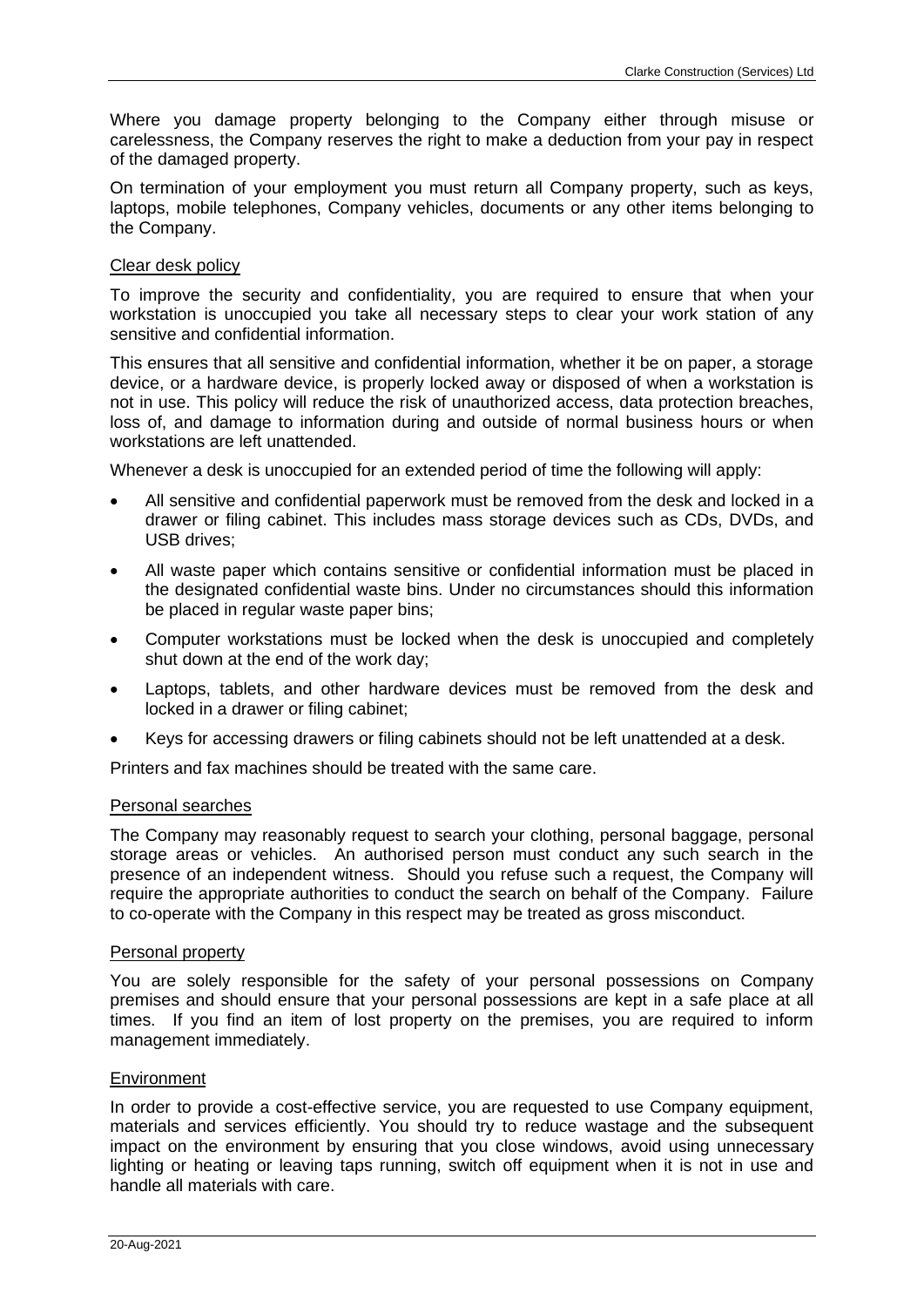Where you damage property belonging to the Company either through misuse or carelessness, the Company reserves the right to make a deduction from your pay in respect of the damaged property.

On termination of your employment you must return all Company property, such as keys, laptops, mobile telephones, Company vehicles, documents or any other items belonging to the Company.

### Clear desk policy

To improve the security and confidentiality, you are required to ensure that when your workstation is unoccupied you take all necessary steps to clear your work station of any sensitive and confidential information.

This ensures that all sensitive and confidential information, whether it be on paper, a storage device, or a hardware device, is properly locked away or disposed of when a workstation is not in use. This policy will reduce the risk of unauthorized access, data protection breaches, loss of, and damage to information during and outside of normal business hours or when workstations are left unattended.

Whenever a desk is unoccupied for an extended period of time the following will apply:

- All sensitive and confidential paperwork must be removed from the desk and locked in a drawer or filing cabinet. This includes mass storage devices such as CDs, DVDs, and USB drives;
- All waste paper which contains sensitive or confidential information must be placed in the designated confidential waste bins. Under no circumstances should this information be placed in regular waste paper bins;
- Computer workstations must be locked when the desk is unoccupied and completely shut down at the end of the work day;
- Laptops, tablets, and other hardware devices must be removed from the desk and locked in a drawer or filing cabinet;
- Keys for accessing drawers or filing cabinets should not be left unattended at a desk.

Printers and fax machines should be treated with the same care.

### Personal searches

The Company may reasonably request to search your clothing, personal baggage, personal storage areas or vehicles. An authorised person must conduct any such search in the presence of an independent witness. Should you refuse such a request, the Company will require the appropriate authorities to conduct the search on behalf of the Company. Failure to co-operate with the Company in this respect may be treated as gross misconduct.

### Personal property

You are solely responsible for the safety of your personal possessions on Company premises and should ensure that your personal possessions are kept in a safe place at all times. If you find an item of lost property on the premises, you are required to inform management immediately.

### Environment

In order to provide a cost-effective service, you are requested to use Company equipment, materials and services efficiently. You should try to reduce wastage and the subsequent impact on the environment by ensuring that you close windows, avoid using unnecessary lighting or heating or leaving taps running, switch off equipment when it is not in use and handle all materials with care.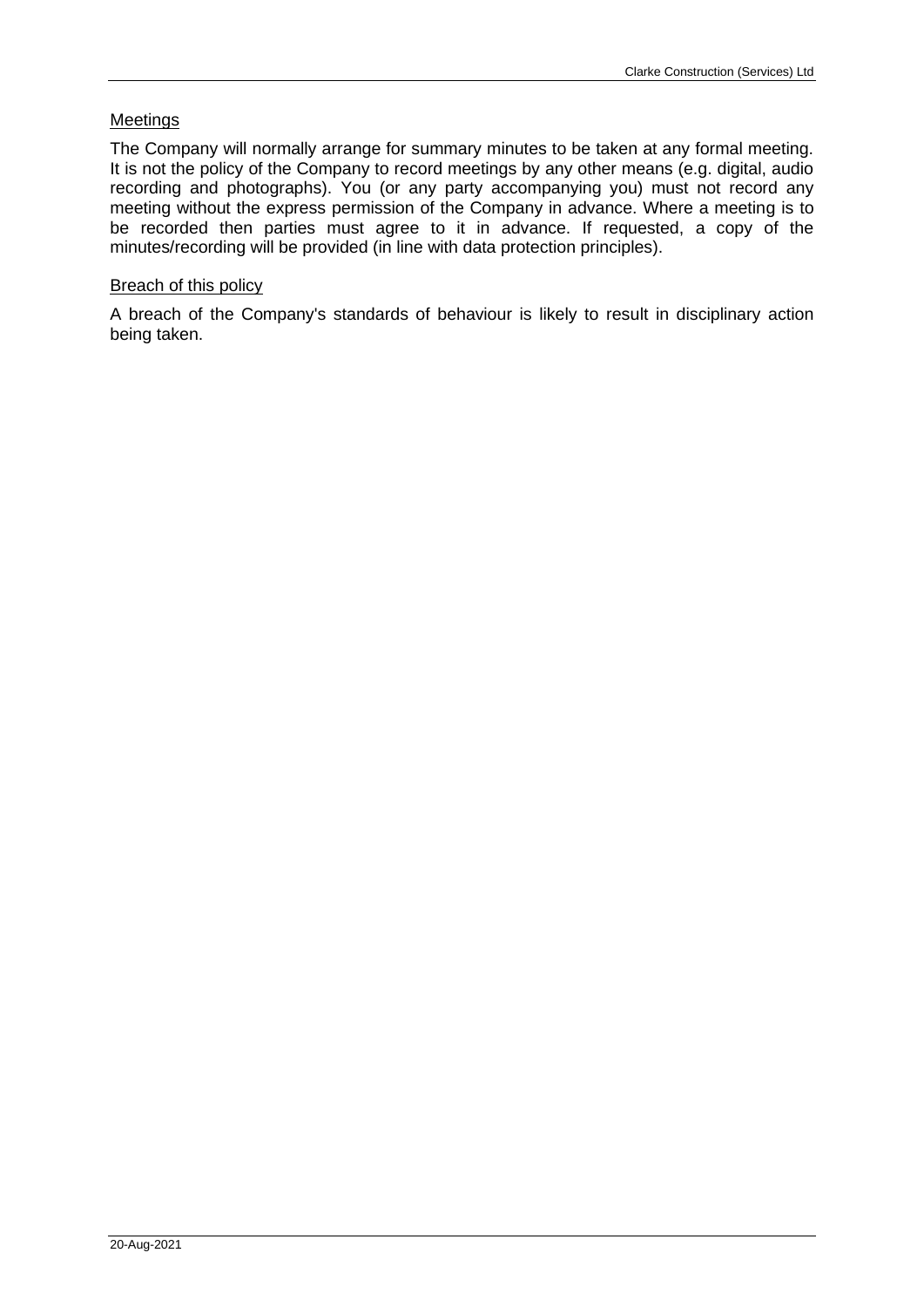<u>Meetings</u>

The Company will normally arrange for summary minutes to be taken at any formal meeting. It is not the policy of the Company to record meetings by any other means (e.g. digital, audio recording and photographs). You (or any party accompanying you) must not record any meeting without the express permission of the Company in advance. Where a meeting is to be recorded then parties must agree to it in advance. If requested, a copy of the minutes/recording will be provided (in line with data protection principles).

<u>Breach of this policy</u>

A breach of the Company's standards of behaviour is likely to result in disciplinary action being taken.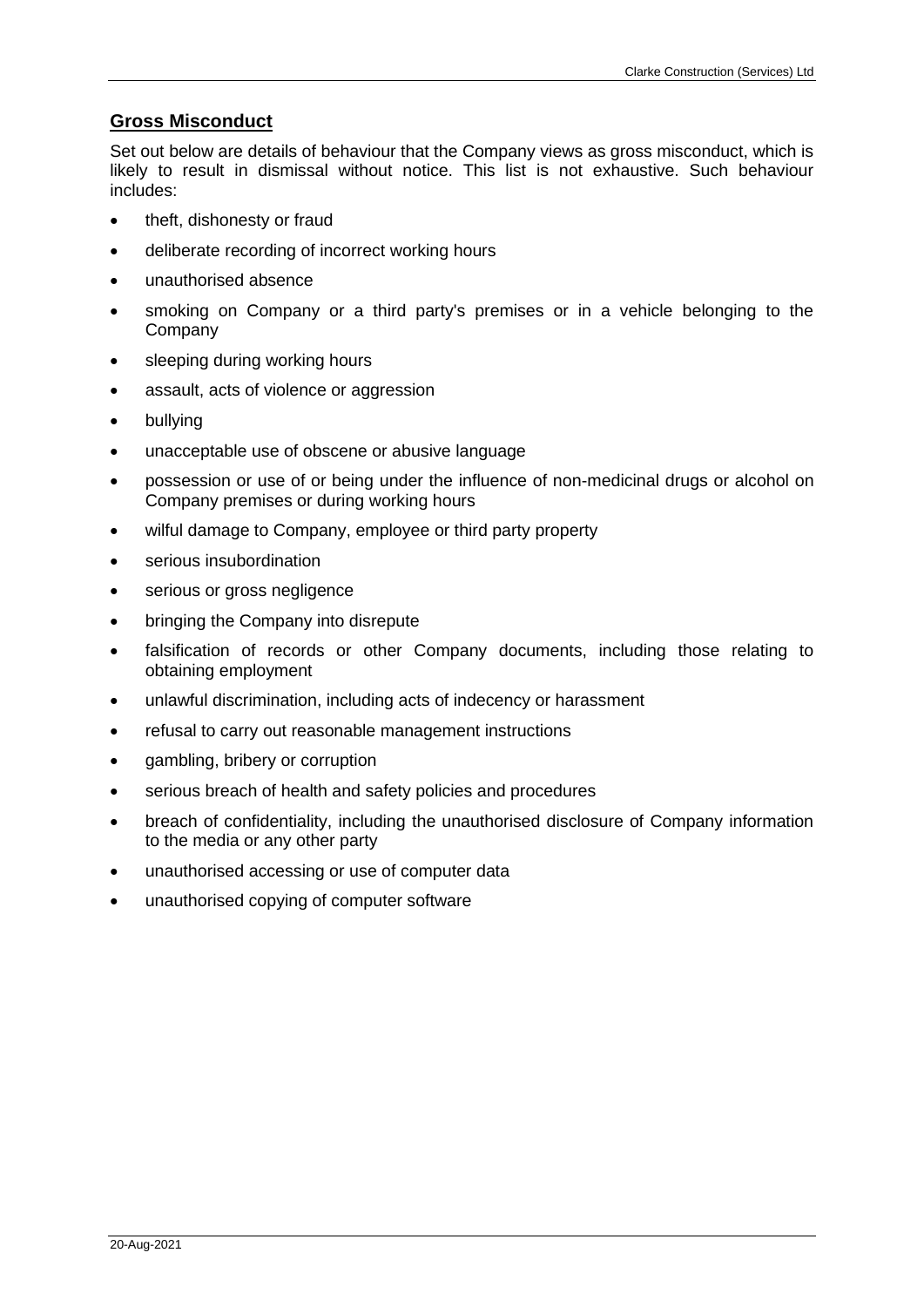## Gross Misconduct

Set out below are details of behaviour that the Company views as gross misconduct, which is likely to result in dismissal without notice. This list is not exhaustive. Such behaviour includes:

- theft, dishonesty or fraud
- deliberate recording of incorrect working hours
- unauthorised absence
- smoking on Company or a third party's premises or in a vehicle belonging to the Company
- sleeping during working hours
- assault, acts of violence or aggression
- bullying
- unacceptable use of obscene or abusive language
- possession or use of or being under the influence of non-medicinal drugs or alcohol on Company premises or during working hours
- wilful damage to Company, employee or third party property
- serious insubordination
- serious or gross negligence
- bringing the Company into disrepute
- falsification of records or other Company documents, including those relating to obtaining employment
- unlawful discrimination, including acts of indecency or harassment
- refusal to carry out reasonable management instructions
- gambling, bribery or corruption
- serious breach of health and safety policies and procedures
- breach of confidentiality, including the unauthorised disclosure of Company information to the media or any other party
- unauthorised accessing or use of computer data
- unauthorised copying of computer software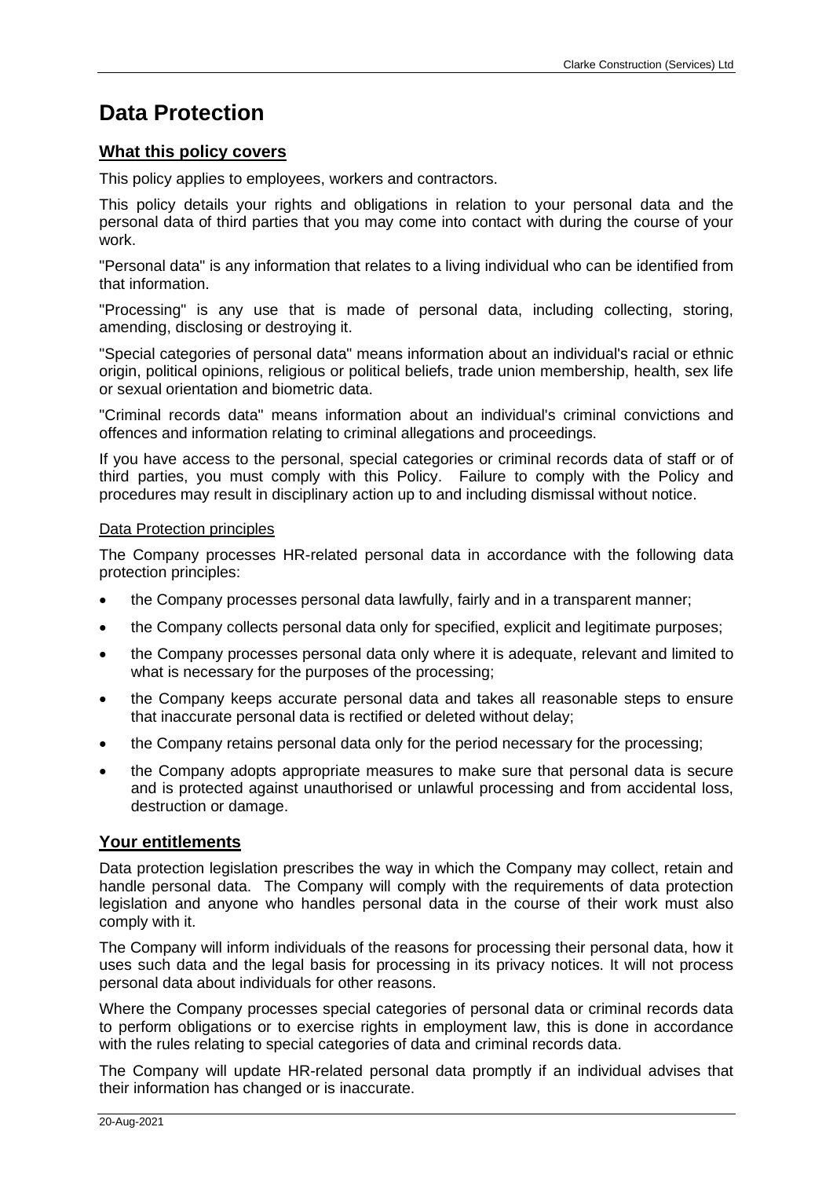# Data Protection

## What this policy covers

This policy applies to employees, workers and contractors.

This policy details your rights and obligations in relation to your personal data and the personal data of third parties that you may come into contact with during the course of your work.

"Personal data" is any information that relates to a living individual who can be identified from that information.

"Processing" is any use that is made of personal data, including collecting, storing, amending, disclosing or destroying it.

"Special categories of personal data" means information about an individual's racial or ethnic origin, political opinions, religious or political beliefs, trade union membership, health, sex life or sexual orientation and biometric data.

"Criminal records data" means information about an individual's criminal convictions and offences and information relating to criminal allegations and proceedings.

If you have access to the personal, special categories or criminal records data of staff or of third parties, you must comply with this Policy. Failure to comply with the Policy and procedures may result in disciplinary action up to and including dismissal without notice.

### Data Protection principles

The Company processes HR-related personal data in accordance with the following data protection principles:

- the Company processes personal data lawfully, fairly and in a transparent manner;
- the Company collects personal data only for specified, explicit and legitimate purposes;
- the Company processes personal data only where it is adequate, relevant and limited to what is necessary for the purposes of the processing;
- the Company keeps accurate personal data and takes all reasonable steps to ensure that inaccurate personal data is rectified or deleted without delay;
- the Company retains personal data only for the period necessary for the processing;
- the Company adopts appropriate measures to make sure that personal data is secure and is protected against unauthorised or unlawful processing and from accidental loss, destruction or damage.

## Your entitlements

Data protection legislation prescribes the way in which the Company may collect, retain and handle personal data. The Company will comply with the requirements of data protection legislation and anyone who handles personal data in the course of their work must also comply with it.

The Company will inform individuals of the reasons for processing their personal data, how it uses such data and the legal basis for processing in its privacy notices. It will not process personal data about individuals for other reasons.

Where the Company processes special categories of personal data or criminal records data to perform obligations or to exercise rights in employment law, this is done in accordance with the rules relating to special categories of data and criminal records data.

The Company will update HR-related personal data promptly if an individual advises that their information has changed or is inaccurate.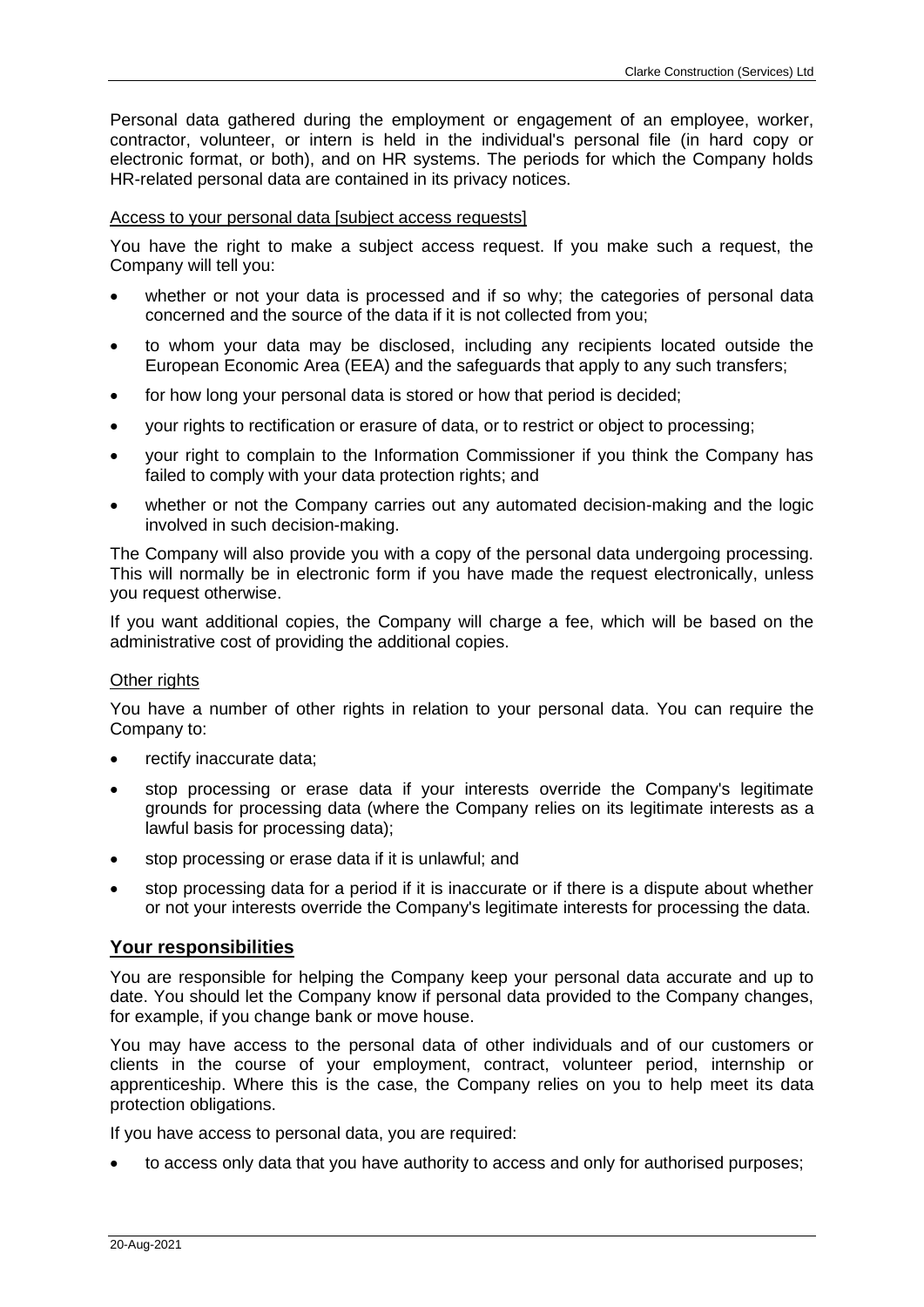Personal data gathered during the employment or engagement of an employee, worker, contractor, volunteer, or intern is held in the individual's personal file (in hard copy or electronic format, or both), and on HR systems. The periods for which the Company holds HR-related personal data are contained in its privacy notices.

Access to your personal data [subject access requests]

You have the right to make a subject access request. If you make such a request, the Company will tell you:

- whether or not your data is processed and if so why; the categories of personal data concerned and the source of the data if it is not collected from you;
- to whom your data may be disclosed, including any recipients located outside the European Economic Area (EEA) and the safeguards that apply to any such transfers;
- for how long your personal data is stored or how that period is decided;
- your rights to rectification or erasure of data, or to restrict or object to processing;
- your right to complain to the Information Commissioner if you think the Company has failed to comply with your data protection rights; and
- whether or not the Company carries out any automated decision-making and the logic involved in such decision-making.

The Company will also provide you with a copy of the personal data undergoing processing. This will normally be in electronic form if you have made the request electronically, unless you request otherwise.

If you want additional copies, the Company will charge a fee, which will be based on the administrative cost of providing the additional copies.

Other rights

You have a number of other rights in relation to your personal data. You can require the Company to:

- rectify inaccurate data;
- stop processing or erase data if your interests override the Company's legitimate grounds for processing data (where the Company relies on its legitimate interests as a lawful basis for processing data);
- stop processing or erase data if it is unlawful; and
- stop processing data for a period if it is inaccurate or if there is a dispute about whether or not your interests override the Company's legitimate interests for processing the data.

## Your responsibilities

You are responsible for helping the Company keep your personal data accurate and up to date. You should let the Company know if personal data provided to the Company changes, for example, if you change bank or move house.

You may have access to the personal data of other individuals and of our customers or clients in the course of your employment, contract, volunteer period, internship or apprenticeship. Where this is the case, the Company relies on you to help meet its data protection obligations.

If you have access to personal data, you are required:

- to access only data that you have authority to access and only for authorised purposes;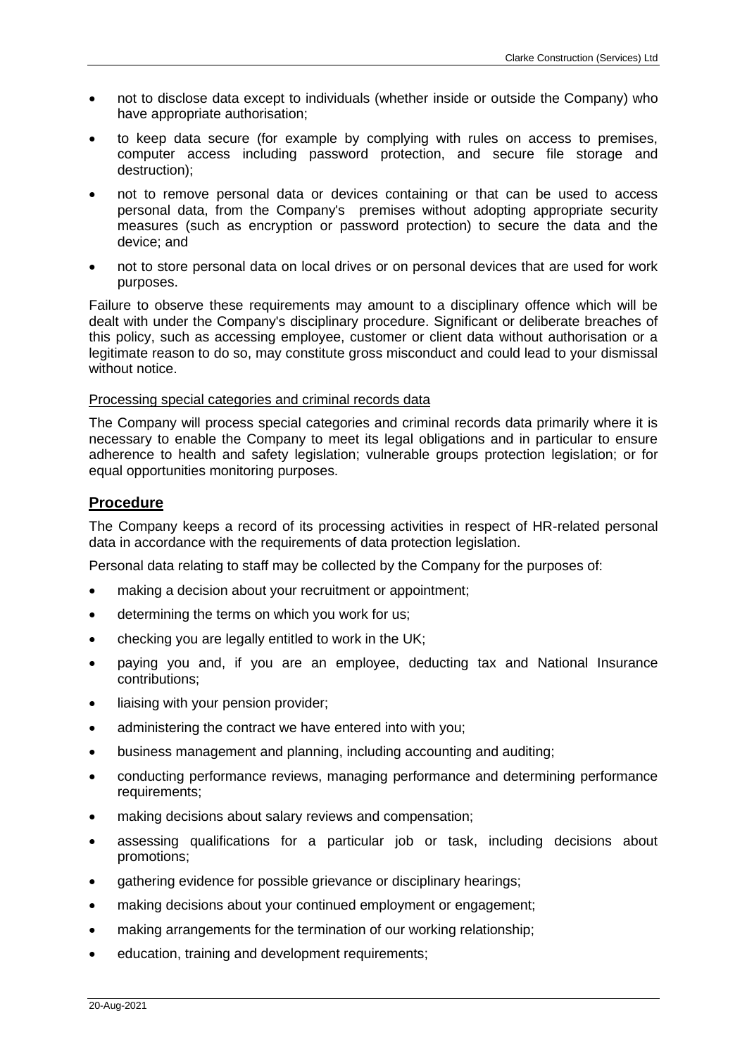- not to disclose data except to individuals (whether inside or outside the Company) who have appropriate authorisation;
- to keep data secure (for example by complying with rules on access to premises, computer access including password protection, and secure file storage and destruction);
- not to remove personal data or devices containing or that can be used to access personal data, from the Company's premises without adopting appropriate security measures (such as encryption or password protection) to secure the data and the device; and
- not to store personal data on local drives or on personal devices that are used for work purposes.

Failure to observe these requirements may amount to a disciplinary offence which will be dealt with under the Company's disciplinary procedure. Significant or deliberate breaches of this policy, such as accessing employee, customer or client data without authorisation or a legitimate reason to do so, may constitute gross misconduct and could lead to your dismissal without notice.

Processing special categories and criminal records data

The Company will process special categories and criminal records data primarily where it is necessary to enable the Company to meet its legal obligations and in particular to ensure adherence to health and safety legislation; vulnerable groups protection legislation; or for equal opportunities monitoring purposes.

## Procedure

The Company keeps a record of its processing activities in respect of HR-related personal data in accordance with the requirements of data protection legislation.

Personal data relating to staff may be collected by the Company for the purposes of:

- making a decision about your recruitment or appointment;
- determining the terms on which you work for us;
- checking you are legally entitled to work in the UK;
- paying you and, if you are an employee, deducting tax and National Insurance contributions;
- liaising with your pension provider;
- administering the contract we have entered into with you;
- business management and planning, including accounting and auditing;
- conducting performance reviews, managing performance and determining performance requirements;
- making decisions about salary reviews and compensation;
- assessing qualifications for a particular job or task, including decisions about promotions;
- gathering evidence for possible grievance or disciplinary hearings;
- making decisions about your continued employment or engagement;
- making arrangements for the termination of our working relationship;
- education, training and development requirements;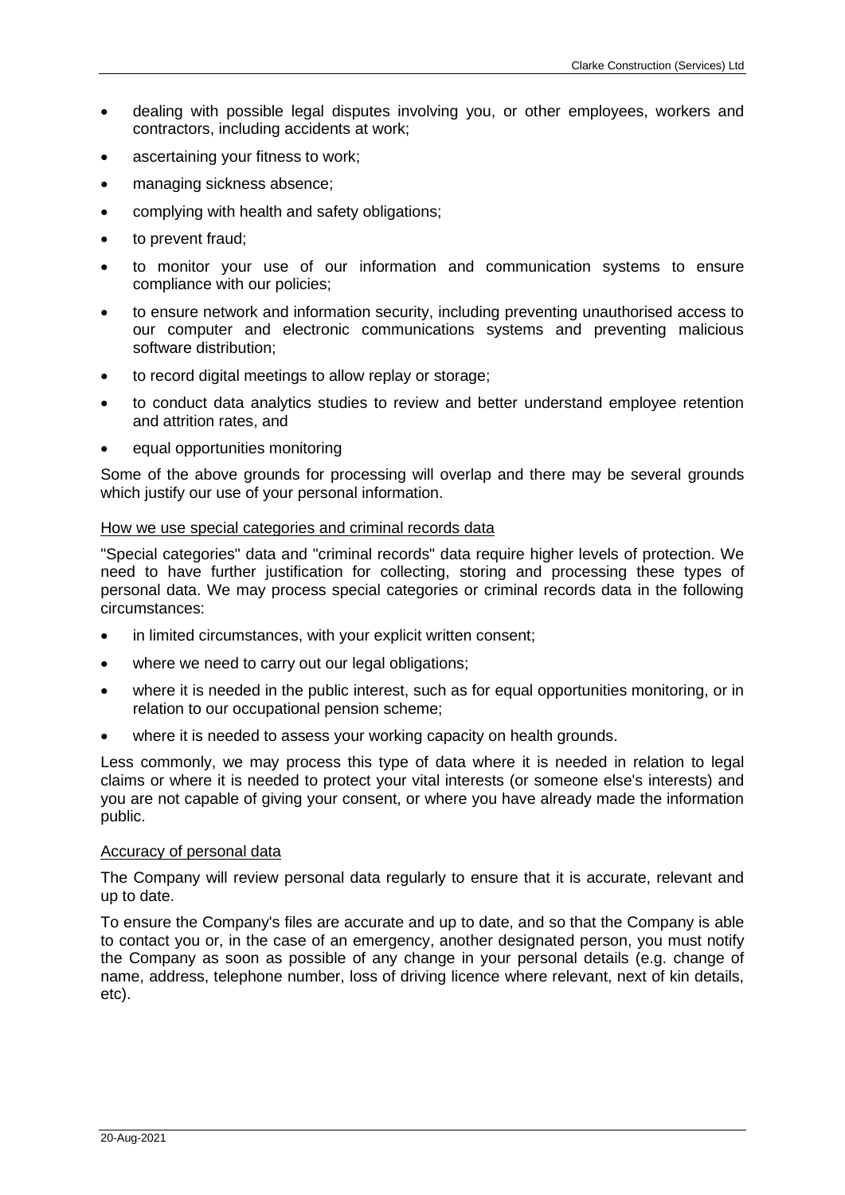- dealing with possible legal disputes involving you, or other employees, workers and contractors, including accidents at work;
- ascertaining your fitness to work;
- managing sickness absence;
- complying with health and safety obligations;
- to prevent fraud;
- to monitor your use of our information and communication systems to ensure compliance with our policies;
- to ensure network and information security, including preventing unauthorised access to our computer and electronic communications systems and preventing malicious software distribution;
- to record digital meetings to allow replay or storage;
- to conduct data analytics studies to review and better understand employee retention and attrition rates, and
- equal opportunities monitoring

Some of the above grounds for processing will overlap and there may be several grounds which justify our use of your personal information.

How we use special categories and criminal records data

"Special categories" data and "criminal records" data require higher levels of protection. We need to have further justification for collecting, storing and processing these types of personal data. We may process special categories or criminal records data in the following circumstances:

- in limited circumstances, with your explicit written consent;
- where we need to carry out our legal obligations;
- where it is needed in the public interest, such as for equal opportunities monitoring, or in relation to our occupational pension scheme;
- where it is needed to assess your working capacity on health grounds.

Less commonly, we may process this type of data where it is needed in relation to legal claims or where it is needed to protect your vital interests (or someone else's interests) and you are not capable of giving your consent, or where you have already made the information public.

Accuracy of personal data

The Company will review personal data regularly to ensure that it is accurate, relevant and up to date.

To ensure the Company's files are accurate and up to date, and so that the Company is able to contact you or, in the case of an emergency, another designated person, you must notify the Company as soon as possible of any change in your personal details (e.g. change of name, address, telephone number, loss of driving licence where relevant, next of kin details, etc).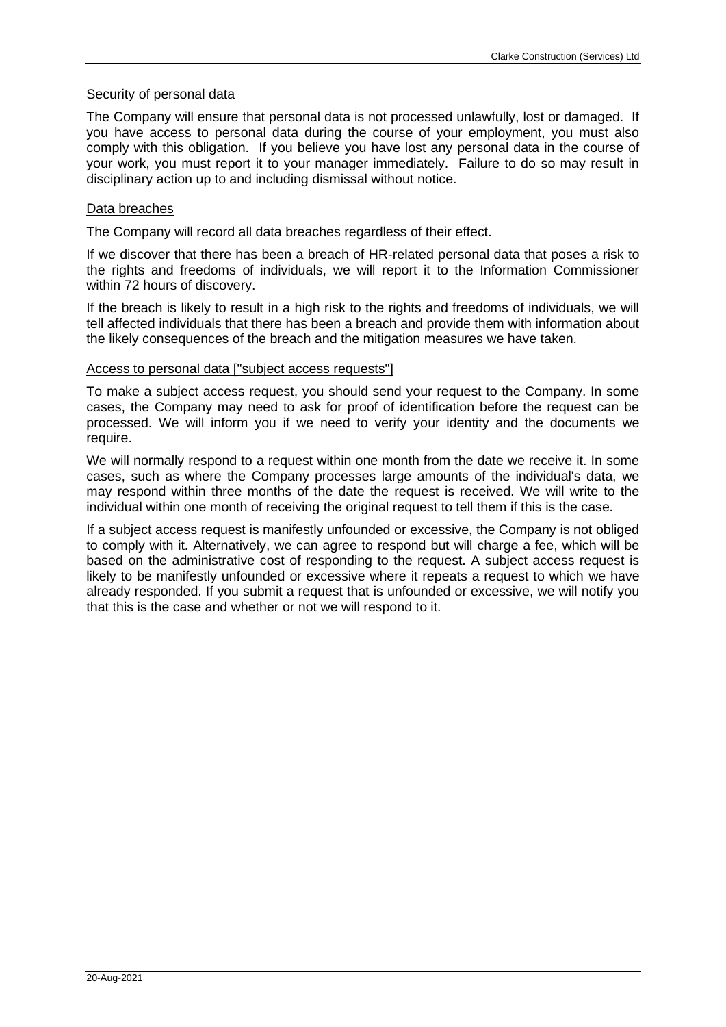Security of personal data

The Company will ensure that personal data is not processed unlawfully, lost or damaged. If you have access to personal data during the course of your employment, you must also comply with this obligation. If you believe you have lost any personal data in the course of your work, you must report it to your manager immediately. Failure to do so may result in disciplinary action up to and including dismissal without notice.

Data breaches

The Company will record all data breaches regardless of their effect.

If we discover that there has been a breach of HR-related personal data that poses a risk to the rights and freedoms of individuals, we will report it to the Information Commissioner within 72 hours of discovery.

If the breach is likely to result in a high risk to the rights and freedoms of individuals, we will tell affected individuals that there has been a breach and provide them with information about the likely consequences of the breach and the mitigation measures we have taken.

Access to personal data ["subject access requests"]

To make a subject access request, you should send your request to the Company. In some cases, the Company may need to ask for proof of identification before the request can be processed. We will inform you if we need to verify your identity and the documents we require.

We will normally respond to a request within one month from the date we receive it. In some cases, such as where the Company processes large amounts of the individual's data, we may respond within three months of the date the request is received. We will write to the individual within one month of receiving the original request to tell them if this is the case.

If a subject access request is manifestly unfounded or excessive, the Company is not obliged to comply with it. Alternatively, we can agree to respond but will charge a fee, which will be based on the administrative cost of responding to the request. A subject access request is likely to be manifestly unfounded or excessive where it repeats a request to which we have already responded. If you submit a request that is unfounded or excessive, we will notify you that this is the case and whether or not we will respond to it.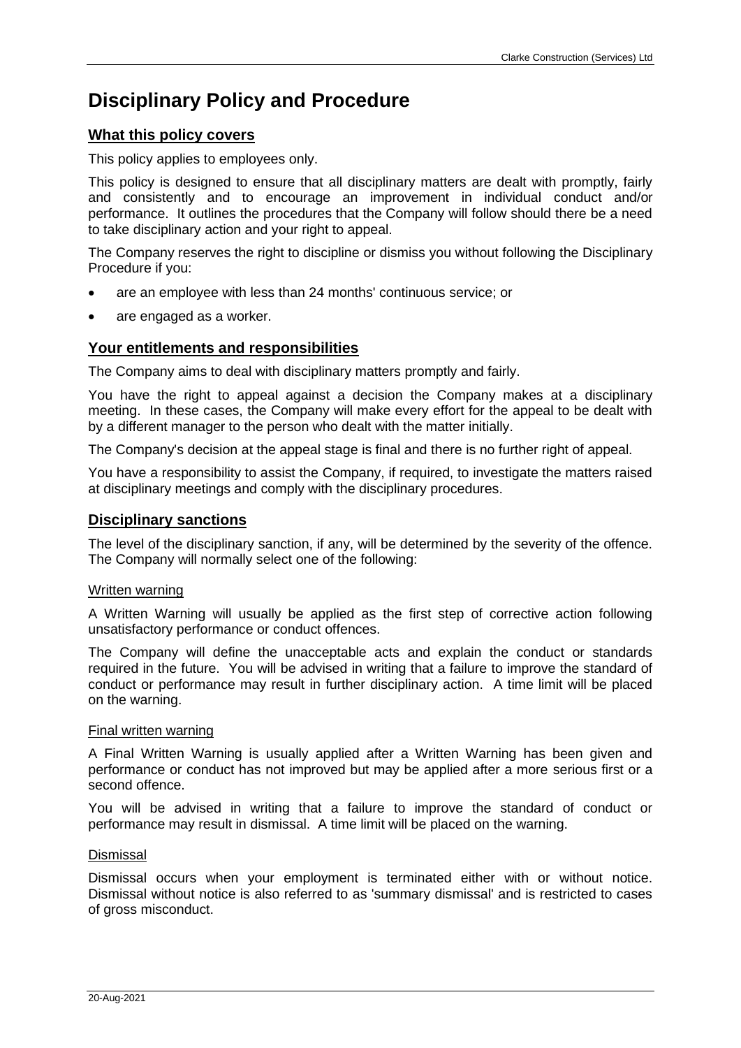# Disciplinary Policy and Procedure

## What this policy covers

This policy applies to employees only.

This policy is designed to ensure that all disciplinary matters are dealt with promptly, fairly and consistently and to encourage an improvement in individual conduct and/or performance. It outlines the procedures that the Company will follow should there be a need to take disciplinary action and your right to appeal.

The Company reserves the right to discipline or dismiss you without following the Disciplinary Procedure if you:

- are an employee with less than 24 months' continuous service; or
- are engaged as a worker.

## Your entitlements and responsibilities

The Company aims to deal with disciplinary matters promptly and fairly.

You have the right to appeal against a decision the Company makes at a disciplinary meeting. In these cases, the Company will make every effort for the appeal to be dealt with by a different manager to the person who dealt with the matter initially.

The Company's decision at the appeal stage is final and there is no further right of appeal.

You have a responsibility to assist the Company, if required, to investigate the matters raised at disciplinary meetings and comply with the disciplinary procedures.

## Disciplinary sanctions

The level of the disciplinary sanction, if any, will be determined by the severity of the offence. The Company will normally select one of the following:

### Written warning

A Written Warning will usually be applied as the first step of corrective action following unsatisfactory performance or conduct offences.

The Company will define the unacceptable acts and explain the conduct or standards required in the future. You will be advised in writing that a failure to improve the standard of conduct or performance may result in further disciplinary action. A time limit will be placed on the warning.

### Final written warning

A Final Written Warning is usually applied after a Written Warning has been given and performance or conduct has not improved but may be applied after a more serious first or a second offence.

You will be advised in writing that a failure to improve the standard of conduct or performance may result in dismissal. A time limit will be placed on the warning.

### Dismissal

Dismissal occurs when your employment is terminated either with or without notice. Dismissal without notice is also referred to as 'summary dismissal' and is restricted to cases of gross misconduct.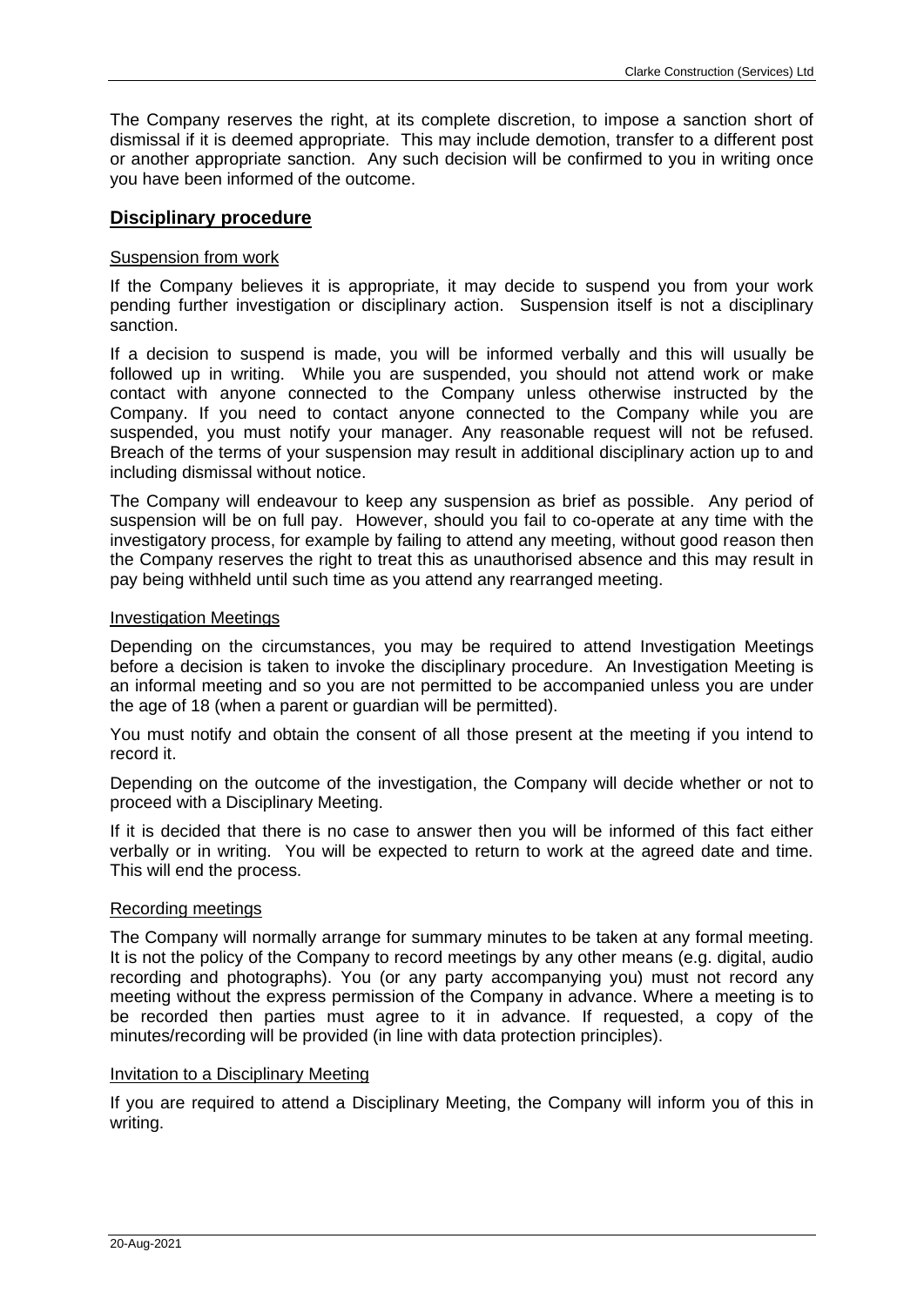The Company reserves the right, at its complete discretion, to impose a sanction short of dismissal if it is deemed appropriate. This may include demotion, transfer to a different post or another appropriate sanction. Any such decision will be confirmed to you in writing once you have been informed of the outcome.

## Disciplinary procedure

### Suspension from work

If the Company believes it is appropriate, it may decide to suspend you from your work pending further investigation or disciplinary action. Suspension itself is not a disciplinary sanction.

If a decision to suspend is made, you will be informed verbally and this will usually be followed up in writing. While you are suspended, you should not attend work or make contact with anyone connected to the Company unless otherwise instructed by the Company. If you need to contact anyone connected to the Company while you are suspended, you must notify your manager. Any reasonable request will not be refused. Breach of the terms of your suspension may result in additional disciplinary action up to and including dismissal without notice.

The Company will endeavour to keep any suspension as brief as possible. Any period of suspension will be on full pay. However, should you fail to co-operate at any time with the investigatory process, for example by failing to attend any meeting, without good reason then the Company reserves the right to treat this as unauthorised absence and this may result in pay being withheld until such time as you attend any rearranged meeting.

### Investigation Meetings

Depending on the circumstances, you may be required to attend Investigation Meetings before a decision is taken to invoke the disciplinary procedure. An Investigation Meeting is an informal meeting and so you are not permitted to be accompanied unless you are under the age of 18 (when a parent or guardian will be permitted).

You must notify and obtain the consent of all those present at the meeting if you intend to record it.

Depending on the outcome of the investigation, the Company will decide whether or not to proceed with a Disciplinary Meeting.

If it is decided that there is no case to answer then you will be informed of this fact either verbally or in writing. You will be expected to return to work at the agreed date and time. This will end the process.

### Recording meetings

The Company will normally arrange for summary minutes to be taken at any formal meeting. It is not the policy of the Company to record meetings by any other means (e.g. digital, audio recording and photographs). You (or any party accompanying you) must not record any meeting without the express permission of the Company in advance. Where a meeting is to be recorded then parties must agree to it in advance. If requested, a copy of the minutes/recording will be provided (in line with data protection principles).

### Invitation to a Disciplinary Meeting

If you are required to attend a Disciplinary Meeting, the Company will inform you of this in writing.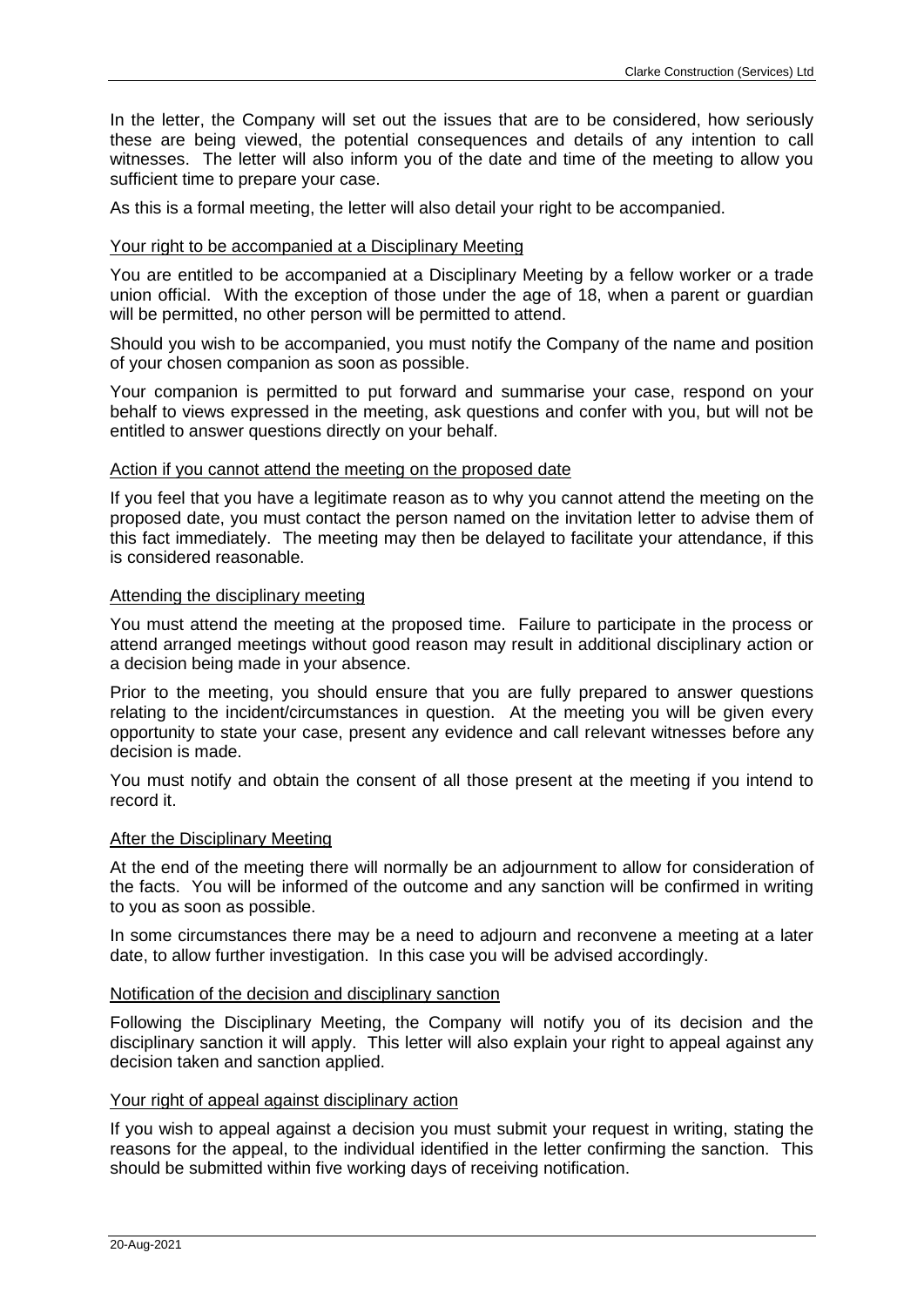In the letter, the Company will set out the issues that are to be considered, how seriously these are being viewed, the potential consequences and details of any intention to call witnesses. The letter will also inform you of the date and time of the meeting to allow you sufficient time to prepare your case.

As this is a formal meeting, the letter will also detail your right to be accompanied.

### Your right to be accompanied at a Disciplinary Meeting

You are entitled to be accompanied at a Disciplinary Meeting by a fellow worker or a trade union official. With the exception of those under the age of 18, when a parent or guardian will be permitted, no other person will be permitted to attend.

Should you wish to be accompanied, you must notify the Company of the name and position of your chosen companion as soon as possible.

Your companion is permitted to put forward and summarise your case, respond on your behalf to views expressed in the meeting, ask questions and confer with you, but will not be entitled to answer questions directly on your behalf.

### Action if you cannot attend the meeting on the proposed date

If you feel that you have a legitimate reason as to why you cannot attend the meeting on the proposed date, you must contact the person named on the invitation letter to advise them of this fact immediately. The meeting may then be delayed to facilitate your attendance, if this is considered reasonable.

### Attending the disciplinary meeting

You must attend the meeting at the proposed time. Failure to participate in the process or attend arranged meetings without good reason may result in additional disciplinary action or a decision being made in your absence.

Prior to the meeting, you should ensure that you are fully prepared to answer questions relating to the incident/circumstances in question. At the meeting you will be given every opportunity to state your case, present any evidence and call relevant witnesses before any decision is made.

You must notify and obtain the consent of all those present at the meeting if you intend to record it.

### After the Disciplinary Meeting

At the end of the meeting there will normally be an adjournment to allow for consideration of the facts. You will be informed of the outcome and any sanction will be confirmed in writing to you as soon as possible.

In some circumstances there may be a need to adjourn and reconvene a meeting at a later date, to allow further investigation. In this case you will be advised accordingly.

### Notification of the decision and disciplinary sanction

Following the Disciplinary Meeting, the Company will notify you of its decision and the disciplinary sanction it will apply. This letter will also explain your right to appeal against any decision taken and sanction applied.

### Your right of appeal against disciplinary action

If you wish to appeal against a decision you must submit your request in writing, stating the reasons for the appeal, to the individual identified in the letter confirming the sanction. This should be submitted within five working days of receiving notification.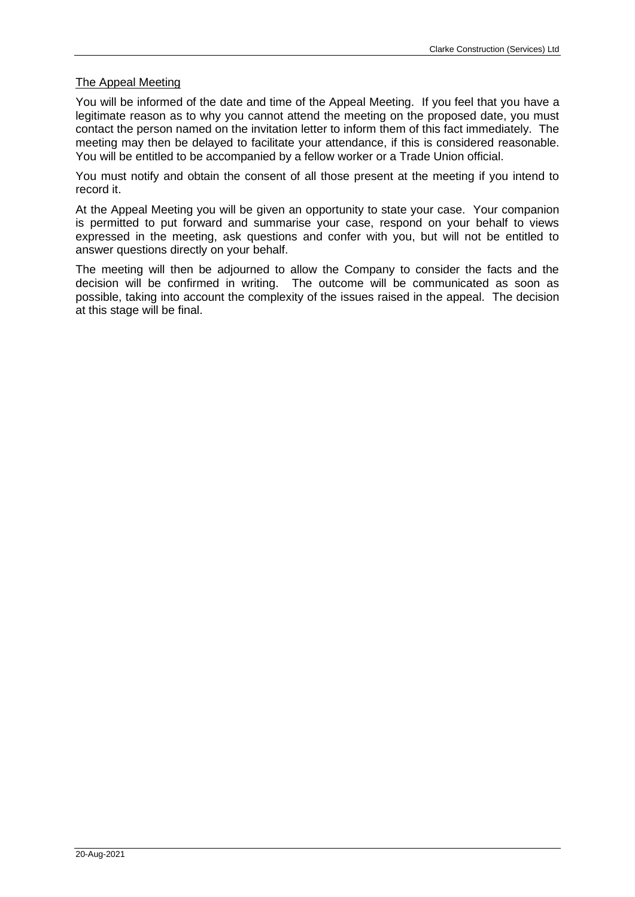## The Appeal Meeting

You will be informed of the date and time of the Appeal Meeting. If you feel that you have a legitimate reason as to why you cannot attend the meeting on the proposed date, you must contact the person named on the invitation letter to inform them of this fact immediately. The meeting may then be delayed to facilitate your attendance, if this is considered reasonable. You will be entitled to be accompanied by a fellow worker or a Trade Union official.

You must notify and obtain the consent of all those present at the meeting if you intend to record it.

At the Appeal Meeting you will be given an opportunity to state your case. Your companion is permitted to put forward and summarise your case, respond on your behalf to views expressed in the meeting, ask questions and confer with you, but will not be entitled to answer questions directly on your behalf.

The meeting will then be adjourned to allow the Company to consider the facts and the decision will be confirmed in writing. The outcome will be communicated as soon as possible, taking into account the complexity of the issues raised in the appeal. The decision at this stage will be final.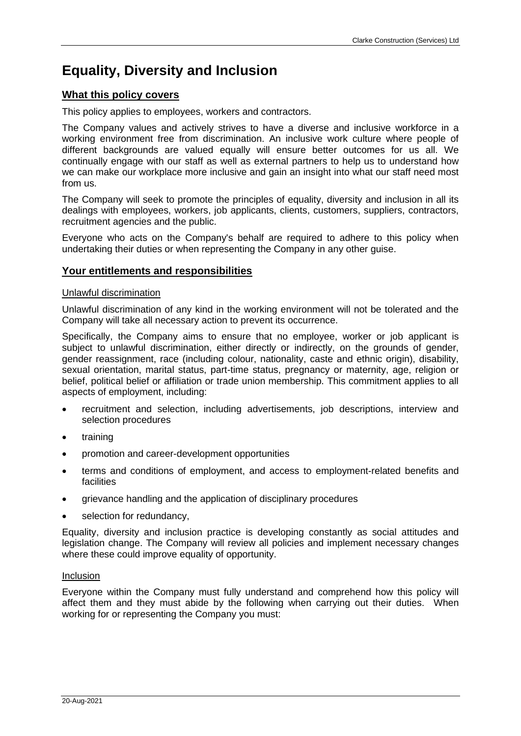# Equality, Diversity and Inclusion

## What this policy covers

This policy applies to employees, workers and contractors.

The Company values and actively strives to have a diverse and inclusive workforce in a working environment free from discrimination. An inclusive work culture where people of different backgrounds are valued equally will ensure better outcomes for us all. We continually engage with our staff as well as external partners to help us to understand how we can make our workplace more inclusive and gain an insight into what our staff need most from us.

The Company will seek to promote the principles of equality, diversity and inclusion in all its dealings with employees, workers, job applicants, clients, customers, suppliers, contractors, recruitment agencies and the public.

Everyone who acts on the Company's behalf are required to adhere to this policy when undertaking their duties or when representing the Company in any other guise.

## Your entitlements and responsibilities

### Unlawful discrimination

Unlawful discrimination of any kind in the working environment will not be tolerated and the Company will take all necessary action to prevent its occurrence.

Specifically, the Company aims to ensure that no employee, worker or job applicant is subject to unlawful discrimination, either directly or indirectly, on the grounds of gender, gender reassignment, race (including colour, nationality, caste and ethnic origin), disability, sexual orientation, marital status, part-time status, pregnancy or maternity, age, religion or belief, political belief or affiliation or trade union membership. This commitment applies to all aspects of employment, including:

- recruitment and selection, including advertisements, job descriptions, interview and selection procedures
- training
- promotion and career-development opportunities
- terms and conditions of employment, and access to employment-related benefits and facilities
- grievance handling and the application of disciplinary procedures
- selection for redundancy,

Equality, diversity and inclusion practice is developing constantly as social attitudes and legislation change. The Company will review all policies and implement necessary changes where these could improve equality of opportunity.

### Inclusion

Everyone within the Company must fully understand and comprehend how this policy will affect them and they must abide by the following when carrying out their duties. When working for or representing the Company you must: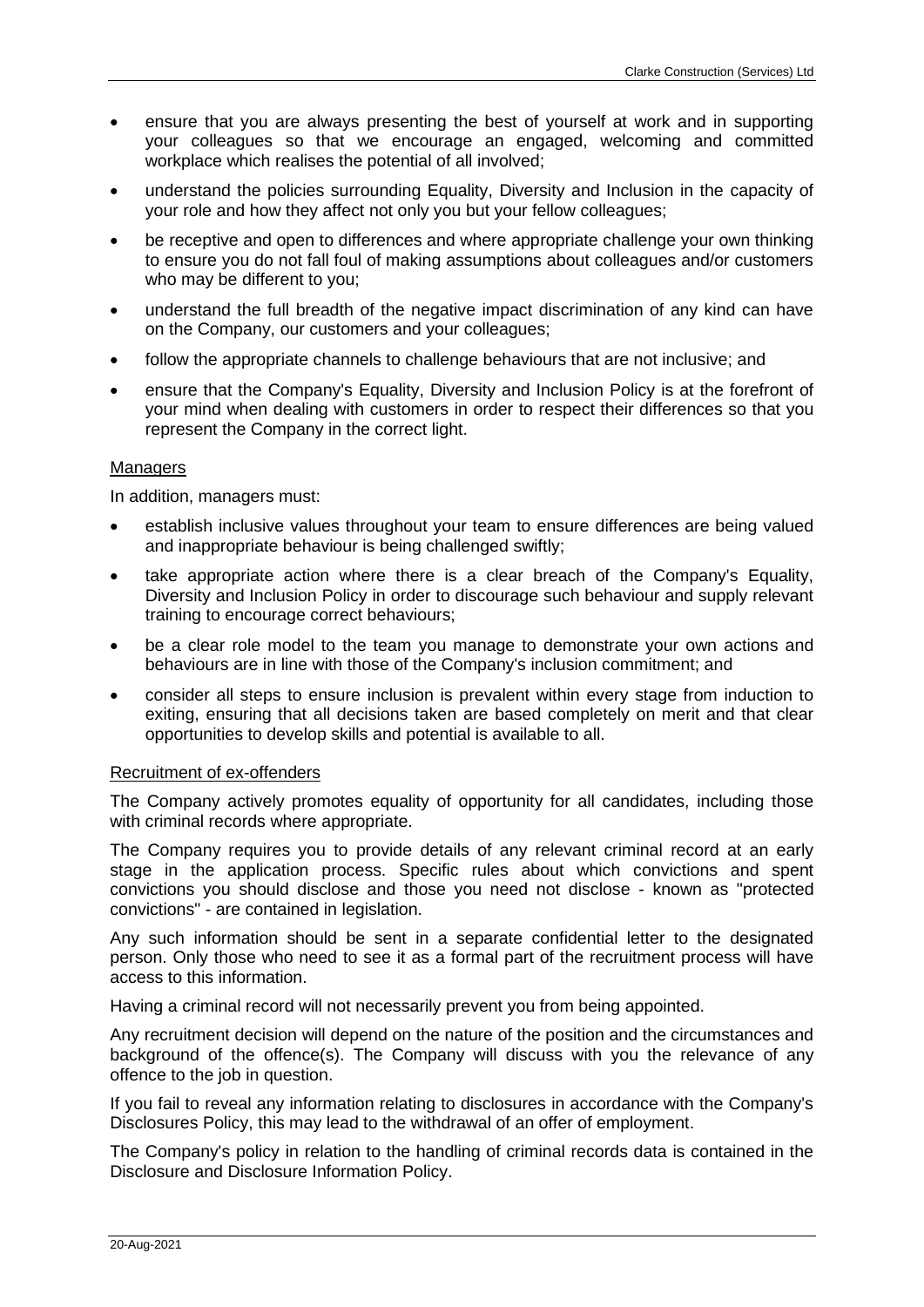- ensure that you are always presenting the best of yourself at work and in supporting your colleagues so that we encourage an engaged, welcoming and committed workplace which realises the potential of all involved;
- understand the policies surrounding Equality, Diversity and Inclusion in the capacity of your role and how they affect not only you but your fellow colleagues;
- be receptive and open to differences and where appropriate challenge your own thinking to ensure you do not fall foul of making assumptions about colleagues and/or customers who may be different to you;
- understand the full breadth of the negative impact discrimination of any kind can have on the Company, our customers and your colleagues;
- follow the appropriate channels to challenge behaviours that are not inclusive; and
- ensure that the Company's Equality, Diversity and Inclusion Policy is at the forefront of your mind when dealing with customers in order to respect their differences so that you represent the Company in the correct light.

Managers

In addition, managers must:

- establish inclusive values throughout your team to ensure differences are being valued and inappropriate behaviour is being challenged swiftly;
- take appropriate action where there is a clear breach of the Company's Equality, Diversity and Inclusion Policy in order to discourage such behaviour and supply relevant training to encourage correct behaviours;
- be a clear role model to the team you manage to demonstrate your own actions and behaviours are in line with those of the Company's inclusion commitment; and
- consider all steps to ensure inclusion is prevalent within every stage from induction to exiting, ensuring that all decisions taken are based completely on merit and that clear opportunities to develop skills and potential is available to all.

Recruitment of ex-offenders

The Company actively promotes equality of opportunity for all candidates, including those with criminal records where appropriate.

The Company requires you to provide details of any relevant criminal record at an early stage in the application process. Specific rules about which convictions and spent convictions you should disclose and those you need not disclose - known as "protected convictions" - are contained in legislation.

Any such information should be sent in a separate confidential letter to the designated person. Only those who need to see it as a formal part of the recruitment process will have access to this information.

Having a criminal record will not necessarily prevent you from being appointed.

Any recruitment decision will depend on the nature of the position and the circumstances and background of the offence(s). The Company will discuss with you the relevance of any offence to the job in question.

If you fail to reveal any information relating to disclosures in accordance with the Company's Disclosures Policy, this may lead to the withdrawal of an offer of employment.

The Company's policy in relation to the handling of criminal records data is contained in the Disclosure and Disclosure Information Policy.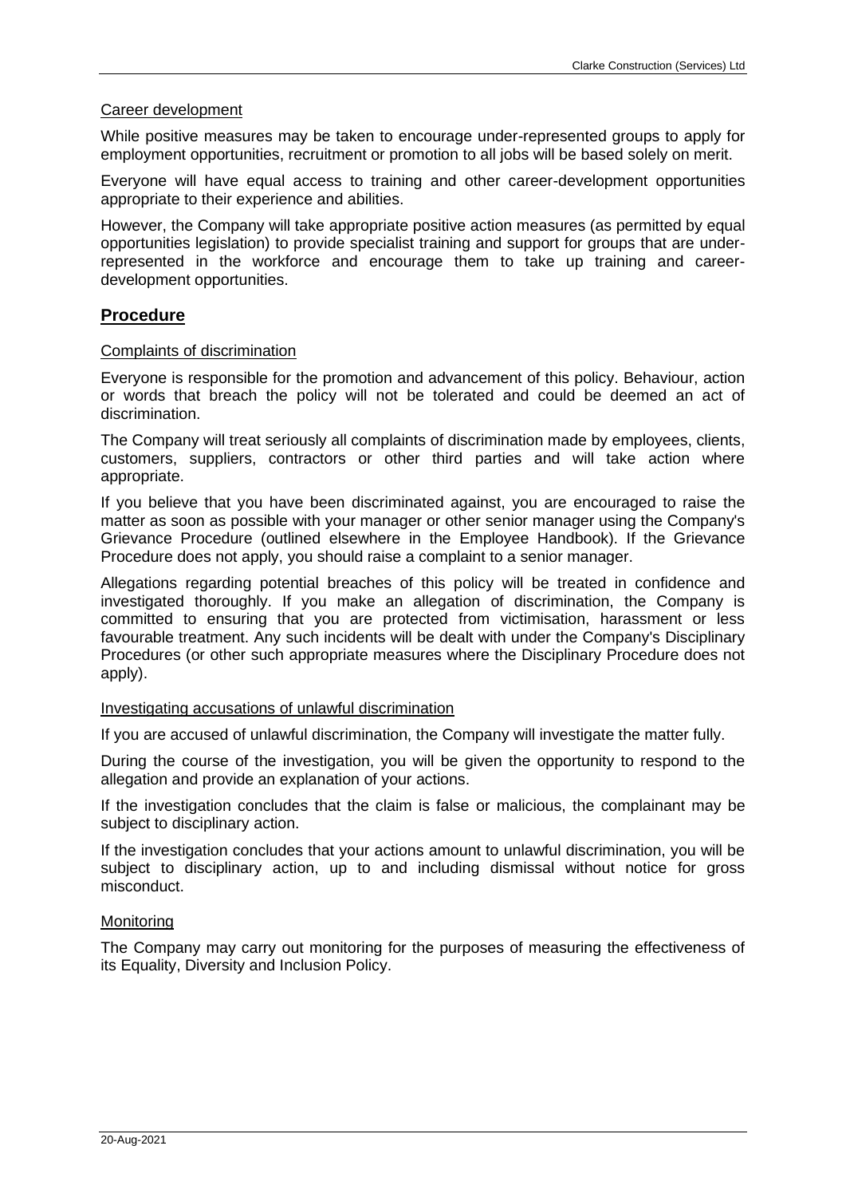Career development

While positive measures may be taken to encourage under-represented groups to apply for employment opportunities, recruitment or promotion to all jobs will be based solely on merit.

Everyone will have equal access to training and other career-development opportunities appropriate to their experience and abilities.

However, the Company will take appropriate positive action measures (as permitted by equal opportunities legislation) to provide specialist training and support for groups that are under-represented in the workforce and encourage them to take up training and career-development opportunities.

## Procedure

Complaints of discrimination

Everyone is responsible for the promotion and advancement of this policy. Behaviour, action or words that breach the policy will not be tolerated and could be deemed an act of discrimination.

The Company will treat seriously all complaints of discrimination made by employees, clients, customers, suppliers, contractors or other third parties and will take action where appropriate.

If you believe that you have been discriminated against, you are encouraged to raise the matter as soon as possible with your manager or other senior manager using the Company's Grievance Procedure (outlined elsewhere in the Employee Handbook). If the Grievance Procedure does not apply, you should raise a complaint to a senior manager.

Allegations regarding potential breaches of this policy will be treated in confidence and investigated thoroughly. If you make an allegation of discrimination, the Company is committed to ensuring that you are protected from victimisation, harassment or less favourable treatment. Any such incidents will be dealt with under the Company's Disciplinary Procedures (or other such appropriate measures where the Disciplinary Procedure does not apply).

Investigating accusations of unlawful discrimination

If you are accused of unlawful discrimination, the Company will investigate the matter fully.

During the course of the investigation, you will be given the opportunity to respond to the allegation and provide an explanation of your actions.

If the investigation concludes that the claim is false or malicious, the complainant may be subject to disciplinary action.

If the investigation concludes that your actions amount to unlawful discrimination, you will be subject to disciplinary action, up to and including dismissal without notice for gross misconduct.

Monitoring

The Company may carry out monitoring for the purposes of measuring the effectiveness of its Equality, Diversity and Inclusion Policy.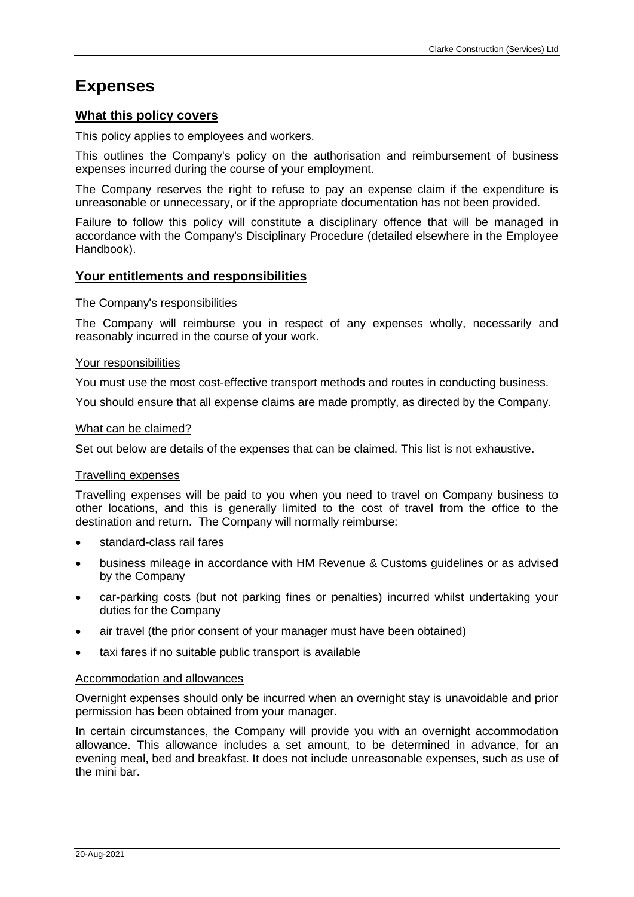# Expenses

## What this policy covers

This policy applies to employees and workers.

This outlines the Company's policy on the authorisation and reimbursement of business expenses incurred during the course of your employment.

The Company reserves the right to refuse to pay an expense claim if the expenditure is unreasonable or unnecessary, or if the appropriate documentation has not been provided.

Failure to follow this policy will constitute a disciplinary offence that will be managed in accordance with the Company's Disciplinary Procedure (detailed elsewhere in the Employee Handbook).

## Your entitlements and responsibilities

### The Company's responsibilities

The Company will reimburse you in respect of any expenses wholly, necessarily and reasonably incurred in the course of your work.

### Your responsibilities

You must use the most cost-effective transport methods and routes in conducting business.

You should ensure that all expense claims are made promptly, as directed by the Company.

### What can be claimed?

Set out below are details of the expenses that can be claimed. This list is not exhaustive.

### Travelling expenses

Travelling expenses will be paid to you when you need to travel on Company business to other locations, and this is generally limited to the cost of travel from the office to the destination and return. The Company will normally reimburse:

- standard-class rail fares
- business mileage in accordance with HM Revenue & Customs guidelines or as advised by the Company
- car-parking costs (but not parking fines or penalties) incurred whilst undertaking your duties for the Company
- air travel (the prior consent of your manager must have been obtained)
- taxi fares if no suitable public transport is available

### Accommodation and allowances

Overnight expenses should only be incurred when an overnight stay is unavoidable and prior permission has been obtained from your manager.

In certain circumstances, the Company will provide you with an overnight accommodation allowance. This allowance includes a set amount, to be determined in advance, for an evening meal, bed and breakfast. It does not include unreasonable expenses, such as use of the mini bar.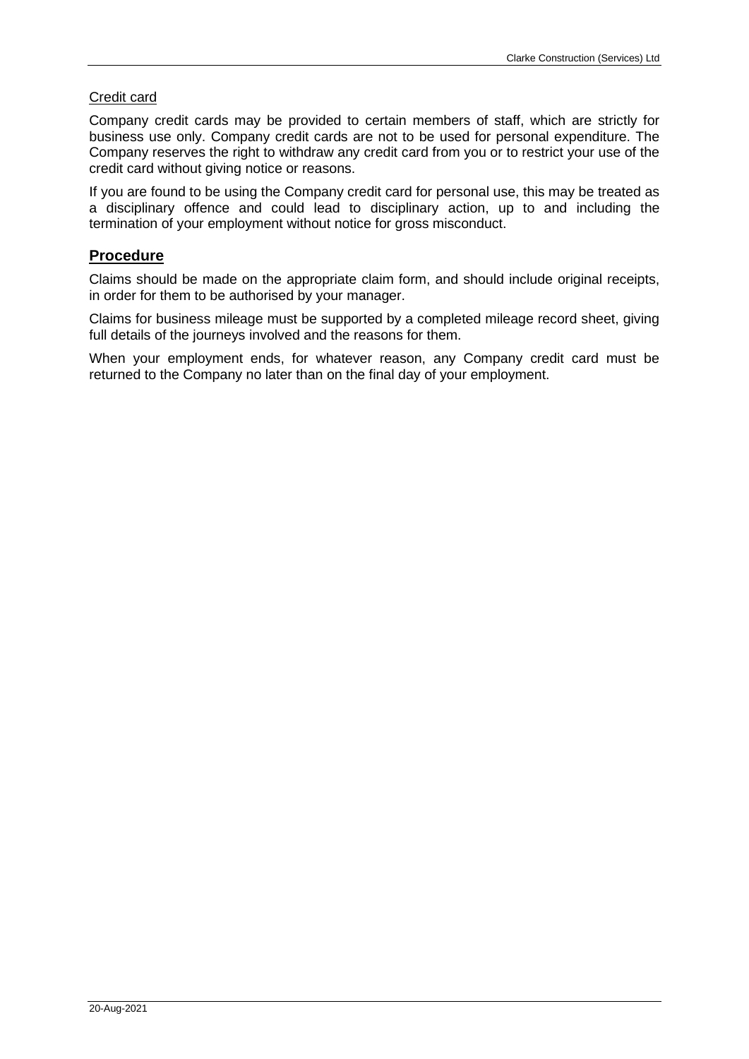Credit card

Company credit cards may be provided to certain members of staff, which are strictly for business use only. Company credit cards are not to be used for personal expenditure. The Company reserves the right to withdraw any credit card from you or to restrict your use of the credit card without giving notice or reasons.

If you are found to be using the Company credit card for personal use, this may be treated as a disciplinary offence and could lead to disciplinary action, up to and including the termination of your employment without notice for gross misconduct.

## Procedure

Claims should be made on the appropriate claim form, and should include original receipts, in order for them to be authorised by your manager.

Claims for business mileage must be supported by a completed mileage record sheet, giving full details of the journeys involved and the reasons for them.

When your employment ends, for whatever reason, any Company credit card must be returned to the Company no later than on the final day of your employment.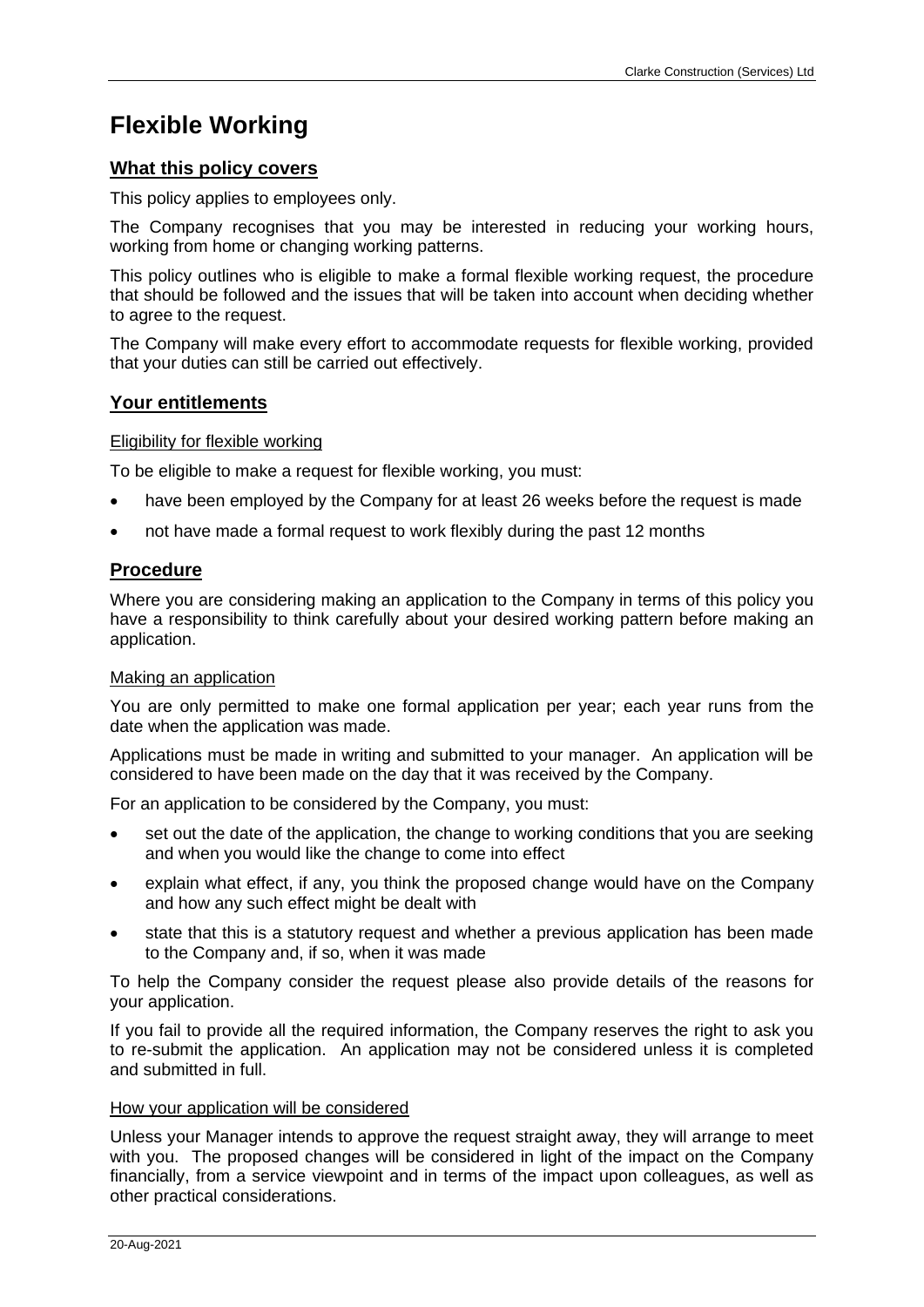# Flexible Working

## What this policy covers

This policy applies to employees only.

The Company recognises that you may be interested in reducing your working hours, working from home or changing working patterns.

This policy outlines who is eligible to make a formal flexible working request, the procedure that should be followed and the issues that will be taken into account when deciding whether to agree to the request.

The Company will make every effort to accommodate requests for flexible working, provided that your duties can still be carried out effectively.

## Your entitlements

### Eligibility for flexible working

To be eligible to make a request for flexible working, you must:

- have been employed by the Company for at least 26 weeks before the request is made
- not have made a formal request to work flexibly during the past 12 months

## Procedure

Where you are considering making an application to the Company in terms of this policy you have a responsibility to think carefully about your desired working pattern before making an application.

### Making an application

You are only permitted to make one formal application per year; each year runs from the date when the application was made.

Applications must be made in writing and submitted to your manager. An application will be considered to have been made on the day that it was received by the Company.

For an application to be considered by the Company, you must:

- set out the date of the application, the change to working conditions that you are seeking and when you would like the change to come into effect
- explain what effect, if any, you think the proposed change would have on the Company and how any such effect might be dealt with
- state that this is a statutory request and whether a previous application has been made to the Company and, if so, when it was made

To help the Company consider the request please also provide details of the reasons for your application.

If you fail to provide all the required information, the Company reserves the right to ask you to re-submit the application. An application may not be considered unless it is completed and submitted in full.

### How your application will be considered

Unless your Manager intends to approve the request straight away, they will arrange to meet with you. The proposed changes will be considered in light of the impact on the Company financially, from a service viewpoint and in terms of the impact upon colleagues, as well as other practical considerations.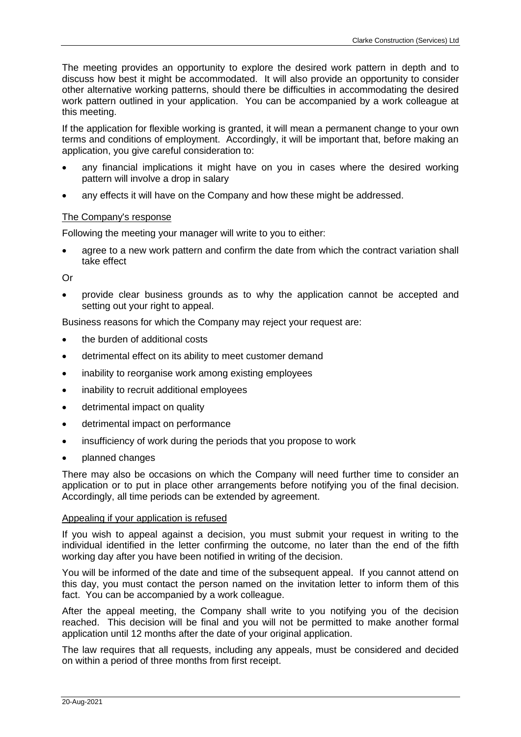The meeting provides an opportunity to explore the desired work pattern in depth and to discuss how best it might be accommodated. It will also provide an opportunity to consider other alternative working patterns, should there be difficulties in accommodating the desired work pattern outlined in your application. You can be accompanied by a work colleague at this meeting.

If the application for flexible working is granted, it will mean a permanent change to your own terms and conditions of employment. Accordingly, it will be important that, before making an application, you give careful consideration to:

- any financial implications it might have on you in cases where the desired working pattern will involve a drop in salary
- any effects it will have on the Company and how these might be addressed.

<u>The Company's response</u>

Following the meeting your manager will write to you to either:

- agree to a new work pattern and confirm the date from which the contract variation shall take effect

Or

- provide clear business grounds as to why the application cannot be accepted and setting out your right to appeal.

Business reasons for which the Company may reject your request are:

- the burden of additional costs
- detrimental effect on its ability to meet customer demand
- inability to reorganise work among existing employees
- inability to recruit additional employees
- detrimental impact on quality
- detrimental impact on performance
- insufficiency of work during the periods that you propose to work
- planned changes

There may also be occasions on which the Company will need further time to consider an application or to put in place other arrangements before notifying you of the final decision. Accordingly, all time periods can be extended by agreement.

<u>Appealing if your application is refused</u>

If you wish to appeal against a decision, you must submit your request in writing to the individual identified in the letter confirming the outcome, no later than the end of the fifth working day after you have been notified in writing of the decision.

You will be informed of the date and time of the subsequent appeal. If you cannot attend on this day, you must contact the person named on the invitation letter to inform them of this fact. You can be accompanied by a work colleague.

After the appeal meeting, the Company shall write to you notifying you of the decision reached. This decision will be final and you will not be permitted to make another formal application until 12 months after the date of your original application.

The law requires that all requests, including any appeals, must be considered and decided on within a period of three months from first receipt.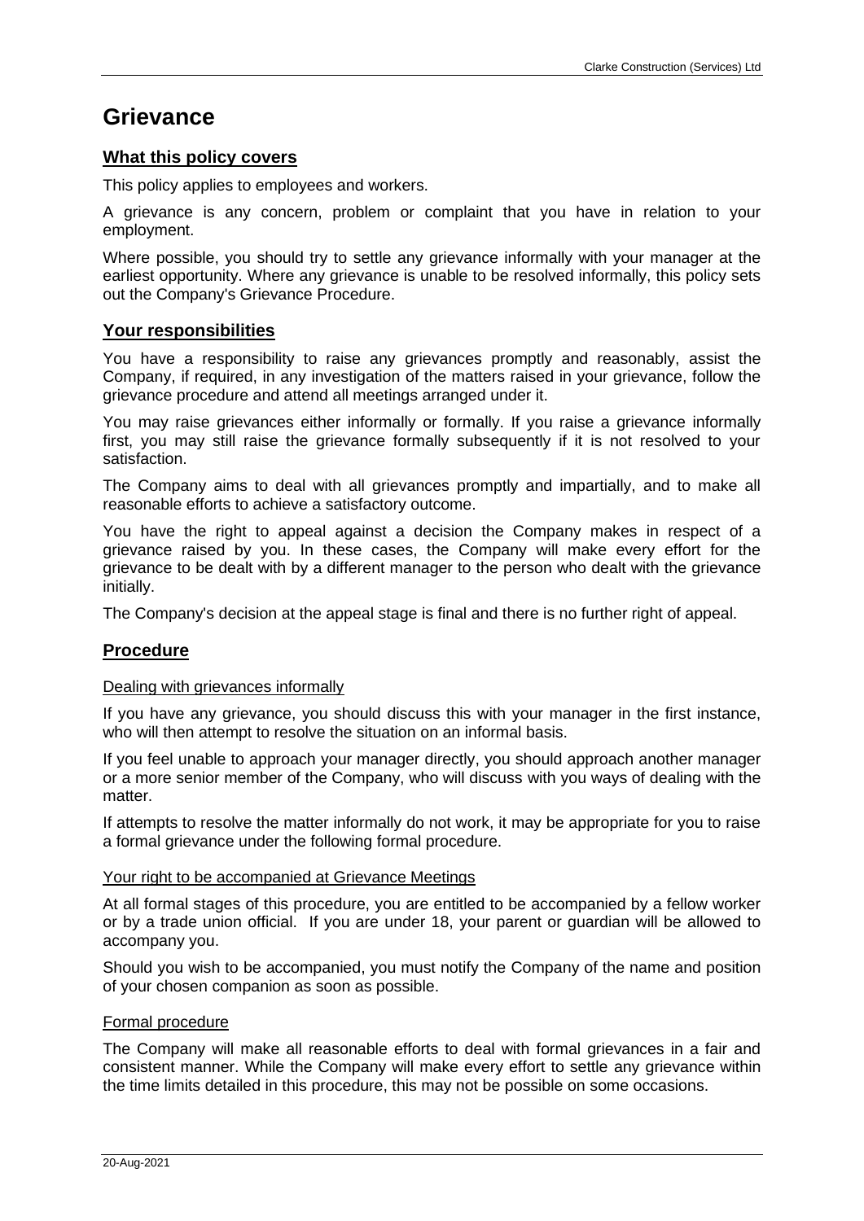# Grievance

## What this policy covers

This policy applies to employees and workers.

A grievance is any concern, problem or complaint that you have in relation to your employment.

Where possible, you should try to settle any grievance informally with your manager at the earliest opportunity. Where any grievance is unable to be resolved informally, this policy sets out the Company's Grievance Procedure.

## Your responsibilities

You have a responsibility to raise any grievances promptly and reasonably, assist the Company, if required, in any investigation of the matters raised in your grievance, follow the grievance procedure and attend all meetings arranged under it.

You may raise grievances either informally or formally. If you raise a grievance informally first, you may still raise the grievance formally subsequently if it is not resolved to your satisfaction.

The Company aims to deal with all grievances promptly and impartially, and to make all reasonable efforts to achieve a satisfactory outcome.

You have the right to appeal against a decision the Company makes in respect of a grievance raised by you. In these cases, the Company will make every effort for the grievance to be dealt with by a different manager to the person who dealt with the grievance initially.

The Company's decision at the appeal stage is final and there is no further right of appeal.

## Procedure

### Dealing with grievances informally

If you have any grievance, you should discuss this with your manager in the first instance, who will then attempt to resolve the situation on an informal basis.

If you feel unable to approach your manager directly, you should approach another manager or a more senior member of the Company, who will discuss with you ways of dealing with the matter.

If attempts to resolve the matter informally do not work, it may be appropriate for you to raise a formal grievance under the following formal procedure.

### Your right to be accompanied at Grievance Meetings

At all formal stages of this procedure, you are entitled to be accompanied by a fellow worker or by a trade union official. If you are under 18, your parent or guardian will be allowed to accompany you.

Should you wish to be accompanied, you must notify the Company of the name and position of your chosen companion as soon as possible.

### Formal procedure

The Company will make all reasonable efforts to deal with formal grievances in a fair and consistent manner. While the Company will make every effort to settle any grievance within the time limits detailed in this procedure, this may not be possible on some occasions.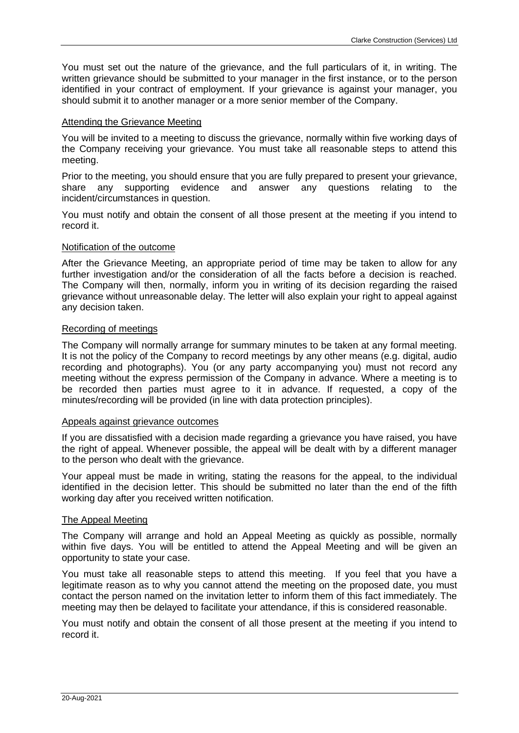You must set out the nature of the grievance, and the full particulars of it, in writing. The written grievance should be submitted to your manager in the first instance, or to the person identified in your contract of employment. If your grievance is against your manager, you should submit it to another manager or a more senior member of the Company.

### Attending the Grievance Meeting

You will be invited to a meeting to discuss the grievance, normally within five working days of the Company receiving your grievance. You must take all reasonable steps to attend this meeting.

Prior to the meeting, you should ensure that you are fully prepared to present your grievance, share any supporting evidence and answer any questions relating to the incident/circumstances in question.

You must notify and obtain the consent of all those present at the meeting if you intend to record it.

### Notification of the outcome

After the Grievance Meeting, an appropriate period of time may be taken to allow for any further investigation and/or the consideration of all the facts before a decision is reached. The Company will then, normally, inform you in writing of its decision regarding the raised grievance without unreasonable delay. The letter will also explain your right to appeal against any decision taken.

### Recording of meetings

The Company will normally arrange for summary minutes to be taken at any formal meeting. It is not the policy of the Company to record meetings by any other means (e.g. digital, audio recording and photographs). You (or any party accompanying you) must not record any meeting without the express permission of the Company in advance. Where a meeting is to be recorded then parties must agree to it in advance. If requested, a copy of the minutes/recording will be provided (in line with data protection principles).

### Appeals against grievance outcomes

If you are dissatisfied with a decision made regarding a grievance you have raised, you have the right of appeal. Whenever possible, the appeal will be dealt with by a different manager to the person who dealt with the grievance.

Your appeal must be made in writing, stating the reasons for the appeal, to the individual identified in the decision letter. This should be submitted no later than the end of the fifth working day after you received written notification.

### The Appeal Meeting

The Company will arrange and hold an Appeal Meeting as quickly as possible, normally within five days. You will be entitled to attend the Appeal Meeting and will be given an opportunity to state your case.

You must take all reasonable steps to attend this meeting. If you feel that you have a legitimate reason as to why you cannot attend the meeting on the proposed date, you must contact the person named on the invitation letter to inform them of this fact immediately. The meeting may then be delayed to facilitate your attendance, if this is considered reasonable.

You must notify and obtain the consent of all those present at the meeting if you intend to record it.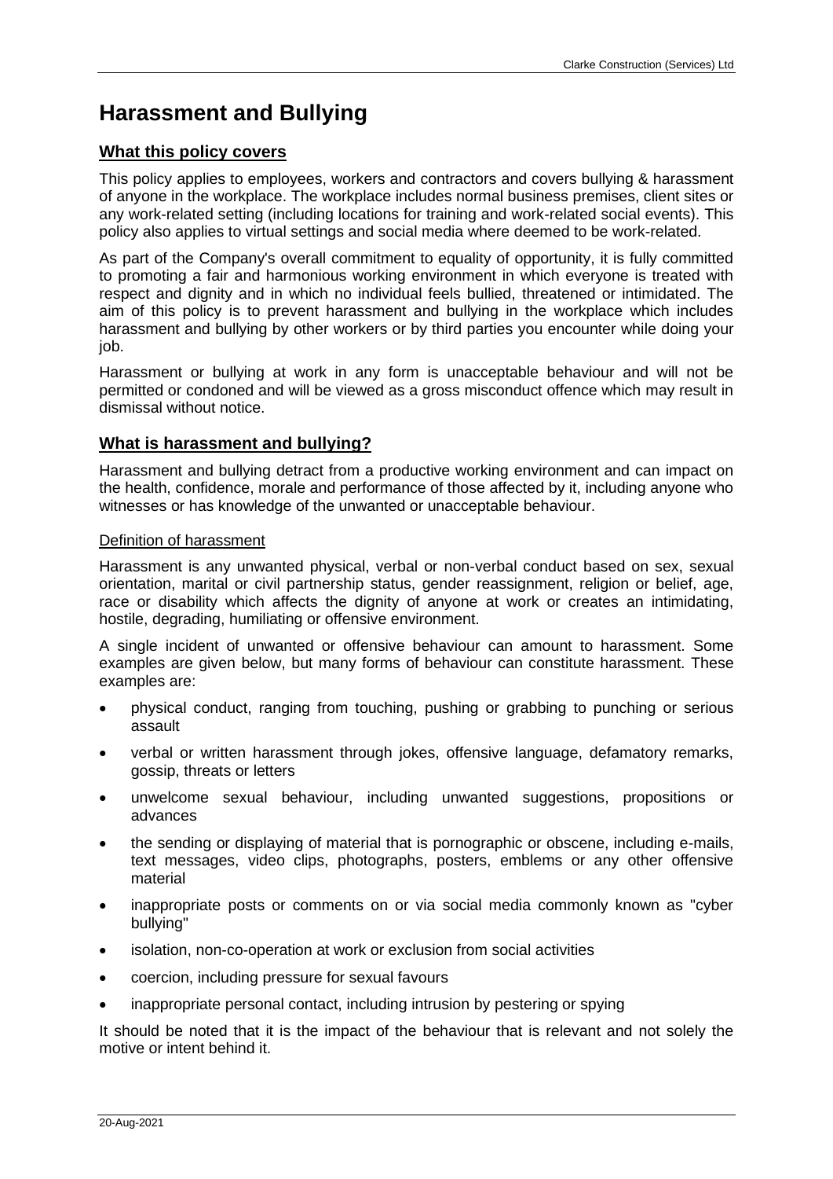# Harassment and Bullying

## What this policy covers

This policy applies to employees, workers and contractors and covers bullying & harassment of anyone in the workplace. The workplace includes normal business premises, client sites or any work-related setting (including locations for training and work-related social events). This policy also applies to virtual settings and social media where deemed to be work-related.

As part of the Company's overall commitment to equality of opportunity, it is fully committed to promoting a fair and harmonious working environment in which everyone is treated with respect and dignity and in which no individual feels bullied, threatened or intimidated. The aim of this policy is to prevent harassment and bullying in the workplace which includes harassment and bullying by other workers or by third parties you encounter while doing your job.

Harassment or bullying at work in any form is unacceptable behaviour and will not be permitted or condoned and will be viewed as a gross misconduct offence which may result in dismissal without notice.

## What is harassment and bullying?

Harassment and bullying detract from a productive working environment and can impact on the health, confidence, morale and performance of those affected by it, including anyone who witnesses or has knowledge of the unwanted or unacceptable behaviour.

### Definition of harassment

Harassment is any unwanted physical, verbal or non-verbal conduct based on sex, sexual orientation, marital or civil partnership status, gender reassignment, religion or belief, age, race or disability which affects the dignity of anyone at work or creates an intimidating, hostile, degrading, humiliating or offensive environment.

A single incident of unwanted or offensive behaviour can amount to harassment. Some examples are given below, but many forms of behaviour can constitute harassment. These examples are:

- physical conduct, ranging from touching, pushing or grabbing to punching or serious assault
- verbal or written harassment through jokes, offensive language, defamatory remarks, gossip, threats or letters
- unwelcome sexual behaviour, including unwanted suggestions, propositions or advances
- the sending or displaying of material that is pornographic or obscene, including e-mails, text messages, video clips, photographs, posters, emblems or any other offensive material
- inappropriate posts or comments on or via social media commonly known as "cyber bullying"
- isolation, non-co-operation at work or exclusion from social activities
- coercion, including pressure for sexual favours
- inappropriate personal contact, including intrusion by pestering or spying

It should be noted that it is the impact of the behaviour that is relevant and not solely the motive or intent behind it.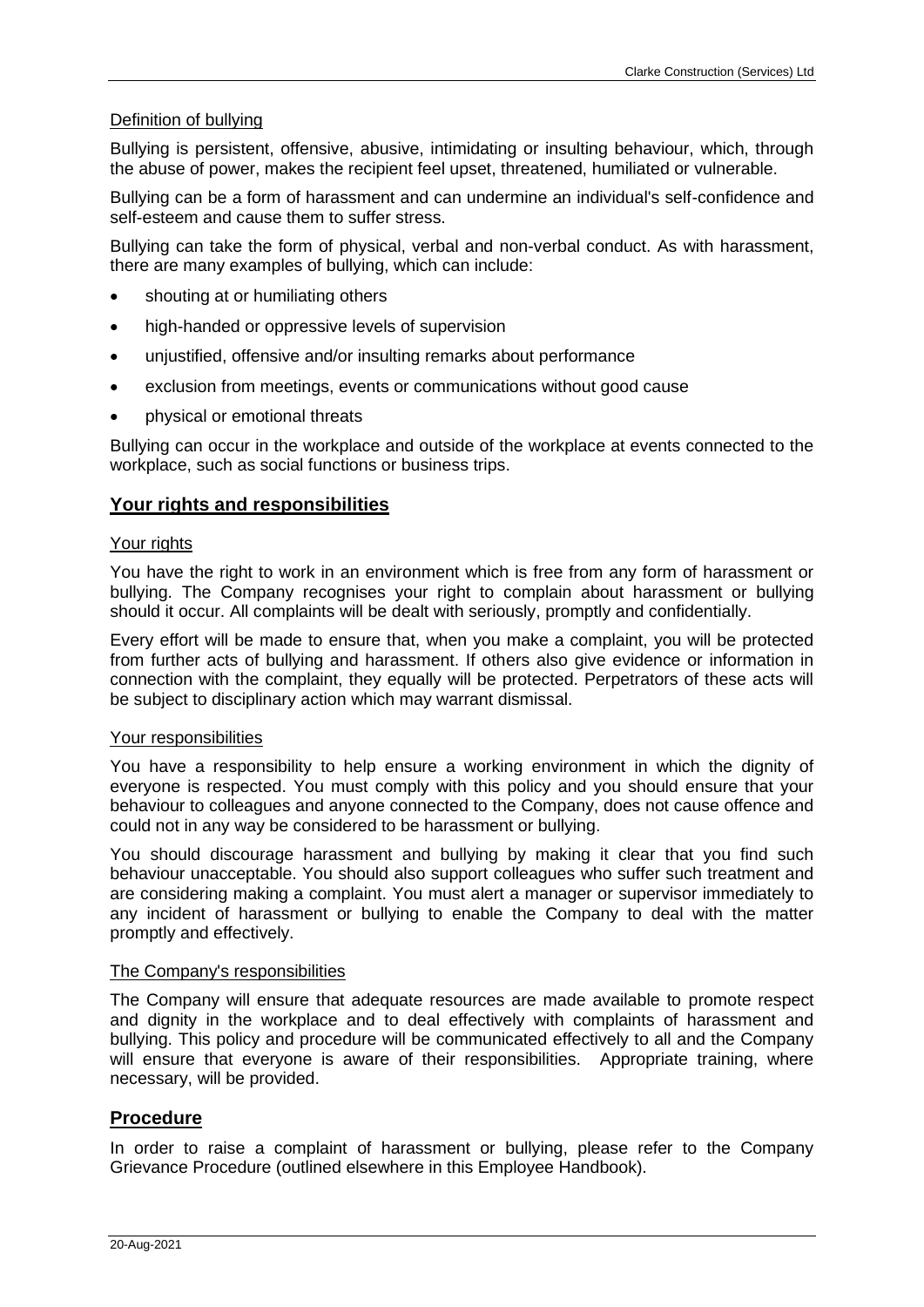### Definition of bullying

Bullying is persistent, offensive, abusive, intimidating or insulting behaviour, which, through the abuse of power, makes the recipient feel upset, threatened, humiliated or vulnerable.

Bullying can be a form of harassment and can undermine an individual's self-confidence and self-esteem and cause them to suffer stress.

Bullying can take the form of physical, verbal and non-verbal conduct. As with harassment, there are many examples of bullying, which can include:

- shouting at or humiliating others
- high-handed or oppressive levels of supervision
- unjustified, offensive and/or insulting remarks about performance
- exclusion from meetings, events or communications without good cause
- physical or emotional threats

Bullying can occur in the workplace and outside of the workplace at events connected to the workplace, such as social functions or business trips.

## Your rights and responsibilities

### Your rights

You have the right to work in an environment which is free from any form of harassment or bullying. The Company recognises your right to complain about harassment or bullying should it occur. All complaints will be dealt with seriously, promptly and confidentially.

Every effort will be made to ensure that, when you make a complaint, you will be protected from further acts of bullying and harassment. If others also give evidence or information in connection with the complaint, they equally will be protected. Perpetrators of these acts will be subject to disciplinary action which may warrant dismissal.

### Your responsibilities

You have a responsibility to help ensure a working environment in which the dignity of everyone is respected. You must comply with this policy and you should ensure that your behaviour to colleagues and anyone connected to the Company, does not cause offence and could not in any way be considered to be harassment or bullying.

You should discourage harassment and bullying by making it clear that you find such behaviour unacceptable. You should also support colleagues who suffer such treatment and are considering making a complaint. You must alert a manager or supervisor immediately to any incident of harassment or bullying to enable the Company to deal with the matter promptly and effectively.

### The Company's responsibilities

The Company will ensure that adequate resources are made available to promote respect and dignity in the workplace and to deal effectively with complaints of harassment and bullying. This policy and procedure will be communicated effectively to all and the Company will ensure that everyone is aware of their responsibilities. Appropriate training, where necessary, will be provided.

## Procedure

In order to raise a complaint of harassment or bullying, please refer to the Company Grievance Procedure (outlined elsewhere in this Employee Handbook).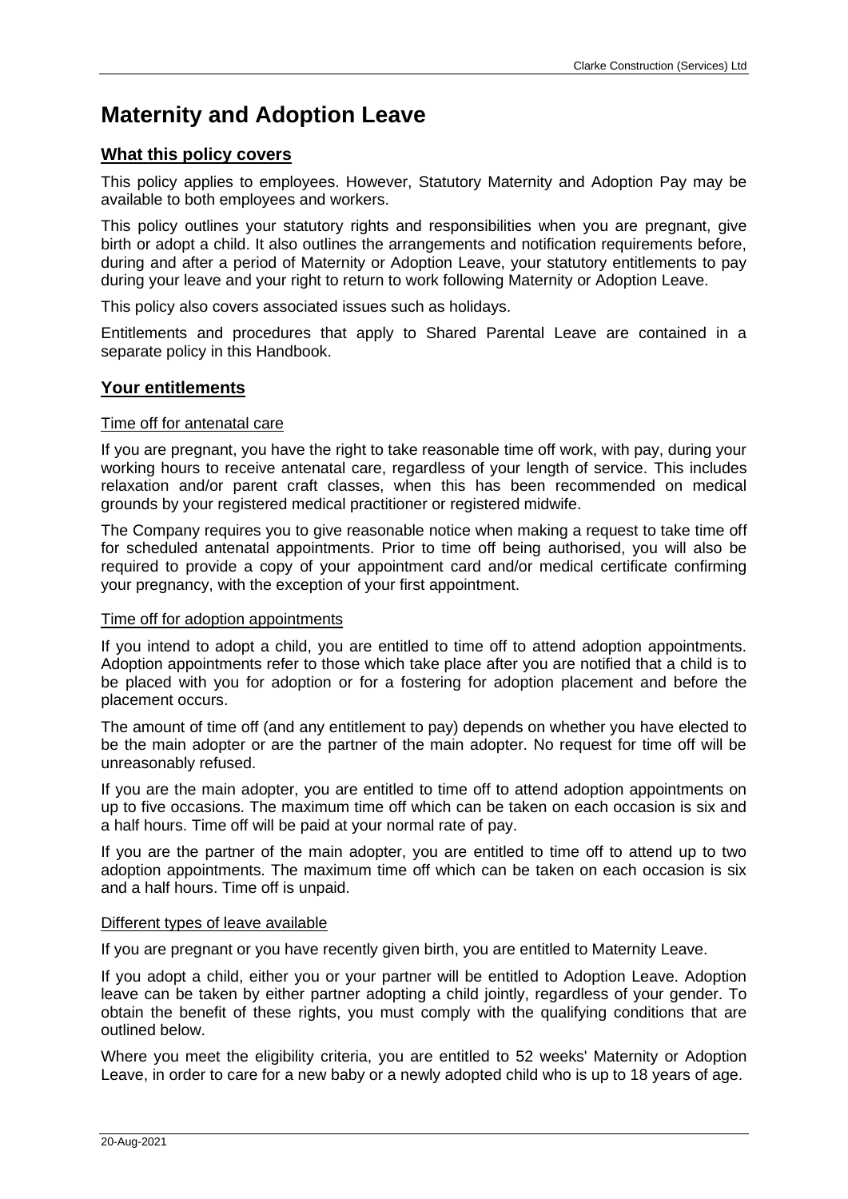# Maternity and Adoption Leave

## What this policy covers

This policy applies to employees. However, Statutory Maternity and Adoption Pay may be available to both employees and workers.

This policy outlines your statutory rights and responsibilities when you are pregnant, give birth or adopt a child. It also outlines the arrangements and notification requirements before, during and after a period of Maternity or Adoption Leave, your statutory entitlements to pay during your leave and your right to return to work following Maternity or Adoption Leave.

This policy also covers associated issues such as holidays.

Entitlements and procedures that apply to Shared Parental Leave are contained in a separate policy in this Handbook.

## Your entitlements

### Time off for antenatal care

If you are pregnant, you have the right to take reasonable time off work, with pay, during your working hours to receive antenatal care, regardless of your length of service. This includes relaxation and/or parent craft classes, when this has been recommended on medical grounds by your registered medical practitioner or registered midwife.

The Company requires you to give reasonable notice when making a request to take time off for scheduled antenatal appointments. Prior to time off being authorised, you will also be required to provide a copy of your appointment card and/or medical certificate confirming your pregnancy, with the exception of your first appointment.

### Time off for adoption appointments

If you intend to adopt a child, you are entitled to time off to attend adoption appointments. Adoption appointments refer to those which take place after you are notified that a child is to be placed with you for adoption or for a fostering for adoption placement and before the placement occurs.

The amount of time off (and any entitlement to pay) depends on whether you have elected to be the main adopter or are the partner of the main adopter. No request for time off will be unreasonably refused.

If you are the main adopter, you are entitled to time off to attend adoption appointments on up to five occasions. The maximum time off which can be taken on each occasion is six and a half hours. Time off will be paid at your normal rate of pay.

If you are the partner of the main adopter, you are entitled to time off to attend up to two adoption appointments. The maximum time off which can be taken on each occasion is six and a half hours. Time off is unpaid.

### Different types of leave available

If you are pregnant or you have recently given birth, you are entitled to Maternity Leave.

If you adopt a child, either you or your partner will be entitled to Adoption Leave. Adoption leave can be taken by either partner adopting a child jointly, regardless of your gender. To obtain the benefit of these rights, you must comply with the qualifying conditions that are outlined below.

Where you meet the eligibility criteria, you are entitled to 52 weeks' Maternity or Adoption Leave, in order to care for a new baby or a newly adopted child who is up to 18 years of age.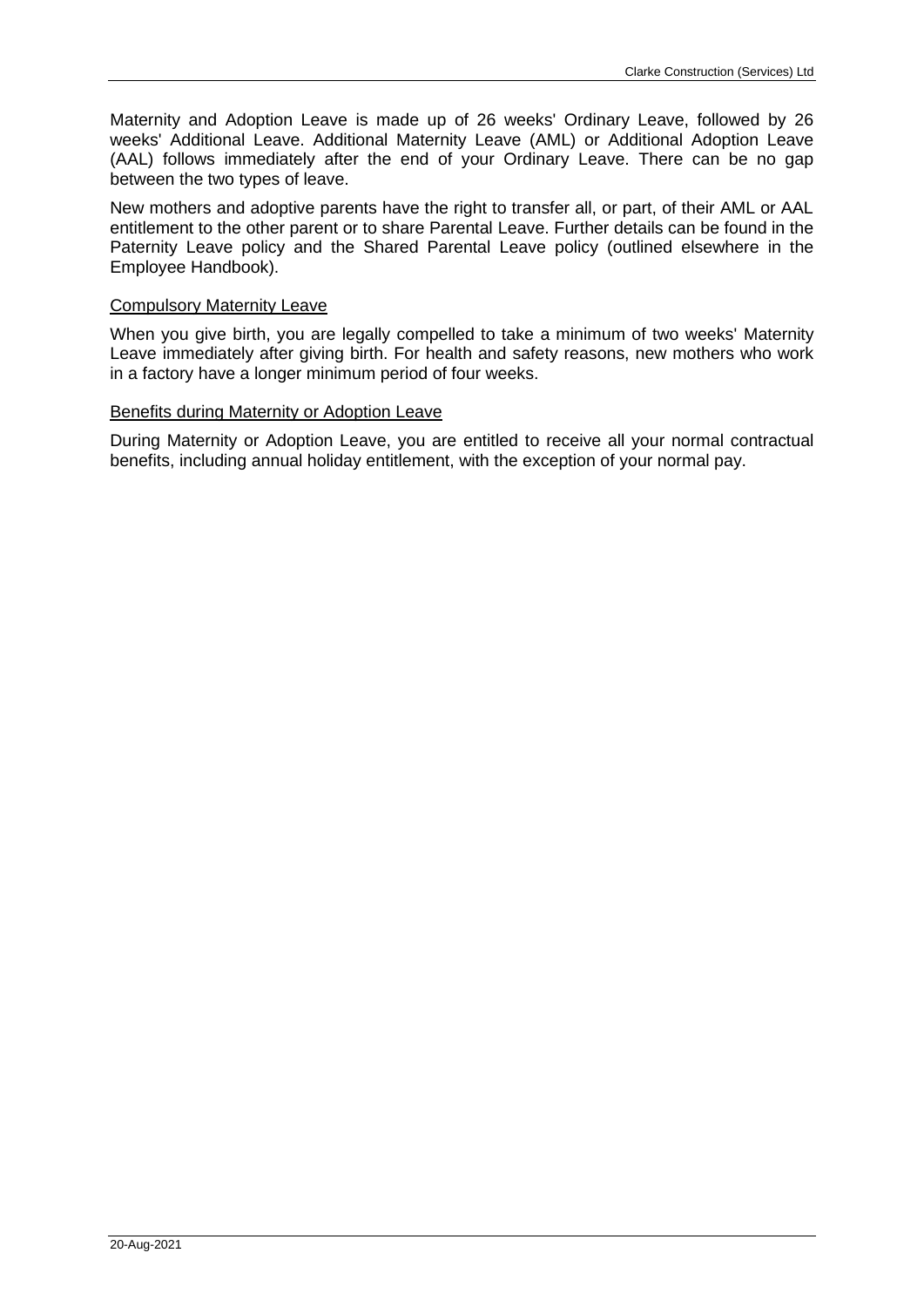Maternity and Adoption Leave is made up of 26 weeks' Ordinary Leave, followed by 26 weeks' Additional Leave. Additional Maternity Leave (AML) or Additional Adoption Leave (AAL) follows immediately after the end of your Ordinary Leave. There can be no gap between the two types of leave.

New mothers and adoptive parents have the right to transfer all, or part, of their AML or AAL entitlement to the other parent or to share Parental Leave. Further details can be found in the Paternity Leave policy and the Shared Parental Leave policy (outlined elsewhere in the Employee Handbook).

### Compulsory Maternity Leave

When you give birth, you are legally compelled to take a minimum of two weeks' Maternity Leave immediately after giving birth. For health and safety reasons, new mothers who work in a factory have a longer minimum period of four weeks.

### Benefits during Maternity or Adoption Leave

During Maternity or Adoption Leave, you are entitled to receive all your normal contractual benefits, including annual holiday entitlement, with the exception of your normal pay.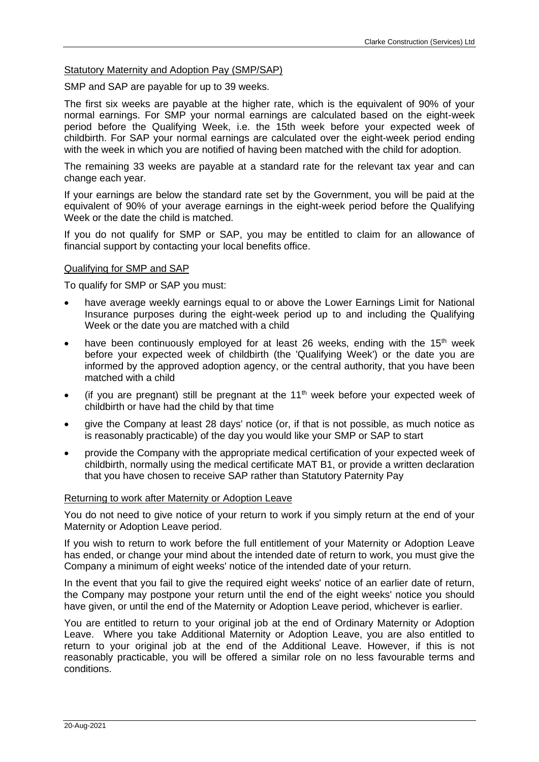## Statutory Maternity and Adoption Pay (SMP/SAP)

SMP and SAP are payable for up to 39 weeks.

The first six weeks are payable at the higher rate, which is the equivalent of 90% of your normal earnings. For SMP your normal earnings are calculated based on the eight-week period before the Qualifying Week, i.e. the 15th week before your expected week of childbirth. For SAP your normal earnings are calculated over the eight-week period ending with the week in which you are notified of having been matched with the child for adoption.

The remaining 33 weeks are payable at a standard rate for the relevant tax year and can change each year.

If your earnings are below the standard rate set by the Government, you will be paid at the equivalent of 90% of your average earnings in the eight-week period before the Qualifying Week or the date the child is matched.

If you do not qualify for SMP or SAP, you may be entitled to claim for an allowance of financial support by contacting your local benefits office.

## Qualifying for SMP and SAP

To qualify for SMP or SAP you must:

- have average weekly earnings equal to or above the Lower Earnings Limit for National Insurance purposes during the eight-week period up to and including the Qualifying Week or the date you are matched with a child
- have been continuously employed for at least 26 weeks, ending with the 15th week before your expected week of childbirth (the 'Qualifying Week') or the date you are informed by the approved adoption agency, or the central authority, that you have been matched with a child
- (if you are pregnant) still be pregnant at the 11th week before your expected week of childbirth or have had the child by that time
- give the Company at least 28 days' notice (or, if that is not possible, as much notice as is reasonably practicable) of the day you would like your SMP or SAP to start
- provide the Company with the appropriate medical certification of your expected week of childbirth, normally using the medical certificate MAT B1, or provide a written declaration that you have chosen to receive SAP rather than Statutory Paternity Pay

## Returning to work after Maternity or Adoption Leave

You do not need to give notice of your return to work if you simply return at the end of your Maternity or Adoption Leave period.

If you wish to return to work before the full entitlement of your Maternity or Adoption Leave has ended, or change your mind about the intended date of return to work, you must give the Company a minimum of eight weeks' notice of the intended date of your return.

In the event that you fail to give the required eight weeks' notice of an earlier date of return, the Company may postpone your return until the end of the eight weeks' notice you should have given, or until the end of the Maternity or Adoption Leave period, whichever is earlier.

You are entitled to return to your original job at the end of Ordinary Maternity or Adoption Leave. Where you take Additional Maternity or Adoption Leave, you are also entitled to return to your original job at the end of the Additional Leave. However, if this is not reasonably practicable, you will be offered a similar role on no less favourable terms and conditions.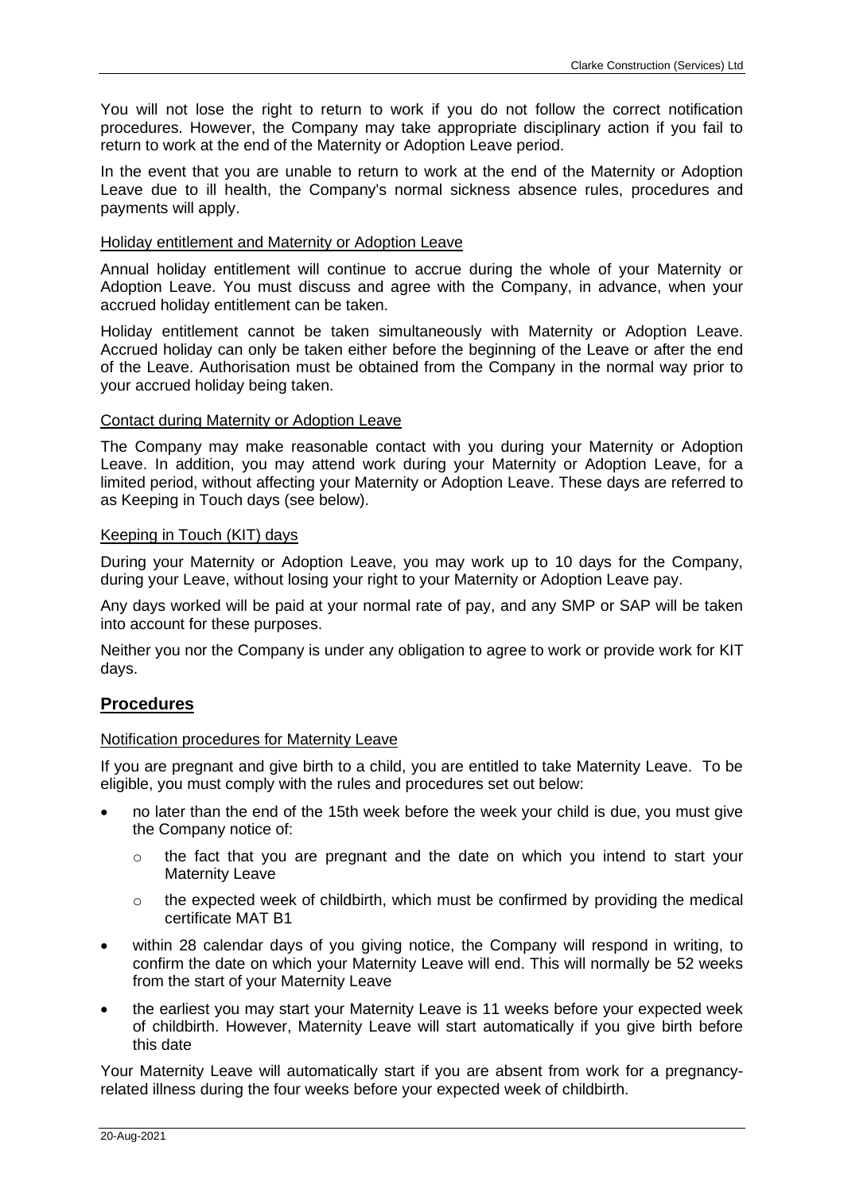You will not lose the right to return to work if you do not follow the correct notification procedures. However, the Company may take appropriate disciplinary action if you fail to return to work at the end of the Maternity or Adoption Leave period.

In the event that you are unable to return to work at the end of the Maternity or Adoption Leave due to ill health, the Company's normal sickness absence rules, procedures and payments will apply.

<u>Holiday entitlement and Maternity or Adoption Leave</u>

Annual holiday entitlement will continue to accrue during the whole of your Maternity or Adoption Leave. You must discuss and agree with the Company, in advance, when your accrued holiday entitlement can be taken.

Holiday entitlement cannot be taken simultaneously with Maternity or Adoption Leave. Accrued holiday can only be taken either before the beginning of the Leave or after the end of the Leave. Authorisation must be obtained from the Company in the normal way prior to your accrued holiday being taken.

<u>Contact during Maternity or Adoption Leave</u>

The Company may make reasonable contact with you during your Maternity or Adoption Leave. In addition, you may attend work during your Maternity or Adoption Leave, for a limited period, without affecting your Maternity or Adoption Leave. These days are referred to as Keeping in Touch days (see below).

<u>Keeping in Touch (KIT) days</u>

During your Maternity or Adoption Leave, you may work up to 10 days for the Company, during your Leave, without losing your right to your Maternity or Adoption Leave pay.

Any days worked will be paid at your normal rate of pay, and any SMP or SAP will be taken into account for these purposes.

Neither you nor the Company is under any obligation to agree to work or provide work for KIT days.

## Procedures

<u>Notification procedures for Maternity Leave</u>

If you are pregnant and give birth to a child, you are entitled to take Maternity Leave. To be eligible, you must comply with the rules and procedures set out below:

- no later than the end of the 15th week before the week your child is due, you must give the Company notice of:
  - the fact that you are pregnant and the date on which you intend to start your Maternity Leave
  - the expected week of childbirth, which must be confirmed by providing the medical certificate MAT B1
- within 28 calendar days of you giving notice, the Company will respond in writing, to confirm the date on which your Maternity Leave will end. This will normally be 52 weeks from the start of your Maternity Leave
- the earliest you may start your Maternity Leave is 11 weeks before your expected week of childbirth. However, Maternity Leave will start automatically if you give birth before this date

Your Maternity Leave will automatically start if you are absent from work for a pregnancy-related illness during the four weeks before your expected week of childbirth.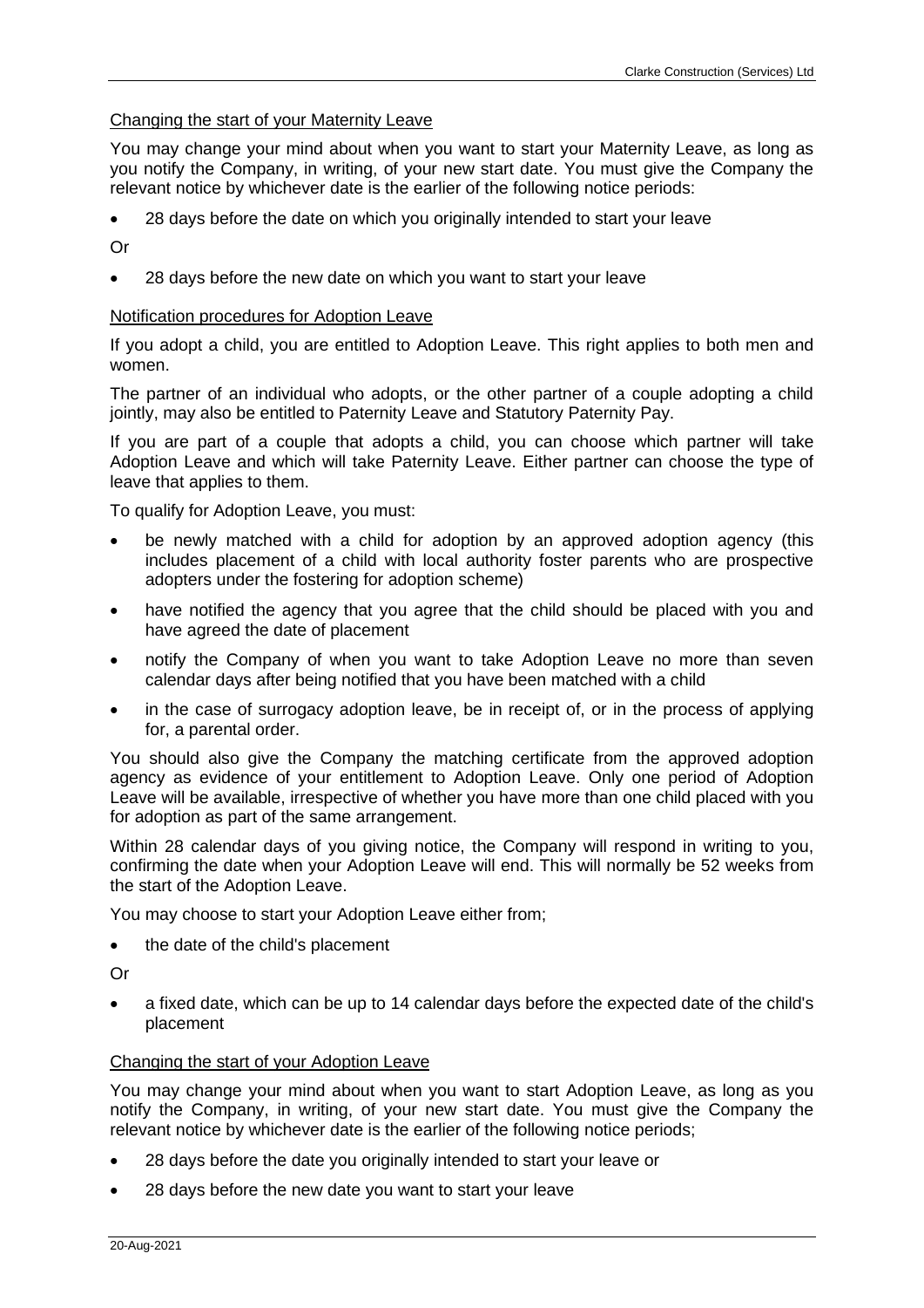Changing the start of your Maternity Leave

You may change your mind about when you want to start your Maternity Leave, as long as you notify the Company, in writing, of your new start date. You must give the Company the relevant notice by whichever date is the earlier of the following notice periods:

- 28 days before the date on which you originally intended to start your leave

Or

- 28 days before the new date on which you want to start your leave

Notification procedures for Adoption Leave

If you adopt a child, you are entitled to Adoption Leave. This right applies to both men and women.

The partner of an individual who adopts, or the other partner of a couple adopting a child jointly, may also be entitled to Paternity Leave and Statutory Paternity Pay.

If you are part of a couple that adopts a child, you can choose which partner will take Adoption Leave and which will take Paternity Leave. Either partner can choose the type of leave that applies to them.

To qualify for Adoption Leave, you must:

- be newly matched with a child for adoption by an approved adoption agency (this includes placement of a child with local authority foster parents who are prospective adopters under the fostering for adoption scheme)
- have notified the agency that you agree that the child should be placed with you and have agreed the date of placement
- notify the Company of when you want to take Adoption Leave no more than seven calendar days after being notified that you have been matched with a child
- in the case of surrogacy adoption leave, be in receipt of, or in the process of applying for, a parental order.

You should also give the Company the matching certificate from the approved adoption agency as evidence of your entitlement to Adoption Leave. Only one period of Adoption Leave will be available, irrespective of whether you have more than one child placed with you for adoption as part of the same arrangement.

Within 28 calendar days of you giving notice, the Company will respond in writing to you, confirming the date when your Adoption Leave will end. This will normally be 52 weeks from the start of the Adoption Leave.

You may choose to start your Adoption Leave either from;

- the date of the child's placement

Or

- a fixed date, which can be up to 14 calendar days before the expected date of the child's placement

Changing the start of your Adoption Leave

You may change your mind about when you want to start Adoption Leave, as long as you notify the Company, in writing, of your new start date. You must give the Company the relevant notice by whichever date is the earlier of the following notice periods;

- 28 days before the date you originally intended to start your leave or
- 28 days before the new date you want to start your leave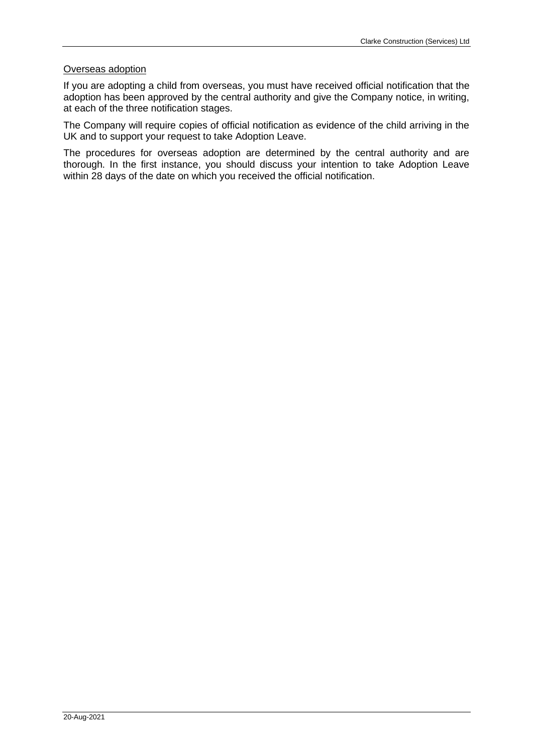Overseas adoption

If you are adopting a child from overseas, you must have received official notification that the adoption has been approved by the central authority and give the Company notice, in writing, at each of the three notification stages.

The Company will require copies of official notification as evidence of the child arriving in the UK and to support your request to take Adoption Leave.

The procedures for overseas adoption are determined by the central authority and are thorough. In the first instance, you should discuss your intention to take Adoption Leave within 28 days of the date on which you received the official notification.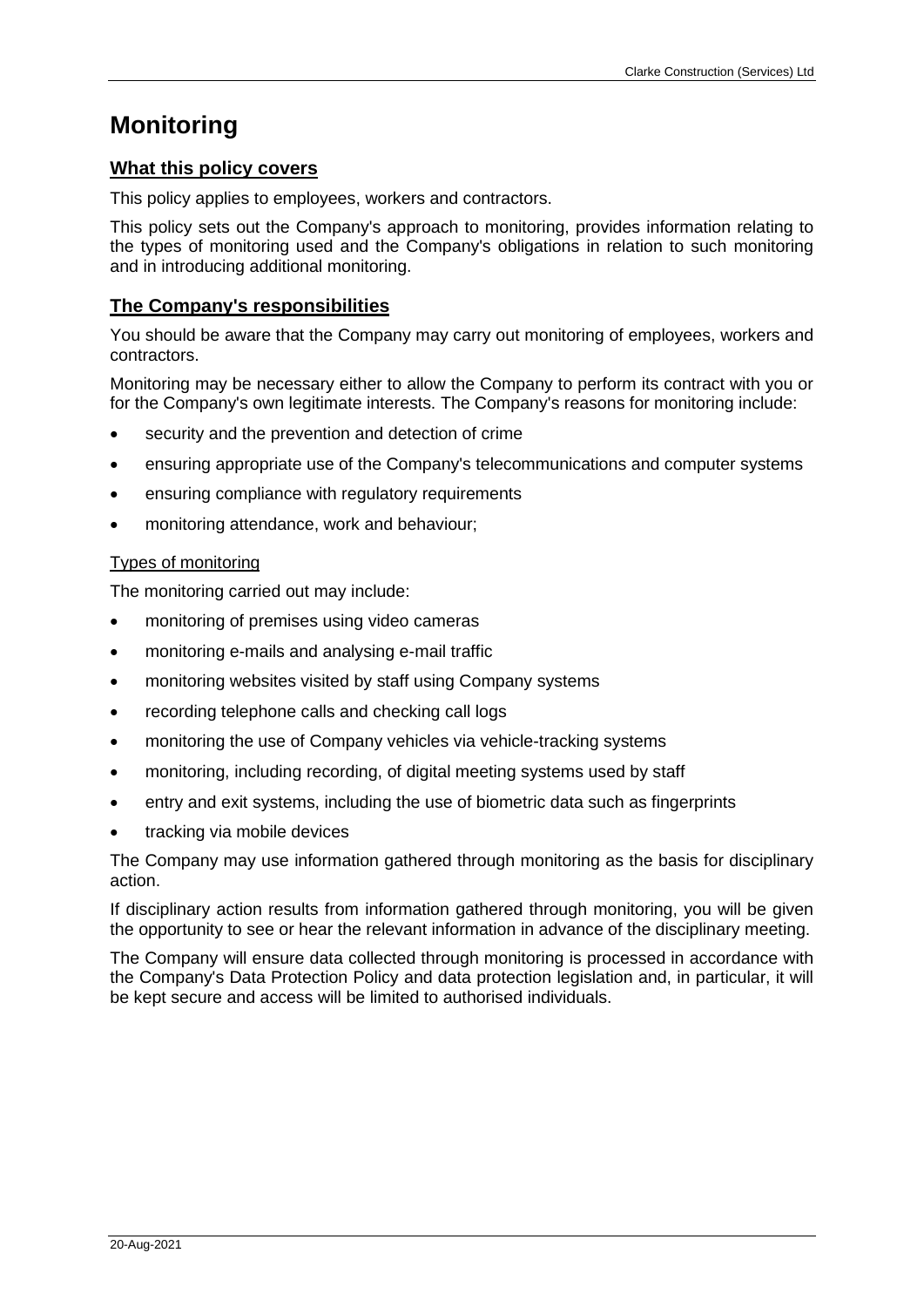# Monitoring

## What this policy covers

This policy applies to employees, workers and contractors.

This policy sets out the Company's approach to monitoring, provides information relating to the types of monitoring used and the Company's obligations in relation to such monitoring and in introducing additional monitoring.

## The Company's responsibilities

You should be aware that the Company may carry out monitoring of employees, workers and contractors.

Monitoring may be necessary either to allow the Company to perform its contract with you or for the Company's own legitimate interests. The Company's reasons for monitoring include:

- security and the prevention and detection of crime
- ensuring appropriate use of the Company's telecommunications and computer systems
- ensuring compliance with regulatory requirements
- monitoring attendance, work and behaviour;

### Types of monitoring

The monitoring carried out may include:

- monitoring of premises using video cameras
- monitoring e-mails and analysing e-mail traffic
- monitoring websites visited by staff using Company systems
- recording telephone calls and checking call logs
- monitoring the use of Company vehicles via vehicle-tracking systems
- monitoring, including recording, of digital meeting systems used by staff
- entry and exit systems, including the use of biometric data such as fingerprints
- tracking via mobile devices

The Company may use information gathered through monitoring as the basis for disciplinary action.

If disciplinary action results from information gathered through monitoring, you will be given the opportunity to see or hear the relevant information in advance of the disciplinary meeting.

The Company will ensure data collected through monitoring is processed in accordance with the Company's Data Protection Policy and data protection legislation and, in particular, it will be kept secure and access will be limited to authorised individuals.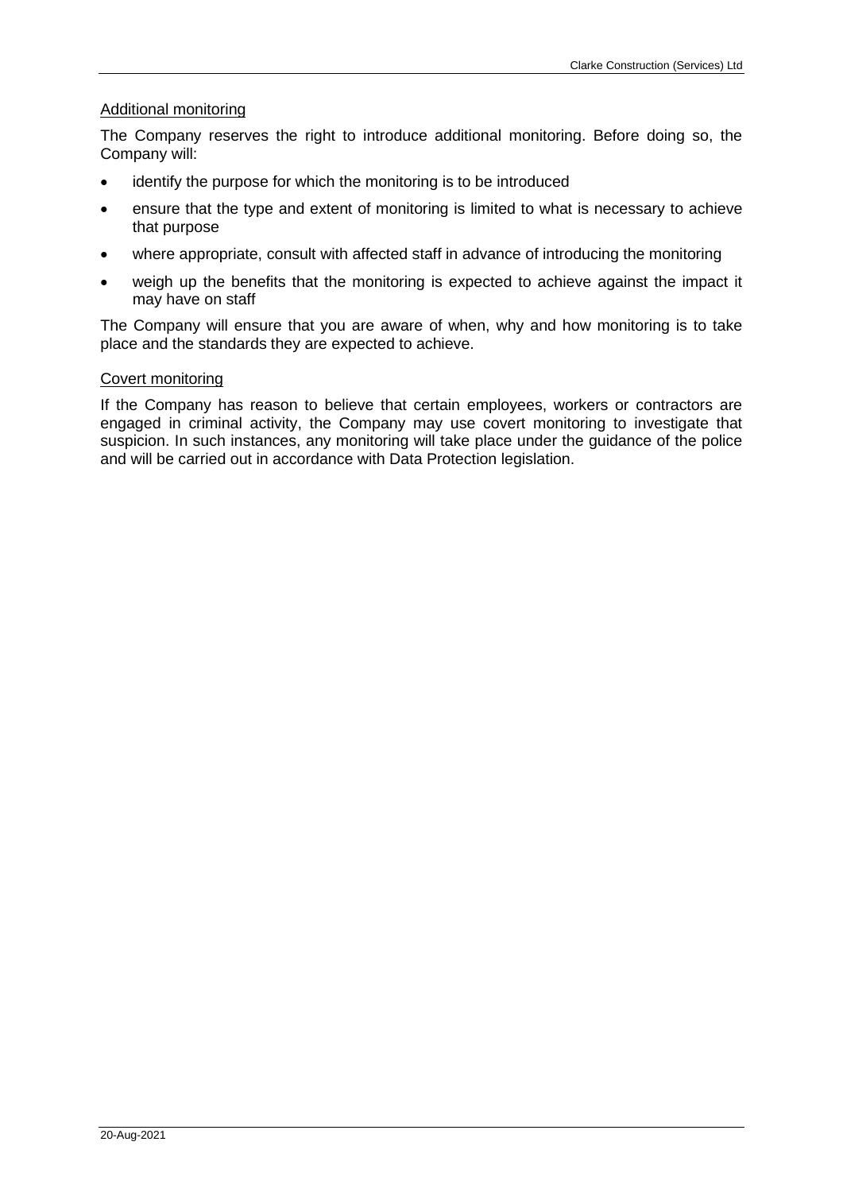<u>Additional monitoring</u>

The Company reserves the right to introduce additional monitoring. Before doing so, the Company will:

- identify the purpose for which the monitoring is to be introduced
- ensure that the type and extent of monitoring is limited to what is necessary to achieve that purpose
- where appropriate, consult with affected staff in advance of introducing the monitoring
- weigh up the benefits that the monitoring is expected to achieve against the impact it may have on staff

The Company will ensure that you are aware of when, why and how monitoring is to take place and the standards they are expected to achieve.

<u>Covert monitoring</u>

If the Company has reason to believe that certain employees, workers or contractors are engaged in criminal activity, the Company may use covert monitoring to investigate that suspicion. In such instances, any monitoring will take place under the guidance of the police and will be carried out in accordance with Data Protection legislation.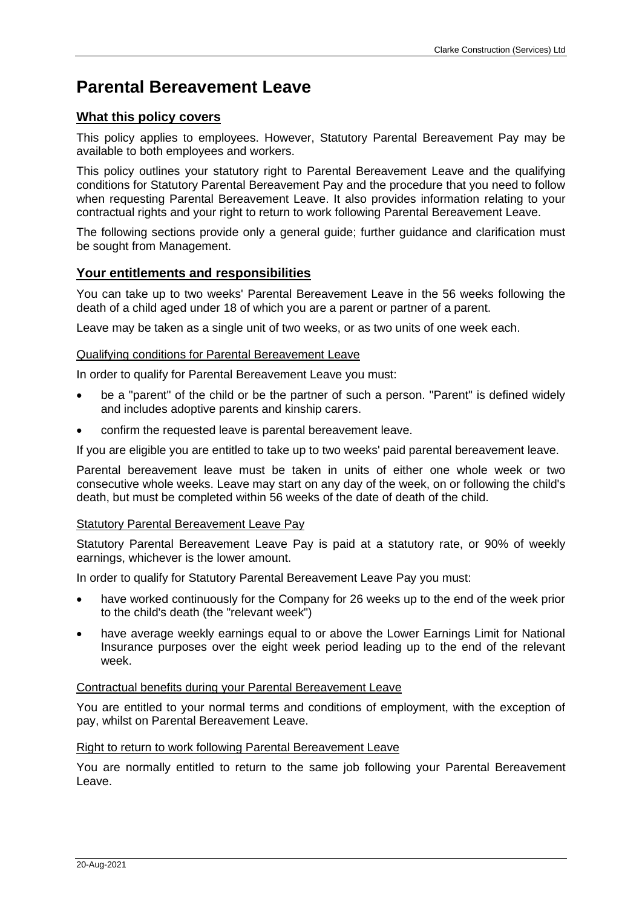# Parental Bereavement Leave

## What this policy covers

This policy applies to employees. However, Statutory Parental Bereavement Pay may be available to both employees and workers.

This policy outlines your statutory right to Parental Bereavement Leave and the qualifying conditions for Statutory Parental Bereavement Pay and the procedure that you need to follow when requesting Parental Bereavement Leave. It also provides information relating to your contractual rights and your right to return to work following Parental Bereavement Leave.

The following sections provide only a general guide; further guidance and clarification must be sought from Management.

## Your entitlements and responsibilities

You can take up to two weeks' Parental Bereavement Leave in the 56 weeks following the death of a child aged under 18 of which you are a parent or partner of a parent.

Leave may be taken as a single unit of two weeks, or as two units of one week each.

### Qualifying conditions for Parental Bereavement Leave

In order to qualify for Parental Bereavement Leave you must:

- be a "parent" of the child or be the partner of such a person. "Parent" is defined widely and includes adoptive parents and kinship carers.
- confirm the requested leave is parental bereavement leave.

If you are eligible you are entitled to take up to two weeks' paid parental bereavement leave.

Parental bereavement leave must be taken in units of either one whole week or two consecutive whole weeks. Leave may start on any day of the week, on or following the child's death, but must be completed within 56 weeks of the date of death of the child.

### Statutory Parental Bereavement Leave Pay

Statutory Parental Bereavement Leave Pay is paid at a statutory rate, or 90% of weekly earnings, whichever is the lower amount.

In order to qualify for Statutory Parental Bereavement Leave Pay you must:

- have worked continuously for the Company for 26 weeks up to the end of the week prior to the child's death (the "relevant week")
- have average weekly earnings equal to or above the Lower Earnings Limit for National Insurance purposes over the eight week period leading up to the end of the relevant week.

### Contractual benefits during your Parental Bereavement Leave

You are entitled to your normal terms and conditions of employment, with the exception of pay, whilst on Parental Bereavement Leave.

### Right to return to work following Parental Bereavement Leave

You are normally entitled to return to the same job following your Parental Bereavement Leave.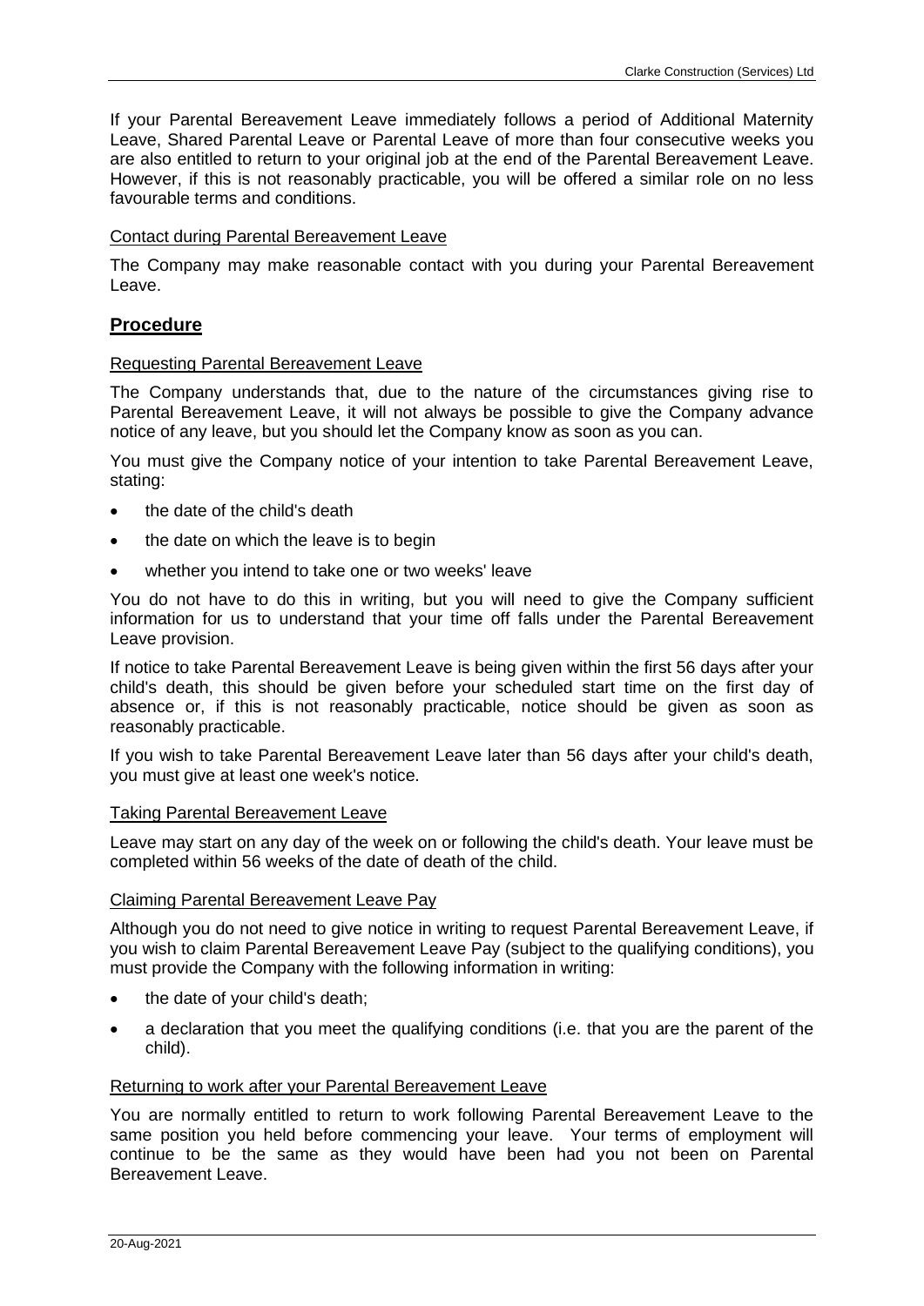If your Parental Bereavement Leave immediately follows a period of Additional Maternity Leave, Shared Parental Leave or Parental Leave of more than four consecutive weeks you are also entitled to return to your original job at the end of the Parental Bereavement Leave. However, if this is not reasonably practicable, you will be offered a similar role on no less favourable terms and conditions.

Contact during Parental Bereavement Leave

The Company may make reasonable contact with you during your Parental Bereavement Leave.

## Procedure

Requesting Parental Bereavement Leave

The Company understands that, due to the nature of the circumstances giving rise to Parental Bereavement Leave, it will not always be possible to give the Company advance notice of any leave, but you should let the Company know as soon as you can.

You must give the Company notice of your intention to take Parental Bereavement Leave, stating:

- the date of the child's death
- the date on which the leave is to begin
- whether you intend to take one or two weeks' leave

You do not have to do this in writing, but you will need to give the Company sufficient information for us to understand that your time off falls under the Parental Bereavement Leave provision.

If notice to take Parental Bereavement Leave is being given within the first 56 days after your child's death, this should be given before your scheduled start time on the first day of absence or, if this is not reasonably practicable, notice should be given as soon as reasonably practicable.

If you wish to take Parental Bereavement Leave later than 56 days after your child's death, you must give at least one week's notice.

Taking Parental Bereavement Leave

Leave may start on any day of the week on or following the child's death. Your leave must be completed within 56 weeks of the date of death of the child.

Claiming Parental Bereavement Leave Pay

Although you do not need to give notice in writing to request Parental Bereavement Leave, if you wish to claim Parental Bereavement Leave Pay (subject to the qualifying conditions), you must provide the Company with the following information in writing:

- the date of your child's death;
- a declaration that you meet the qualifying conditions (i.e. that you are the parent of the child).

Returning to work after your Parental Bereavement Leave

You are normally entitled to return to work following Parental Bereavement Leave to the same position you held before commencing your leave. Your terms of employment will continue to be the same as they would have been had you not been on Parental Bereavement Leave.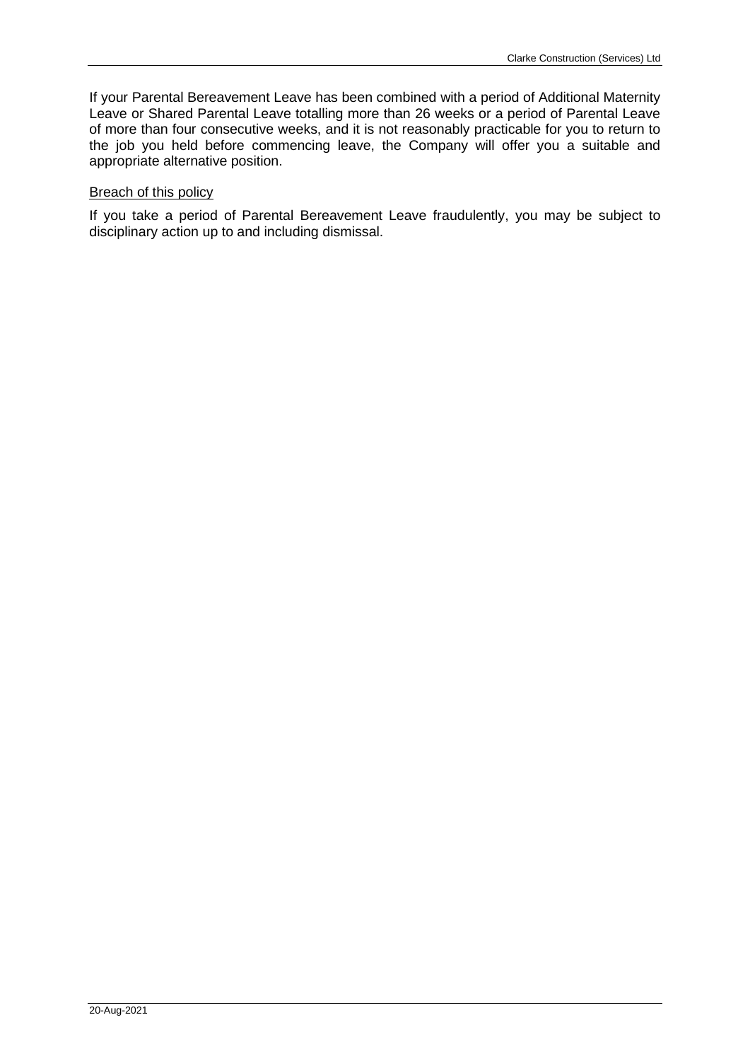If your Parental Bereavement Leave has been combined with a period of Additional Maternity Leave or Shared Parental Leave totalling more than 26 weeks or a period of Parental Leave of more than four consecutive weeks, and it is not reasonably practicable for you to return to the job you held before commencing leave, the Company will offer you a suitable and appropriate alternative position.

<u>Breach of this policy</u>

If you take a period of Parental Bereavement Leave fraudulently, you may be subject to disciplinary action up to and including dismissal.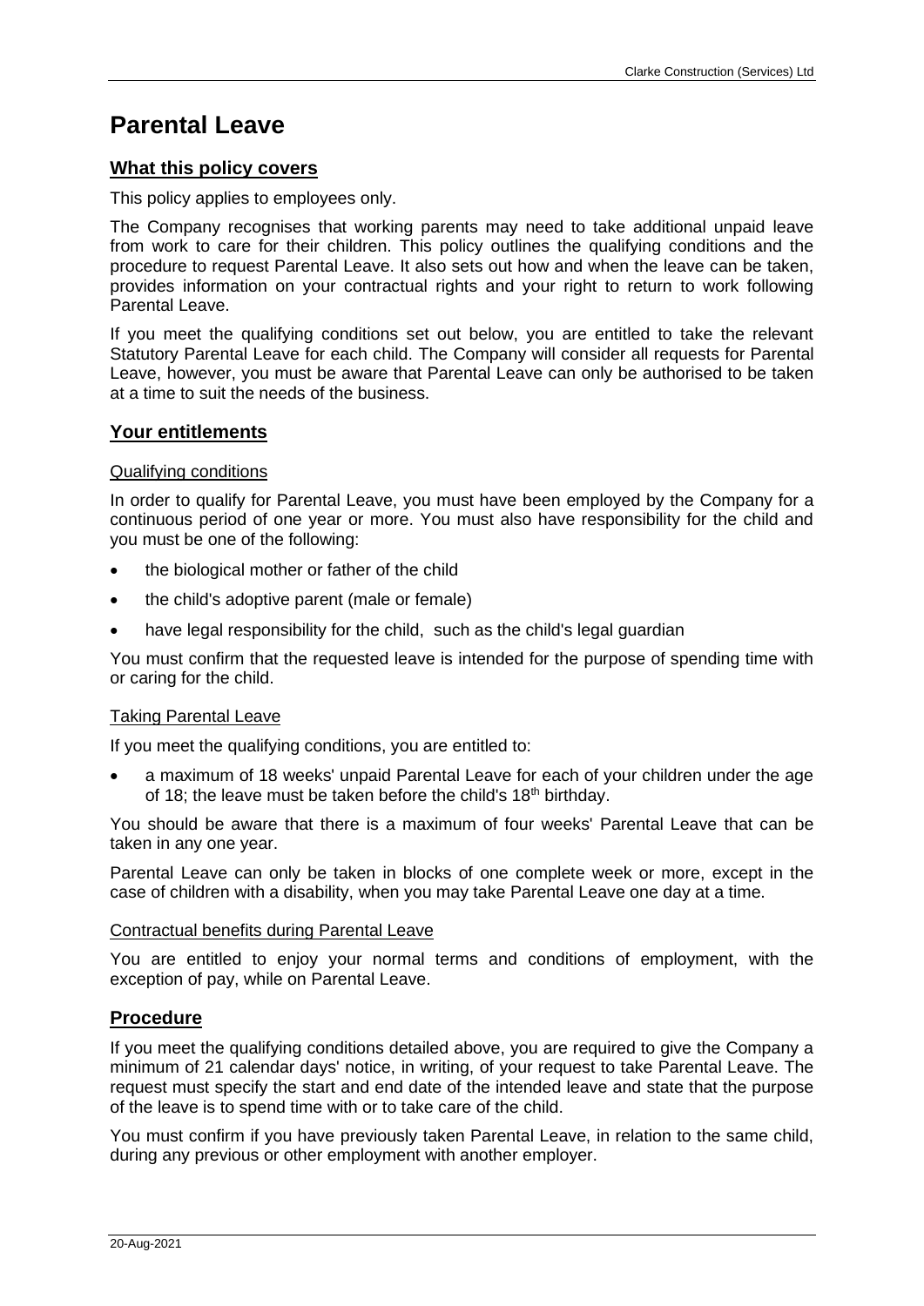# Parental Leave

## What this policy covers

This policy applies to employees only.

The Company recognises that working parents may need to take additional unpaid leave from work to care for their children. This policy outlines the qualifying conditions and the procedure to request Parental Leave. It also sets out how and when the leave can be taken, provides information on your contractual rights and your right to return to work following Parental Leave.

If you meet the qualifying conditions set out below, you are entitled to take the relevant Statutory Parental Leave for each child. The Company will consider all requests for Parental Leave, however, you must be aware that Parental Leave can only be authorised to be taken at a time to suit the needs of the business.

## Your entitlements

### Qualifying conditions

In order to qualify for Parental Leave, you must have been employed by the Company for a continuous period of one year or more. You must also have responsibility for the child and you must be one of the following:

- the biological mother or father of the child
- the child's adoptive parent (male or female)
- have legal responsibility for the child, such as the child's legal guardian

You must confirm that the requested leave is intended for the purpose of spending time with or caring for the child.

### Taking Parental Leave

If you meet the qualifying conditions, you are entitled to:

- a maximum of 18 weeks' unpaid Parental Leave for each of your children under the age of 18; the leave must be taken before the child's 18th birthday.

You should be aware that there is a maximum of four weeks' Parental Leave that can be taken in any one year.

Parental Leave can only be taken in blocks of one complete week or more, except in the case of children with a disability, when you may take Parental Leave one day at a time.

### Contractual benefits during Parental Leave

You are entitled to enjoy your normal terms and conditions of employment, with the exception of pay, while on Parental Leave.

## Procedure

If you meet the qualifying conditions detailed above, you are required to give the Company a minimum of 21 calendar days' notice, in writing, of your request to take Parental Leave. The request must specify the start and end date of the intended leave and state that the purpose of the leave is to spend time with or to take care of the child.

You must confirm if you have previously taken Parental Leave, in relation to the same child, during any previous or other employment with another employer.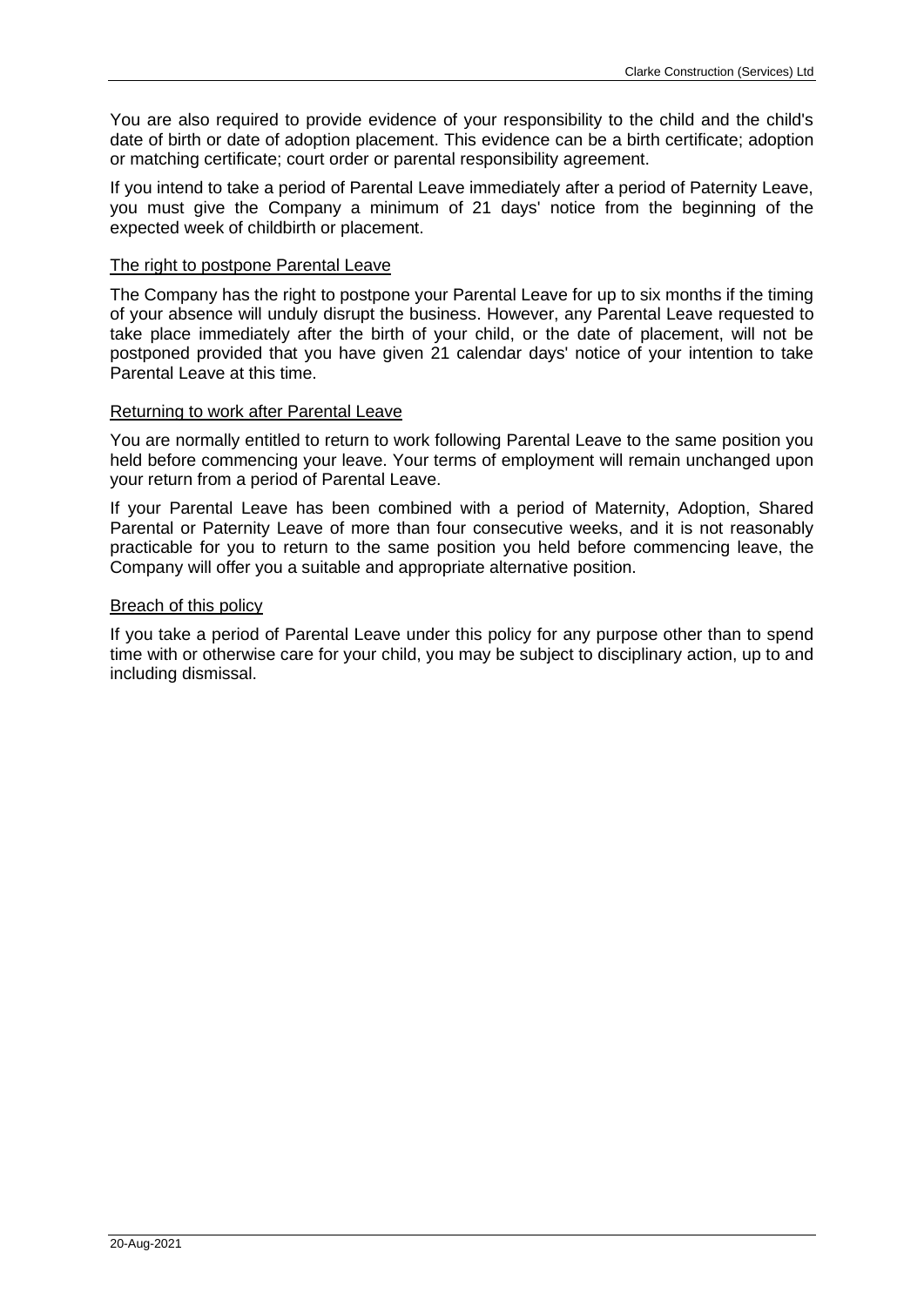You are also required to provide evidence of your responsibility to the child and the child's date of birth or date of adoption placement. This evidence can be a birth certificate; adoption or matching certificate; court order or parental responsibility agreement.

If you intend to take a period of Parental Leave immediately after a period of Paternity Leave, you must give the Company a minimum of 21 days' notice from the beginning of the expected week of childbirth or placement.

### The right to postpone Parental Leave

The Company has the right to postpone your Parental Leave for up to six months if the timing of your absence will unduly disrupt the business. However, any Parental Leave requested to take place immediately after the birth of your child, or the date of placement, will not be postponed provided that you have given 21 calendar days' notice of your intention to take Parental Leave at this time.

### Returning to work after Parental Leave

You are normally entitled to return to work following Parental Leave to the same position you held before commencing your leave. Your terms of employment will remain unchanged upon your return from a period of Parental Leave.

If your Parental Leave has been combined with a period of Maternity, Adoption, Shared Parental or Paternity Leave of more than four consecutive weeks, and it is not reasonably practicable for you to return to the same position you held before commencing leave, the Company will offer you a suitable and appropriate alternative position.

### Breach of this policy

If you take a period of Parental Leave under this policy for any purpose other than to spend time with or otherwise care for your child, you may be subject to disciplinary action, up to and including dismissal.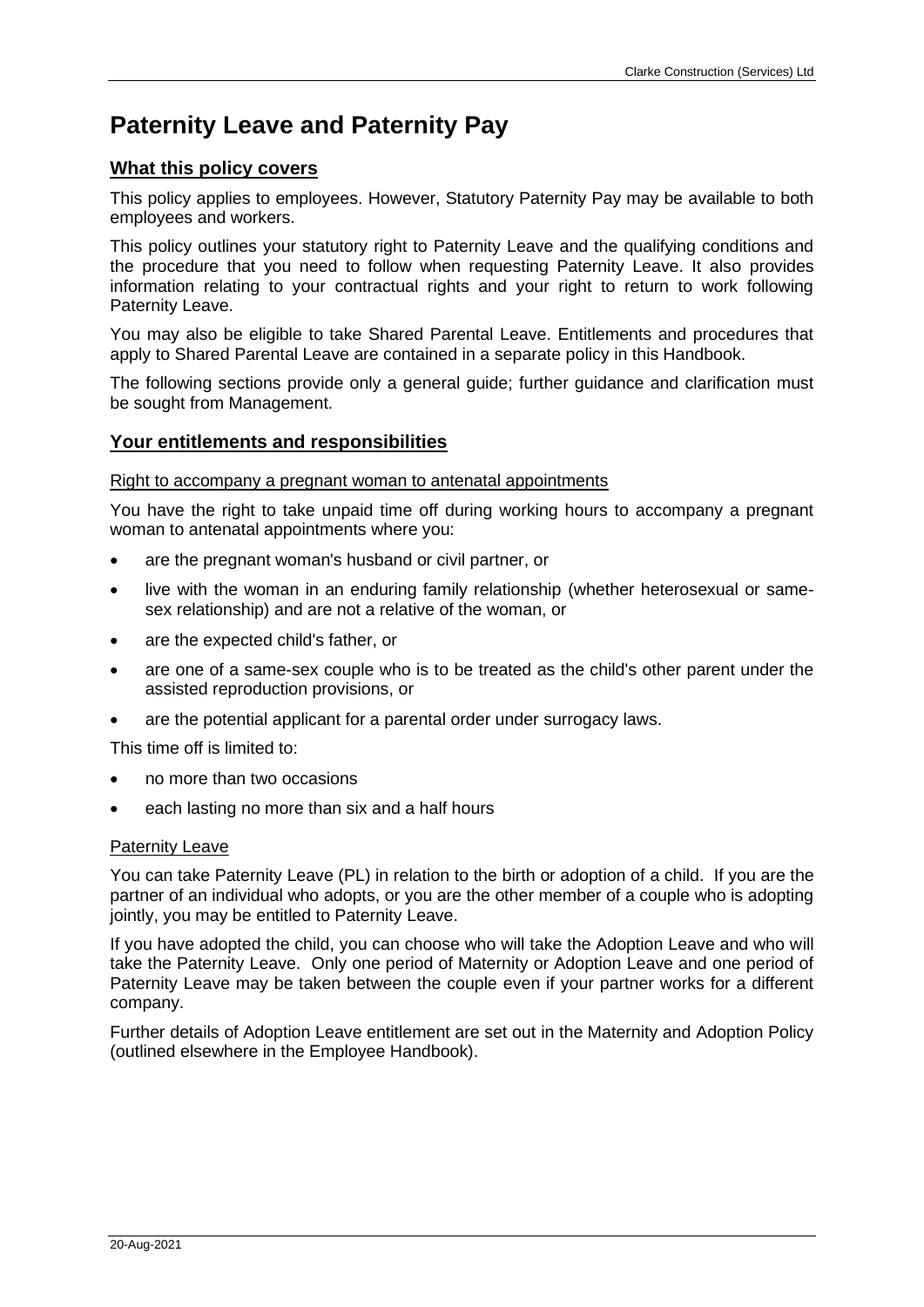# Paternity Leave and Paternity Pay

## What this policy covers

This policy applies to employees. However, Statutory Paternity Pay may be available to both employees and workers.

This policy outlines your statutory right to Paternity Leave and the qualifying conditions and the procedure that you need to follow when requesting Paternity Leave. It also provides information relating to your contractual rights and your right to return to work following Paternity Leave.

You may also be eligible to take Shared Parental Leave. Entitlements and procedures that apply to Shared Parental Leave are contained in a separate policy in this Handbook.

The following sections provide only a general guide; further guidance and clarification must be sought from Management.

## Your entitlements and responsibilities

### Right to accompany a pregnant woman to antenatal appointments

You have the right to take unpaid time off during working hours to accompany a pregnant woman to antenatal appointments where you:

- are the pregnant woman's husband or civil partner, or
- live with the woman in an enduring family relationship (whether heterosexual or same-sex relationship) and are not a relative of the woman, or
- are the expected child's father, or
- are one of a same-sex couple who is to be treated as the child's other parent under the assisted reproduction provisions, or
- are the potential applicant for a parental order under surrogacy laws.

This time off is limited to:

- no more than two occasions
- each lasting no more than six and a half hours

### Paternity Leave

You can take Paternity Leave (PL) in relation to the birth or adoption of a child. If you are the partner of an individual who adopts, or you are the other member of a couple who is adopting jointly, you may be entitled to Paternity Leave.

If you have adopted the child, you can choose who will take the Adoption Leave and who will take the Paternity Leave. Only one period of Maternity or Adoption Leave and one period of Paternity Leave may be taken between the couple even if your partner works for a different company.

Further details of Adoption Leave entitlement are set out in the Maternity and Adoption Policy (outlined elsewhere in the Employee Handbook).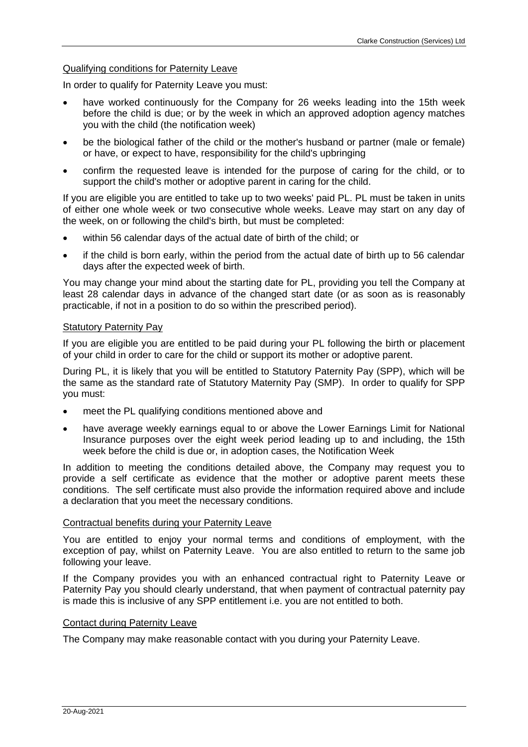### Qualifying conditions for Paternity Leave

In order to qualify for Paternity Leave you must:

- have worked continuously for the Company for 26 weeks leading into the 15th week before the child is due; or by the week in which an approved adoption agency matches you with the child (the notification week)
- be the biological father of the child or the mother's husband or partner (male or female) or have, or expect to have, responsibility for the child's upbringing
- confirm the requested leave is intended for the purpose of caring for the child, or to support the child's mother or adoptive parent in caring for the child.

If you are eligible you are entitled to take up to two weeks' paid PL. PL must be taken in units of either one whole week or two consecutive whole weeks. Leave may start on any day of the week, on or following the child's birth, but must be completed:

- within 56 calendar days of the actual date of birth of the child; or
- if the child is born early, within the period from the actual date of birth up to 56 calendar days after the expected week of birth.

You may change your mind about the starting date for PL, providing you tell the Company at least 28 calendar days in advance of the changed start date (or as soon as is reasonably practicable, if not in a position to do so within the prescribed period).

### Statutory Paternity Pay

If you are eligible you are entitled to be paid during your PL following the birth or placement of your child in order to care for the child or support its mother or adoptive parent.

During PL, it is likely that you will be entitled to Statutory Paternity Pay (SPP), which will be the same as the standard rate of Statutory Maternity Pay (SMP). In order to qualify for SPP you must:

- meet the PL qualifying conditions mentioned above and
- have average weekly earnings equal to or above the Lower Earnings Limit for National Insurance purposes over the eight week period leading up to and including, the 15th week before the child is due or, in adoption cases, the Notification Week

In addition to meeting the conditions detailed above, the Company may request you to provide a self certificate as evidence that the mother or adoptive parent meets these conditions. The self certificate must also provide the information required above and include a declaration that you meet the necessary conditions.

### Contractual benefits during your Paternity Leave

You are entitled to enjoy your normal terms and conditions of employment, with the exception of pay, whilst on Paternity Leave. You are also entitled to return to the same job following your leave.

If the Company provides you with an enhanced contractual right to Paternity Leave or Paternity Pay you should clearly understand, that when payment of contractual paternity pay is made this is inclusive of any SPP entitlement i.e. you are not entitled to both.

### Contact during Paternity Leave

The Company may make reasonable contact with you during your Paternity Leave.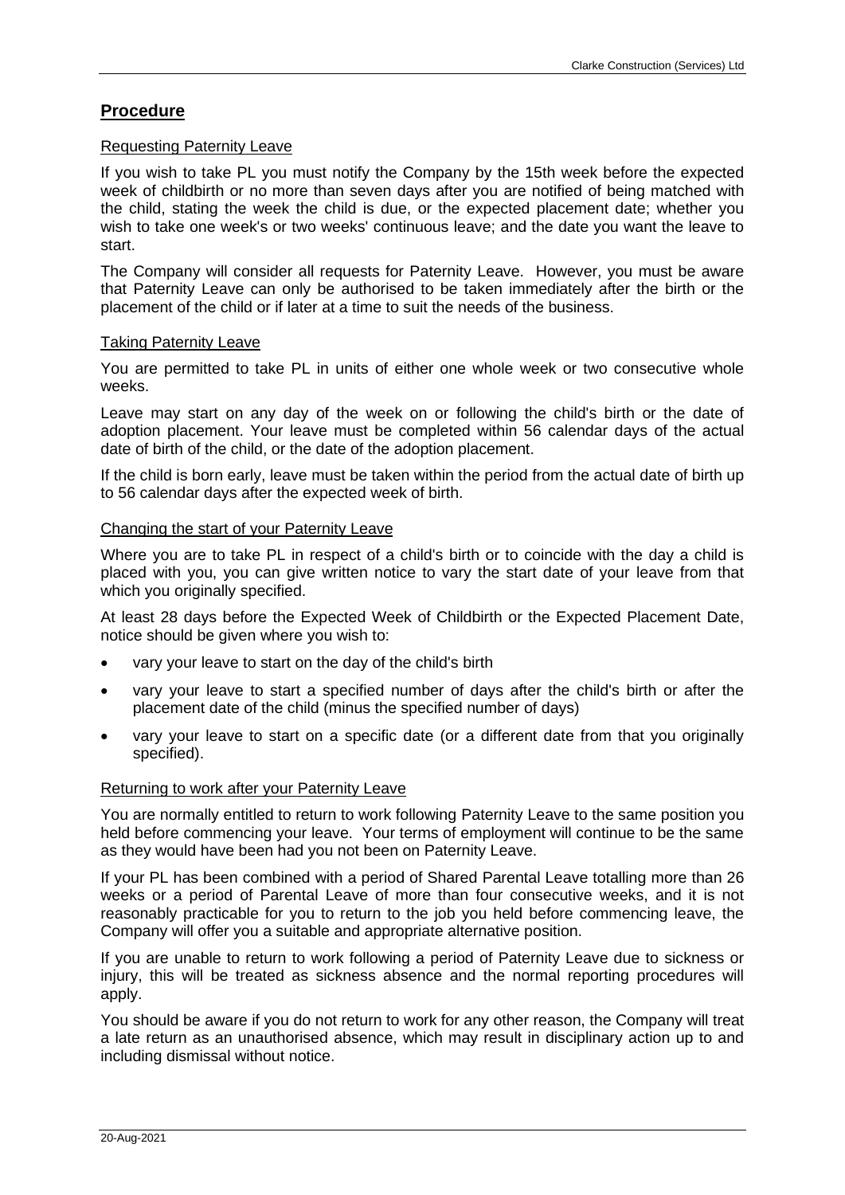## Procedure

### Requesting Paternity Leave

If you wish to take PL you must notify the Company by the 15th week before the expected week of childbirth or no more than seven days after you are notified of being matched with the child, stating the week the child is due, or the expected placement date; whether you wish to take one week's or two weeks' continuous leave; and the date you want the leave to start.

The Company will consider all requests for Paternity Leave. However, you must be aware that Paternity Leave can only be authorised to be taken immediately after the birth or the placement of the child or if later at a time to suit the needs of the business.

### Taking Paternity Leave

You are permitted to take PL in units of either one whole week or two consecutive whole weeks.

Leave may start on any day of the week on or following the child's birth or the date of adoption placement. Your leave must be completed within 56 calendar days of the actual date of birth of the child, or the date of the adoption placement.

If the child is born early, leave must be taken within the period from the actual date of birth up to 56 calendar days after the expected week of birth.

### Changing the start of your Paternity Leave

Where you are to take PL in respect of a child's birth or to coincide with the day a child is placed with you, you can give written notice to vary the start date of your leave from that which you originally specified.

At least 28 days before the Expected Week of Childbirth or the Expected Placement Date, notice should be given where you wish to:

- vary your leave to start on the day of the child's birth
- vary your leave to start a specified number of days after the child's birth or after the placement date of the child (minus the specified number of days)
- vary your leave to start on a specific date (or a different date from that you originally specified).

### Returning to work after your Paternity Leave

You are normally entitled to return to work following Paternity Leave to the same position you held before commencing your leave. Your terms of employment will continue to be the same as they would have been had you not been on Paternity Leave.

If your PL has been combined with a period of Shared Parental Leave totalling more than 26 weeks or a period of Parental Leave of more than four consecutive weeks, and it is not reasonably practicable for you to return to the job you held before commencing leave, the Company will offer you a suitable and appropriate alternative position.

If you are unable to return to work following a period of Paternity Leave due to sickness or injury, this will be treated as sickness absence and the normal reporting procedures will apply.

You should be aware if you do not return to work for any other reason, the Company will treat a late return as an unauthorised absence, which may result in disciplinary action up to and including dismissal without notice.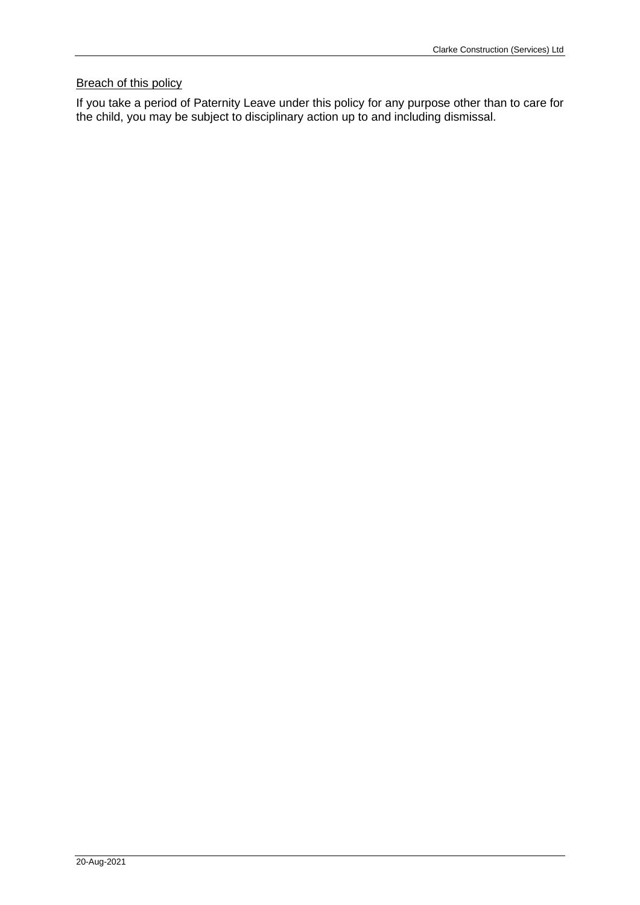<u>Breach of this policy</u>

If you take a period of Paternity Leave under this policy for any purpose other than to care for the child, you may be subject to disciplinary action up to and including dismissal.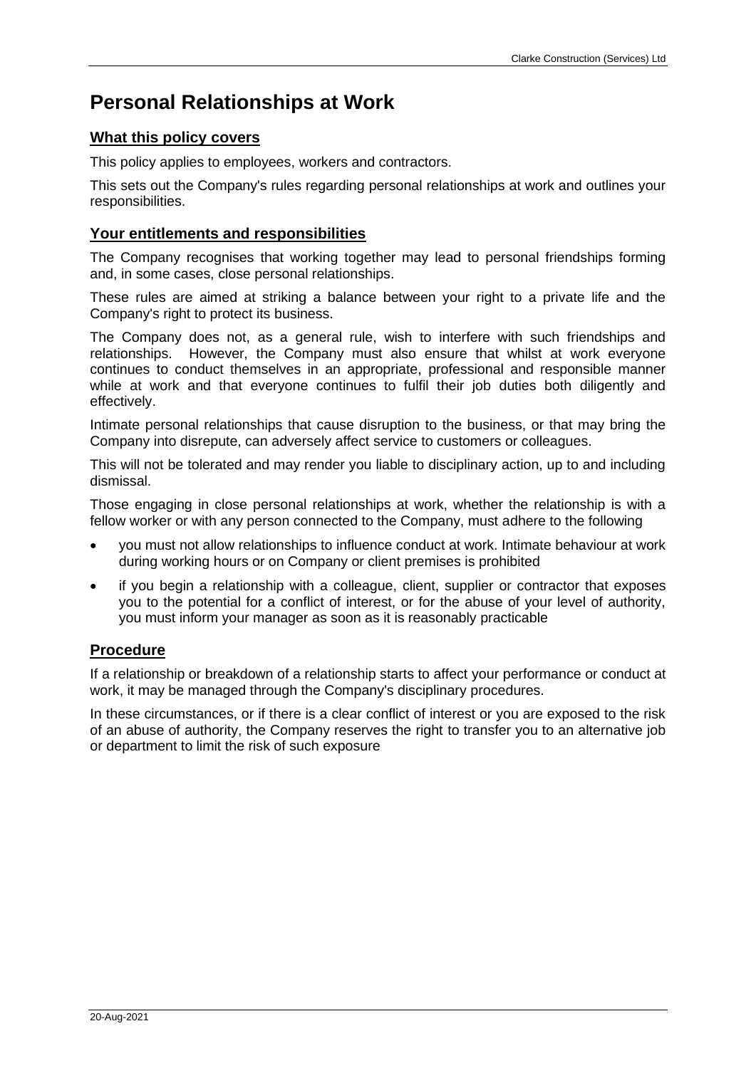# Personal Relationships at Work

## What this policy covers

This policy applies to employees, workers and contractors.

This sets out the Company's rules regarding personal relationships at work and outlines your responsibilities.

## Your entitlements and responsibilities

The Company recognises that working together may lead to personal friendships forming and, in some cases, close personal relationships.

These rules are aimed at striking a balance between your right to a private life and the Company's right to protect its business.

The Company does not, as a general rule, wish to interfere with such friendships and relationships. However, the Company must also ensure that whilst at work everyone continues to conduct themselves in an appropriate, professional and responsible manner while at work and that everyone continues to fulfil their job duties both diligently and effectively.

Intimate personal relationships that cause disruption to the business, or that may bring the Company into disrepute, can adversely affect service to customers or colleagues.

This will not be tolerated and may render you liable to disciplinary action, up to and including dismissal.

Those engaging in close personal relationships at work, whether the relationship is with a fellow worker or with any person connected to the Company, must adhere to the following

- you must not allow relationships to influence conduct at work. Intimate behaviour at work during working hours or on Company or client premises is prohibited
- if you begin a relationship with a colleague, client, supplier or contractor that exposes you to the potential for a conflict of interest, or for the abuse of your level of authority, you must inform your manager as soon as it is reasonably practicable

## Procedure

If a relationship or breakdown of a relationship starts to affect your performance or conduct at work, it may be managed through the Company's disciplinary procedures.

In these circumstances, or if there is a clear conflict of interest or you are exposed to the risk of an abuse of authority, the Company reserves the right to transfer you to an alternative job or department to limit the risk of such exposure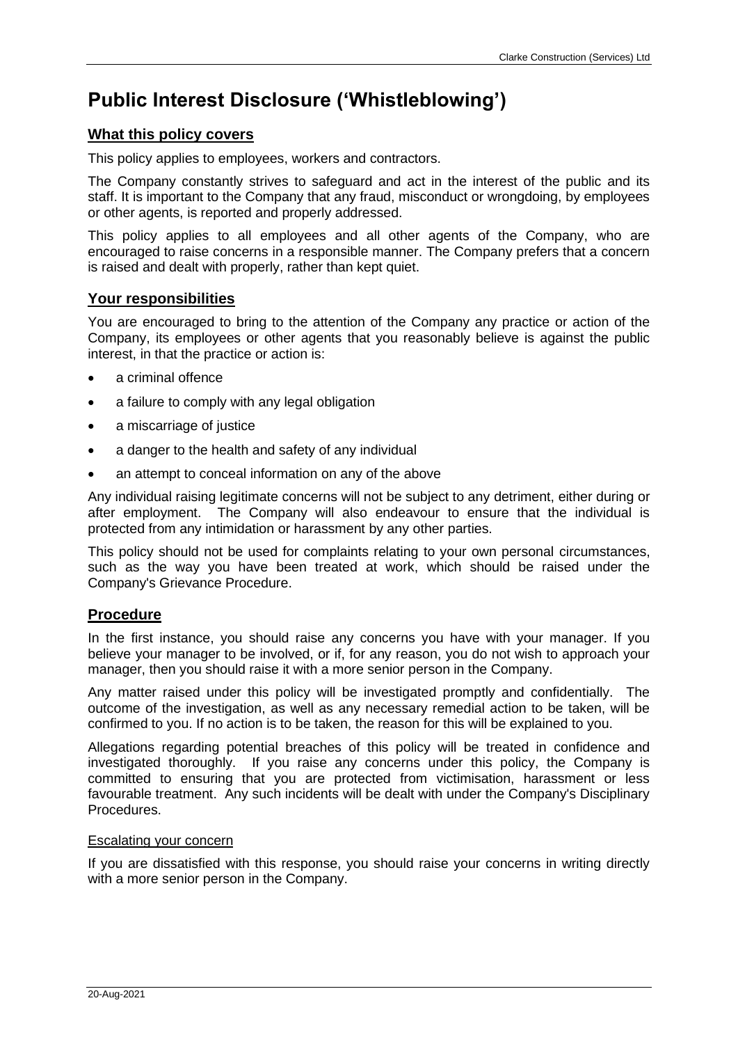# Public Interest Disclosure ('Whistleblowing')

## What this policy covers

This policy applies to employees, workers and contractors.

The Company constantly strives to safeguard and act in the interest of the public and its staff. It is important to the Company that any fraud, misconduct or wrongdoing, by employees or other agents, is reported and properly addressed.

This policy applies to all employees and all other agents of the Company, who are encouraged to raise concerns in a responsible manner. The Company prefers that a concern is raised and dealt with properly, rather than kept quiet.

## Your responsibilities

You are encouraged to bring to the attention of the Company any practice or action of the Company, its employees or other agents that you reasonably believe is against the public interest, in that the practice or action is:

- a criminal offence
- a failure to comply with any legal obligation
- a miscarriage of justice
- a danger to the health and safety of any individual
- an attempt to conceal information on any of the above

Any individual raising legitimate concerns will not be subject to any detriment, either during or after employment. The Company will also endeavour to ensure that the individual is protected from any intimidation or harassment by any other parties.

This policy should not be used for complaints relating to your own personal circumstances, such as the way you have been treated at work, which should be raised under the Company's Grievance Procedure.

## Procedure

In the first instance, you should raise any concerns you have with your manager. If you believe your manager to be involved, or if, for any reason, you do not wish to approach your manager, then you should raise it with a more senior person in the Company.

Any matter raised under this policy will be investigated promptly and confidentially. The outcome of the investigation, as well as any necessary remedial action to be taken, will be confirmed to you. If no action is to be taken, the reason for this will be explained to you.

Allegations regarding potential breaches of this policy will be treated in confidence and investigated thoroughly. If you raise any concerns under this policy, the Company is committed to ensuring that you are protected from victimisation, harassment or less favourable treatment. Any such incidents will be dealt with under the Company's Disciplinary Procedures.

### Escalating your concern

If you are dissatisfied with this response, you should raise your concerns in writing directly with a more senior person in the Company.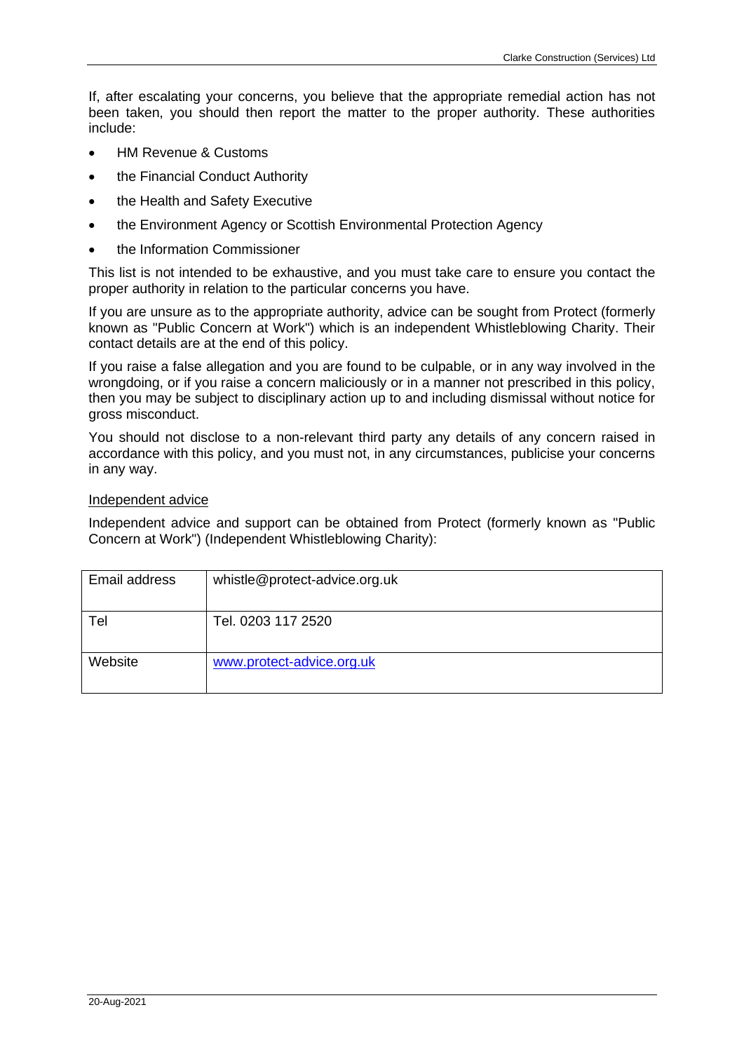If, after escalating your concerns, you believe that the appropriate remedial action has not been taken, you should then report the matter to the proper authority. These authorities include:

- HM Revenue & Customs
- the Financial Conduct Authority
- the Health and Safety Executive
- the Environment Agency or Scottish Environmental Protection Agency
- the Information Commissioner

This list is not intended to be exhaustive, and you must take care to ensure you contact the proper authority in relation to the particular concerns you have.

If you are unsure as to the appropriate authority, advice can be sought from Protect (formerly known as "Public Concern at Work") which is an independent Whistleblowing Charity. Their contact details are at the end of this policy.

If you raise a false allegation and you are found to be culpable, or in any way involved in the wrongdoing, or if you raise a concern maliciously or in a manner not prescribed in this policy, then you may be subject to disciplinary action up to and including dismissal without notice for gross misconduct.

You should not disclose to a non-relevant third party any details of any concern raised in accordance with this policy, and you must not, in any circumstances, publicise your concerns in any way.

Independent advice

Independent advice and support can be obtained from Protect (formerly known as "Public Concern at Work") (Independent Whistleblowing Charity):

| Email address | whistle@protect-advice.org.uk |
|---|---|
| Tel | Tel. 0203 117 2520 |
| Website | www.protect-advice.org.uk |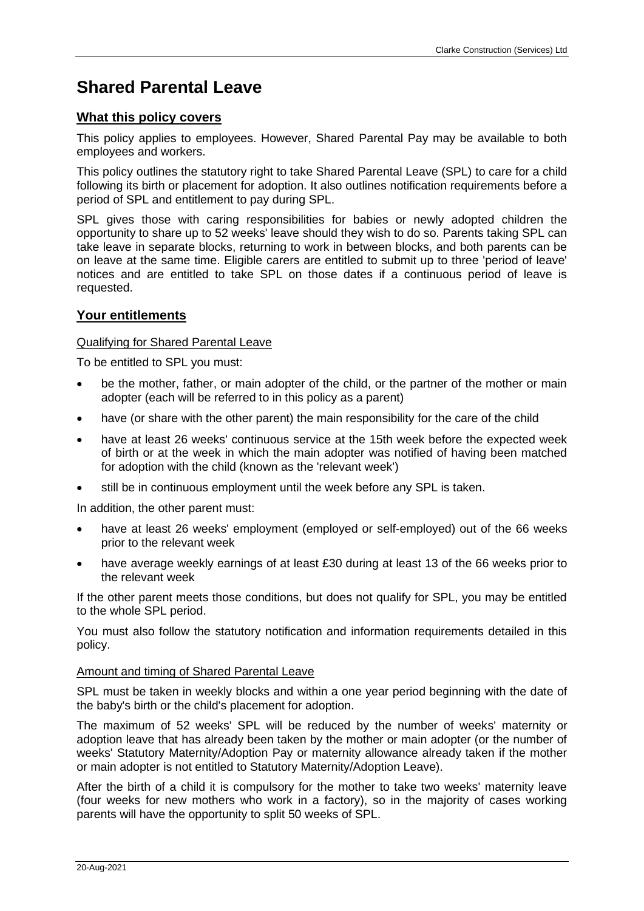# Shared Parental Leave

## What this policy covers

This policy applies to employees. However, Shared Parental Pay may be available to both employees and workers.

This policy outlines the statutory right to take Shared Parental Leave (SPL) to care for a child following its birth or placement for adoption. It also outlines notification requirements before a period of SPL and entitlement to pay during SPL.

SPL gives those with caring responsibilities for babies or newly adopted children the opportunity to share up to 52 weeks' leave should they wish to do so. Parents taking SPL can take leave in separate blocks, returning to work in between blocks, and both parents can be on leave at the same time. Eligible carers are entitled to submit up to three 'period of leave' notices and are entitled to take SPL on those dates if a continuous period of leave is requested.

## Your entitlements

### Qualifying for Shared Parental Leave

To be entitled to SPL you must:

- be the mother, father, or main adopter of the child, or the partner of the mother or main adopter (each will be referred to in this policy as a parent)
- have (or share with the other parent) the main responsibility for the care of the child
- have at least 26 weeks' continuous service at the 15th week before the expected week of birth or at the week in which the main adopter was notified of having been matched for adoption with the child (known as the 'relevant week')
- still be in continuous employment until the week before any SPL is taken.

In addition, the other parent must:

- have at least 26 weeks' employment (employed or self-employed) out of the 66 weeks prior to the relevant week
- have average weekly earnings of at least £30 during at least 13 of the 66 weeks prior to the relevant week

If the other parent meets those conditions, but does not qualify for SPL, you may be entitled to the whole SPL period.

You must also follow the statutory notification and information requirements detailed in this policy.

### Amount and timing of Shared Parental Leave

SPL must be taken in weekly blocks and within a one year period beginning with the date of the baby's birth or the child's placement for adoption.

The maximum of 52 weeks' SPL will be reduced by the number of weeks' maternity or adoption leave that has already been taken by the mother or main adopter (or the number of weeks' Statutory Maternity/Adoption Pay or maternity allowance already taken if the mother or main adopter is not entitled to Statutory Maternity/Adoption Leave).

After the birth of a child it is compulsory for the mother to take two weeks' maternity leave (four weeks for new mothers who work in a factory), so in the majority of cases working parents will have the opportunity to split 50 weeks of SPL.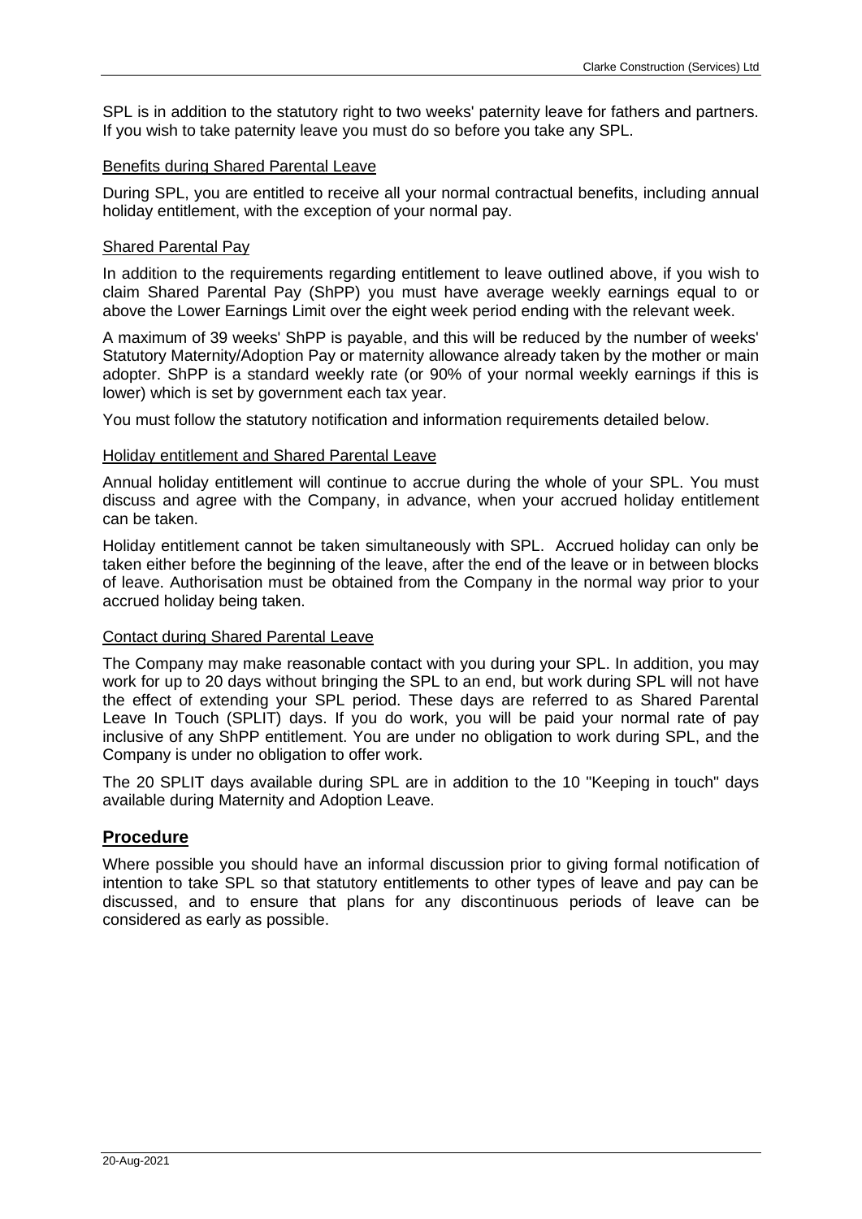SPL is in addition to the statutory right to two weeks' paternity leave for fathers and partners. If you wish to take paternity leave you must do so before you take any SPL.

<u>Benefits during Shared Parental Leave</u>

During SPL, you are entitled to receive all your normal contractual benefits, including annual holiday entitlement, with the exception of your normal pay.

<u>Shared Parental Pay</u>

In addition to the requirements regarding entitlement to leave outlined above, if you wish to claim Shared Parental Pay (ShPP) you must have average weekly earnings equal to or above the Lower Earnings Limit over the eight week period ending with the relevant week.

A maximum of 39 weeks' ShPP is payable, and this will be reduced by the number of weeks' Statutory Maternity/Adoption Pay or maternity allowance already taken by the mother or main adopter. ShPP is a standard weekly rate (or 90% of your normal weekly earnings if this is lower) which is set by government each tax year.

You must follow the statutory notification and information requirements detailed below.

<u>Holiday entitlement and Shared Parental Leave</u>

Annual holiday entitlement will continue to accrue during the whole of your SPL. You must discuss and agree with the Company, in advance, when your accrued holiday entitlement can be taken.

Holiday entitlement cannot be taken simultaneously with SPL. Accrued holiday can only be taken either before the beginning of the leave, after the end of the leave or in between blocks of leave. Authorisation must be obtained from the Company in the normal way prior to your accrued holiday being taken.

<u>Contact during Shared Parental Leave</u>

The Company may make reasonable contact with you during your SPL. In addition, you may work for up to 20 days without bringing the SPL to an end, but work during SPL will not have the effect of extending your SPL period. These days are referred to as Shared Parental Leave In Touch (SPLIT) days. If you do work, you will be paid your normal rate of pay inclusive of any ShPP entitlement. You are under no obligation to work during SPL, and the Company is under no obligation to offer work.

The 20 SPLIT days available during SPL are in addition to the 10 "Keeping in touch" days available during Maternity and Adoption Leave.

## Procedure

Where possible you should have an informal discussion prior to giving formal notification of intention to take SPL so that statutory entitlements to other types of leave and pay can be discussed, and to ensure that plans for any discontinuous periods of leave can be considered as early as possible.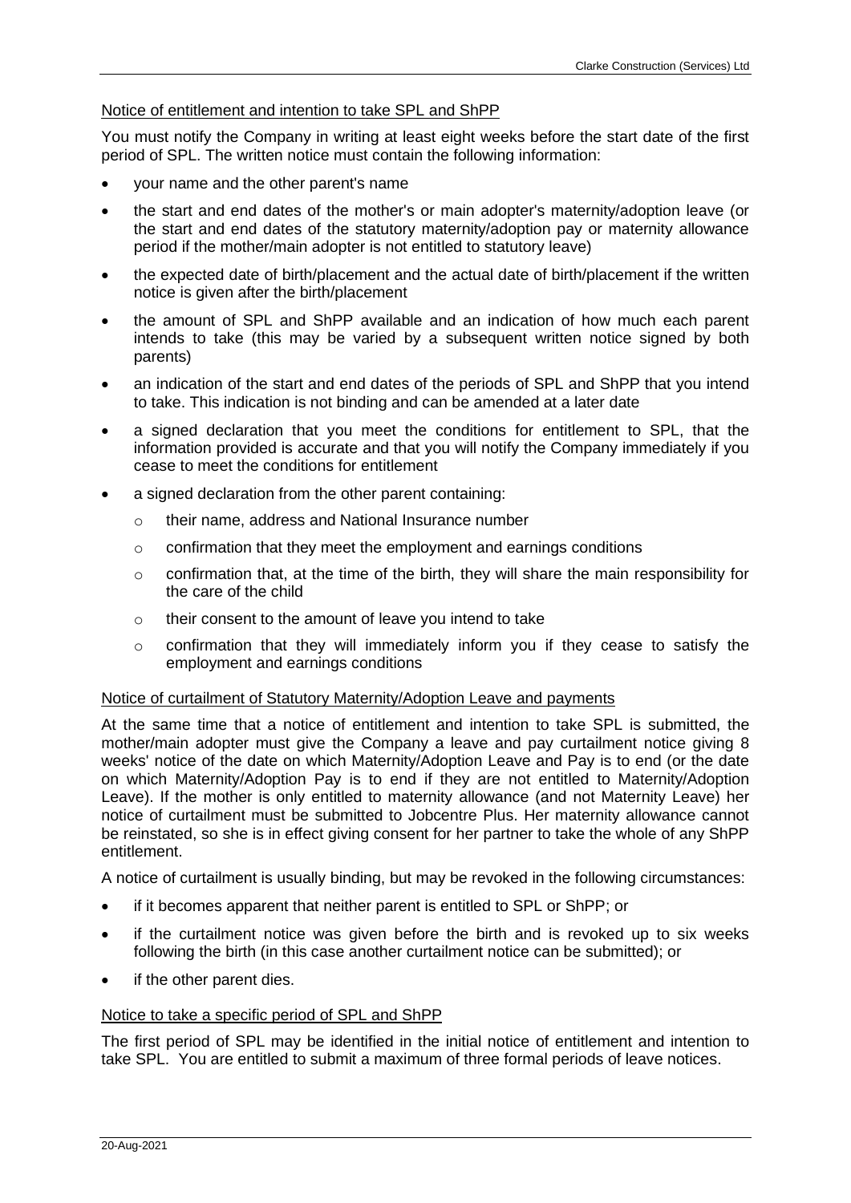Notice of entitlement and intention to take SPL and ShPP

You must notify the Company in writing at least eight weeks before the start date of the first period of SPL. The written notice must contain the following information:

- your name and the other parent's name
- the start and end dates of the mother's or main adopter's maternity/adoption leave (or the start and end dates of the statutory maternity/adoption pay or maternity allowance period if the mother/main adopter is not entitled to statutory leave)
- the expected date of birth/placement and the actual date of birth/placement if the written notice is given after the birth/placement
- the amount of SPL and ShPP available and an indication of how much each parent intends to take (this may be varied by a subsequent written notice signed by both parents)
- an indication of the start and end dates of the periods of SPL and ShPP that you intend to take. This indication is not binding and can be amended at a later date
- a signed declaration that you meet the conditions for entitlement to SPL, that the information provided is accurate and that you will notify the Company immediately if you cease to meet the conditions for entitlement
- a signed declaration from the other parent containing:
  - their name, address and National Insurance number
  - confirmation that they meet the employment and earnings conditions
  - confirmation that, at the time of the birth, they will share the main responsibility for the care of the child
  - their consent to the amount of leave you intend to take
  - confirmation that they will immediately inform you if they cease to satisfy the employment and earnings conditions

Notice of curtailment of Statutory Maternity/Adoption Leave and payments

At the same time that a notice of entitlement and intention to take SPL is submitted, the mother/main adopter must give the Company a leave and pay curtailment notice giving 8 weeks' notice of the date on which Maternity/Adoption Leave and Pay is to end (or the date on which Maternity/Adoption Pay is to end if they are not entitled to Maternity/Adoption Leave). If the mother is only entitled to maternity allowance (and not Maternity Leave) her notice of curtailment must be submitted to Jobcentre Plus. Her maternity allowance cannot be reinstated, so she is in effect giving consent for her partner to take the whole of any ShPP entitlement.

A notice of curtailment is usually binding, but may be revoked in the following circumstances:

- if it becomes apparent that neither parent is entitled to SPL or ShPP; or
- if the curtailment notice was given before the birth and is revoked up to six weeks following the birth (in this case another curtailment notice can be submitted); or
- if the other parent dies.

Notice to take a specific period of SPL and ShPP

The first period of SPL may be identified in the initial notice of entitlement and intention to take SPL. You are entitled to submit a maximum of three formal periods of leave notices.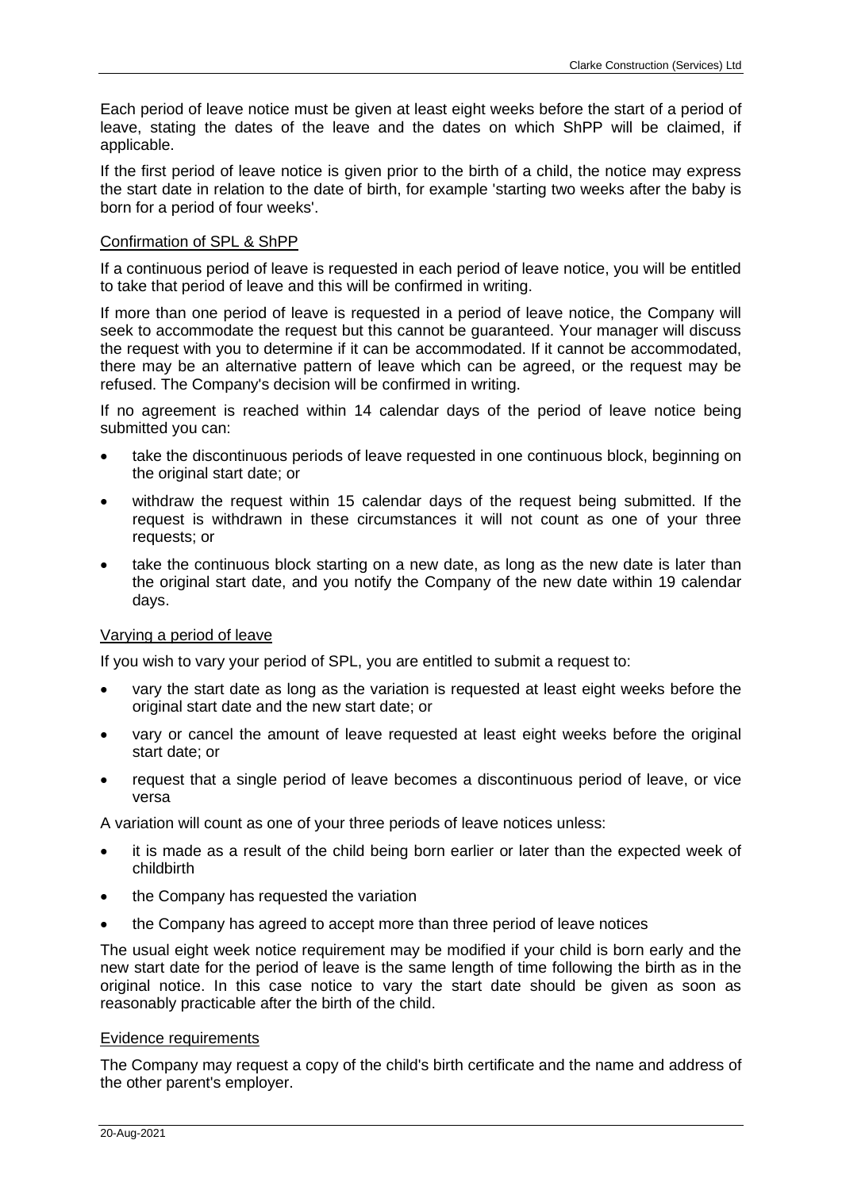Each period of leave notice must be given at least eight weeks before the start of a period of leave, stating the dates of the leave and the dates on which ShPP will be claimed, if applicable.

If the first period of leave notice is given prior to the birth of a child, the notice may express the start date in relation to the date of birth, for example 'starting two weeks after the baby is born for a period of four weeks'.

### Confirmation of SPL & ShPP

If a continuous period of leave is requested in each period of leave notice, you will be entitled to take that period of leave and this will be confirmed in writing.

If more than one period of leave is requested in a period of leave notice, the Company will seek to accommodate the request but this cannot be guaranteed. Your manager will discuss the request with you to determine if it can be accommodated. If it cannot be accommodated, there may be an alternative pattern of leave which can be agreed, or the request may be refused. The Company's decision will be confirmed in writing.

If no agreement is reached within 14 calendar days of the period of leave notice being submitted you can:

- take the discontinuous periods of leave requested in one continuous block, beginning on the original start date; or
- withdraw the request within 15 calendar days of the request being submitted. If the request is withdrawn in these circumstances it will not count as one of your three requests; or
- take the continuous block starting on a new date, as long as the new date is later than the original start date, and you notify the Company of the new date within 19 calendar days.

### Varying a period of leave

If you wish to vary your period of SPL, you are entitled to submit a request to:

- vary the start date as long as the variation is requested at least eight weeks before the original start date and the new start date; or
- vary or cancel the amount of leave requested at least eight weeks before the original start date; or
- request that a single period of leave becomes a discontinuous period of leave, or vice versa

A variation will count as one of your three periods of leave notices unless:

- it is made as a result of the child being born earlier or later than the expected week of childbirth
- the Company has requested the variation
- the Company has agreed to accept more than three period of leave notices

The usual eight week notice requirement may be modified if your child is born early and the new start date for the period of leave is the same length of time following the birth as in the original notice. In this case notice to vary the start date should be given as soon as reasonably practicable after the birth of the child.

### Evidence requirements

The Company may request a copy of the child's birth certificate and the name and address of the other parent's employer.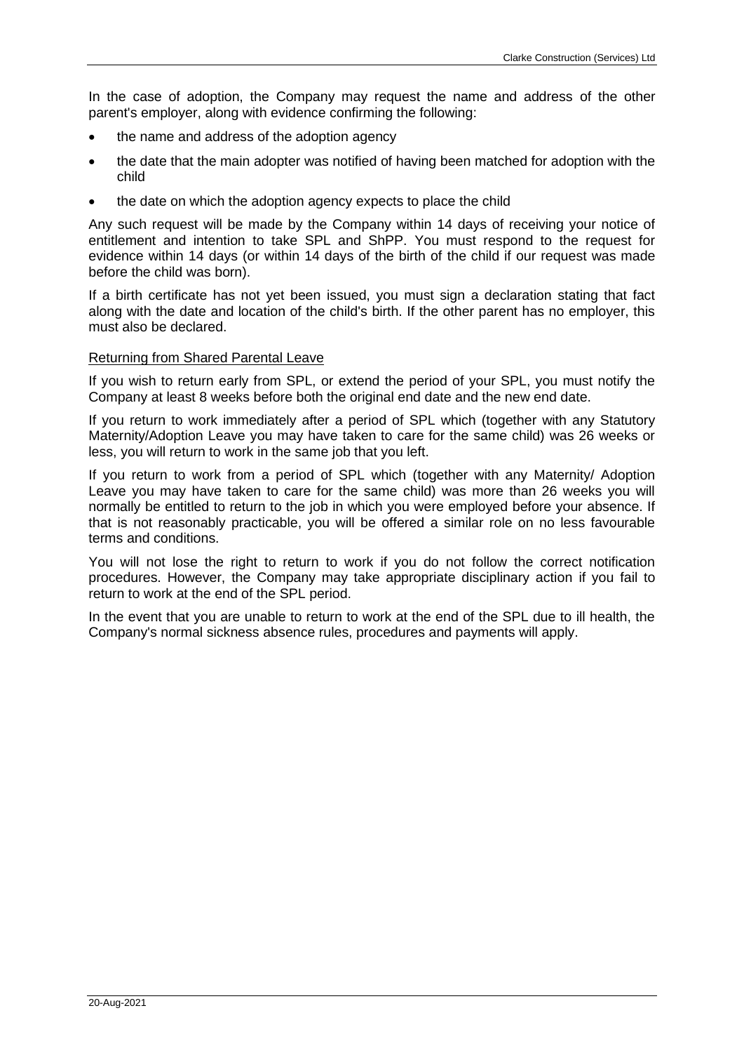In the case of adoption, the Company may request the name and address of the other parent's employer, along with evidence confirming the following:

- the name and address of the adoption agency
- the date that the main adopter was notified of having been matched for adoption with the child
- the date on which the adoption agency expects to place the child

Any such request will be made by the Company within 14 days of receiving your notice of entitlement and intention to take SPL and ShPP. You must respond to the request for evidence within 14 days (or within 14 days of the birth of the child if our request was made before the child was born).

If a birth certificate has not yet been issued, you must sign a declaration stating that fact along with the date and location of the child's birth. If the other parent has no employer, this must also be declared.

<u>Returning from Shared Parental Leave</u>

If you wish to return early from SPL, or extend the period of your SPL, you must notify the Company at least 8 weeks before both the original end date and the new end date.

If you return to work immediately after a period of SPL which (together with any Statutory Maternity/Adoption Leave you may have taken to care for the same child) was 26 weeks or less, you will return to work in the same job that you left.

If you return to work from a period of SPL which (together with any Maternity/ Adoption Leave you may have taken to care for the same child) was more than 26 weeks you will normally be entitled to return to the job in which you were employed before your absence. If that is not reasonably practicable, you will be offered a similar role on no less favourable terms and conditions.

You will not lose the right to return to work if you do not follow the correct notification procedures. However, the Company may take appropriate disciplinary action if you fail to return to work at the end of the SPL period.

In the event that you are unable to return to work at the end of the SPL due to ill health, the Company's normal sickness absence rules, procedures and payments will apply.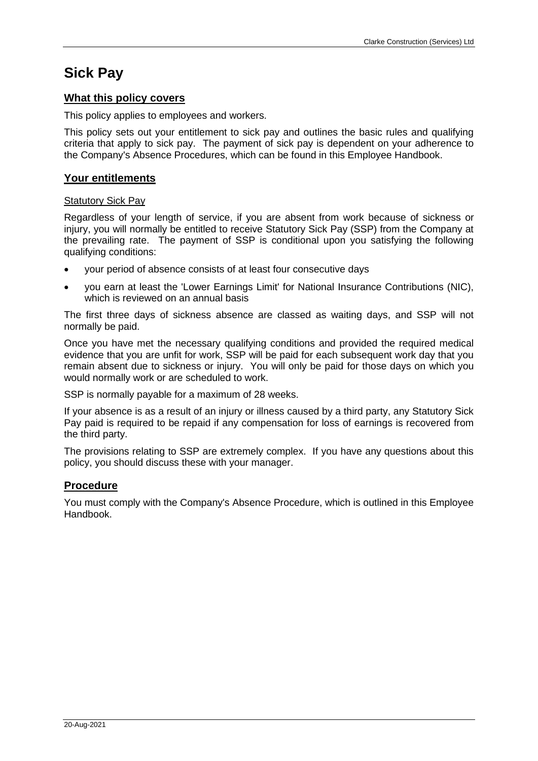# Sick Pay

## What this policy covers

This policy applies to employees and workers.

This policy sets out your entitlement to sick pay and outlines the basic rules and qualifying criteria that apply to sick pay. The payment of sick pay is dependent on your adherence to the Company's Absence Procedures, which can be found in this Employee Handbook.

## Your entitlements

### Statutory Sick Pay

Regardless of your length of service, if you are absent from work because of sickness or injury, you will normally be entitled to receive Statutory Sick Pay (SSP) from the Company at the prevailing rate. The payment of SSP is conditional upon you satisfying the following qualifying conditions:

- your period of absence consists of at least four consecutive days
- you earn at least the 'Lower Earnings Limit' for National Insurance Contributions (NIC), which is reviewed on an annual basis

The first three days of sickness absence are classed as waiting days, and SSP will not normally be paid.

Once you have met the necessary qualifying conditions and provided the required medical evidence that you are unfit for work, SSP will be paid for each subsequent work day that you remain absent due to sickness or injury. You will only be paid for those days on which you would normally work or are scheduled to work.

SSP is normally payable for a maximum of 28 weeks.

If your absence is as a result of an injury or illness caused by a third party, any Statutory Sick Pay paid is required to be repaid if any compensation for loss of earnings is recovered from the third party.

The provisions relating to SSP are extremely complex. If you have any questions about this policy, you should discuss these with your manager.

## Procedure

You must comply with the Company's Absence Procedure, which is outlined in this Employee Handbook.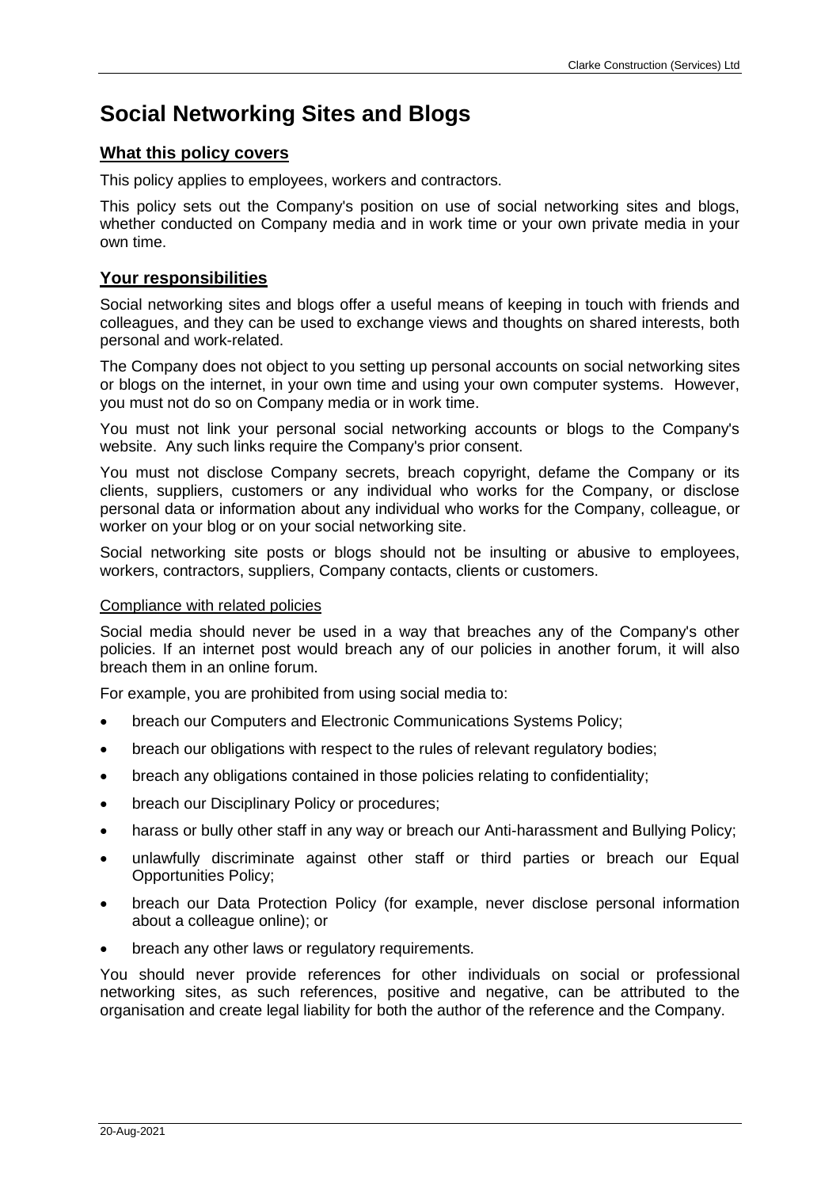# Social Networking Sites and Blogs

## What this policy covers

This policy applies to employees, workers and contractors.

This policy sets out the Company's position on use of social networking sites and blogs, whether conducted on Company media and in work time or your own private media in your own time.

## Your responsibilities

Social networking sites and blogs offer a useful means of keeping in touch with friends and colleagues, and they can be used to exchange views and thoughts on shared interests, both personal and work-related.

The Company does not object to you setting up personal accounts on social networking sites or blogs on the internet, in your own time and using your own computer systems. However, you must not do so on Company media or in work time.

You must not link your personal social networking accounts or blogs to the Company's website. Any such links require the Company's prior consent.

You must not disclose Company secrets, breach copyright, defame the Company or its clients, suppliers, customers or any individual who works for the Company, or disclose personal data or information about any individual who works for the Company, colleague, or worker on your blog or on your social networking site.

Social networking site posts or blogs should not be insulting or abusive to employees, workers, contractors, suppliers, Company contacts, clients or customers.

### Compliance with related policies

Social media should never be used in a way that breaches any of the Company's other policies. If an internet post would breach any of our policies in another forum, it will also breach them in an online forum.

For example, you are prohibited from using social media to:

- breach our Computers and Electronic Communications Systems Policy;
- breach our obligations with respect to the rules of relevant regulatory bodies;
- breach any obligations contained in those policies relating to confidentiality;
- breach our Disciplinary Policy or procedures;
- harass or bully other staff in any way or breach our Anti-harassment and Bullying Policy;
- unlawfully discriminate against other staff or third parties or breach our Equal Opportunities Policy;
- breach our Data Protection Policy (for example, never disclose personal information about a colleague online); or
- breach any other laws or regulatory requirements.

You should never provide references for other individuals on social or professional networking sites, as such references, positive and negative, can be attributed to the organisation and create legal liability for both the author of the reference and the Company.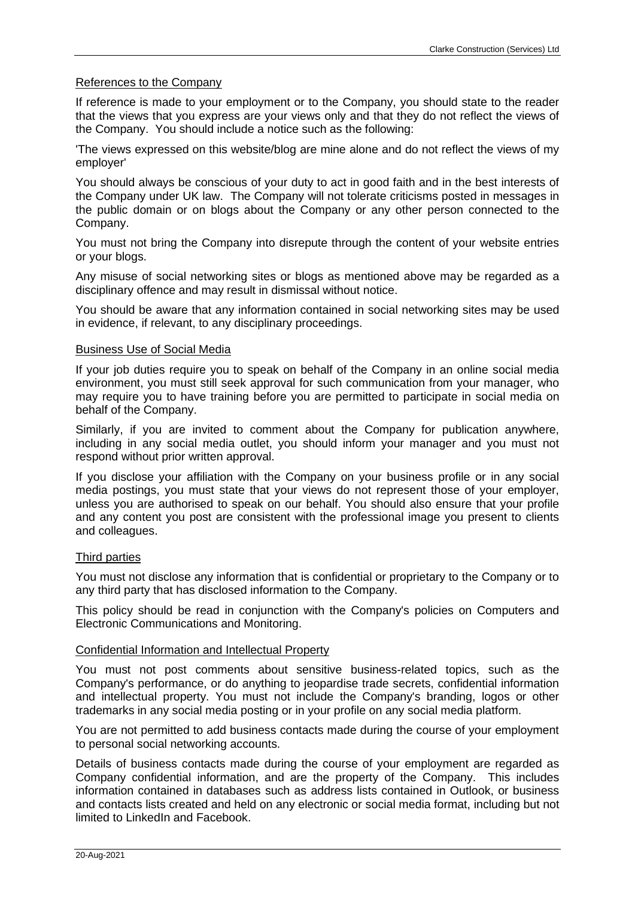## References to the Company

If reference is made to your employment or to the Company, you should state to the reader that the views that you express are your views only and that they do not reflect the views of the Company. You should include a notice such as the following:

'The views expressed on this website/blog are mine alone and do not reflect the views of my employer'

You should always be conscious of your duty to act in good faith and in the best interests of the Company under UK law. The Company will not tolerate criticisms posted in messages in the public domain or on blogs about the Company or any other person connected to the Company.

You must not bring the Company into disrepute through the content of your website entries or your blogs.

Any misuse of social networking sites or blogs as mentioned above may be regarded as a disciplinary offence and may result in dismissal without notice.

You should be aware that any information contained in social networking sites may be used in evidence, if relevant, to any disciplinary proceedings.

## Business Use of Social Media

If your job duties require you to speak on behalf of the Company in an online social media environment, you must still seek approval for such communication from your manager, who may require you to have training before you are permitted to participate in social media on behalf of the Company.

Similarly, if you are invited to comment about the Company for publication anywhere, including in any social media outlet, you should inform your manager and you must not respond without prior written approval.

If you disclose your affiliation with the Company on your business profile or in any social media postings, you must state that your views do not represent those of your employer, unless you are authorised to speak on our behalf. You should also ensure that your profile and any content you post are consistent with the professional image you present to clients and colleagues.

## Third parties

You must not disclose any information that is confidential or proprietary to the Company or to any third party that has disclosed information to the Company.

This policy should be read in conjunction with the Company's policies on Computers and Electronic Communications and Monitoring.

## Confidential Information and Intellectual Property

You must not post comments about sensitive business-related topics, such as the Company's performance, or do anything to jeopardise trade secrets, confidential information and intellectual property. You must not include the Company's branding, logos or other trademarks in any social media posting or in your profile on any social media platform.

You are not permitted to add business contacts made during the course of your employment to personal social networking accounts.

Details of business contacts made during the course of your employment are regarded as Company confidential information, and are the property of the Company. This includes information contained in databases such as address lists contained in Outlook, or business and contacts lists created and held on any electronic or social media format, including but not limited to LinkedIn and Facebook.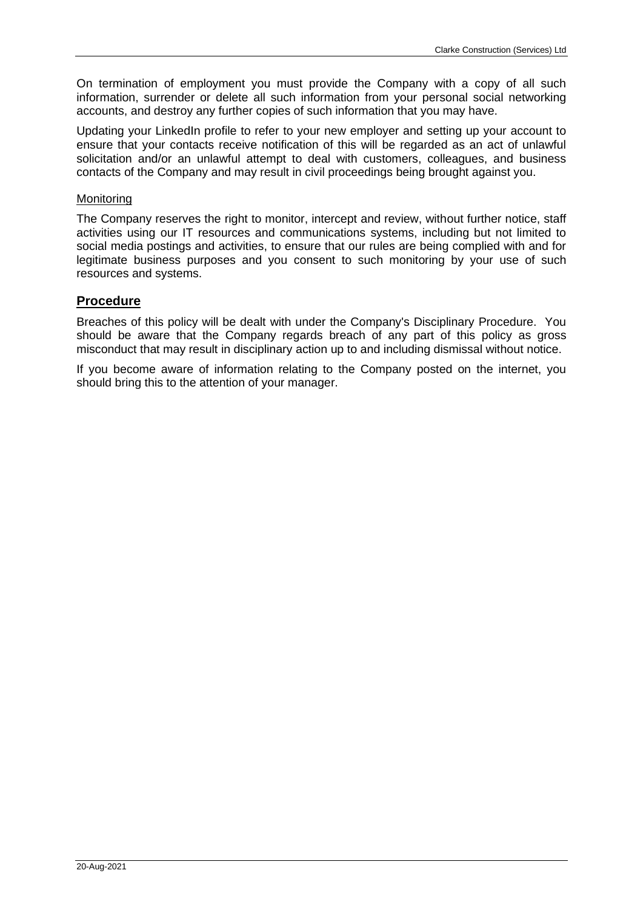On termination of employment you must provide the Company with a copy of all such information, surrender or delete all such information from your personal social networking accounts, and destroy any further copies of such information that you may have.

Updating your LinkedIn profile to refer to your new employer and setting up your account to ensure that your contacts receive notification of this will be regarded as an act of unlawful solicitation and/or an unlawful attempt to deal with customers, colleagues, and business contacts of the Company and may result in civil proceedings being brought against you.

Monitoring

The Company reserves the right to monitor, intercept and review, without further notice, staff activities using our IT resources and communications systems, including but not limited to social media postings and activities, to ensure that our rules are being complied with and for legitimate business purposes and you consent to such monitoring by your use of such resources and systems.

## Procedure

Breaches of this policy will be dealt with under the Company's Disciplinary Procedure. You should be aware that the Company regards breach of any part of this policy as gross misconduct that may result in disciplinary action up to and including dismissal without notice.

If you become aware of information relating to the Company posted on the internet, you should bring this to the attention of your manager.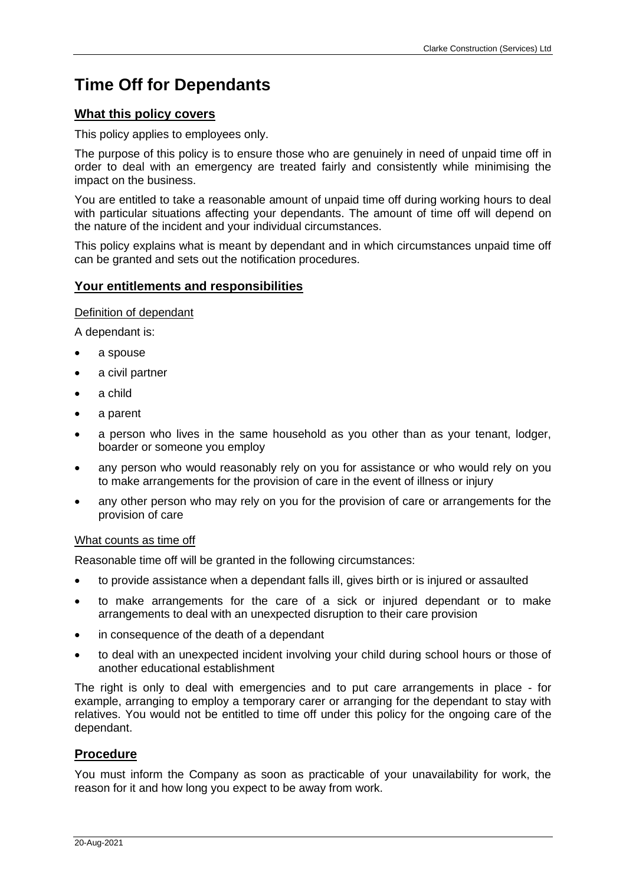# Time Off for Dependants

## What this policy covers

This policy applies to employees only.

The purpose of this policy is to ensure those who are genuinely in need of unpaid time off in order to deal with an emergency are treated fairly and consistently while minimising the impact on the business.

You are entitled to take a reasonable amount of unpaid time off during working hours to deal with particular situations affecting your dependants. The amount of time off will depend on the nature of the incident and your individual circumstances.

This policy explains what is meant by dependant and in which circumstances unpaid time off can be granted and sets out the notification procedures.

## Your entitlements and responsibilities

### Definition of dependant

A dependant is:

- a spouse
- a civil partner
- a child
- a parent
- a person who lives in the same household as you other than as your tenant, lodger, boarder or someone you employ
- any person who would reasonably rely on you for assistance or who would rely on you to make arrangements for the provision of care in the event of illness or injury
- any other person who may rely on you for the provision of care or arrangements for the provision of care

### What counts as time off

Reasonable time off will be granted in the following circumstances:

- to provide assistance when a dependant falls ill, gives birth or is injured or assaulted
- to make arrangements for the care of a sick or injured dependant or to make arrangements to deal with an unexpected disruption to their care provision
- in consequence of the death of a dependant
- to deal with an unexpected incident involving your child during school hours or those of another educational establishment

The right is only to deal with emergencies and to put care arrangements in place - for example, arranging to employ a temporary carer or arranging for the dependant to stay with relatives. You would not be entitled to time off under this policy for the ongoing care of the dependant.

## Procedure

You must inform the Company as soon as practicable of your unavailability for work, the reason for it and how long you expect to be away from work.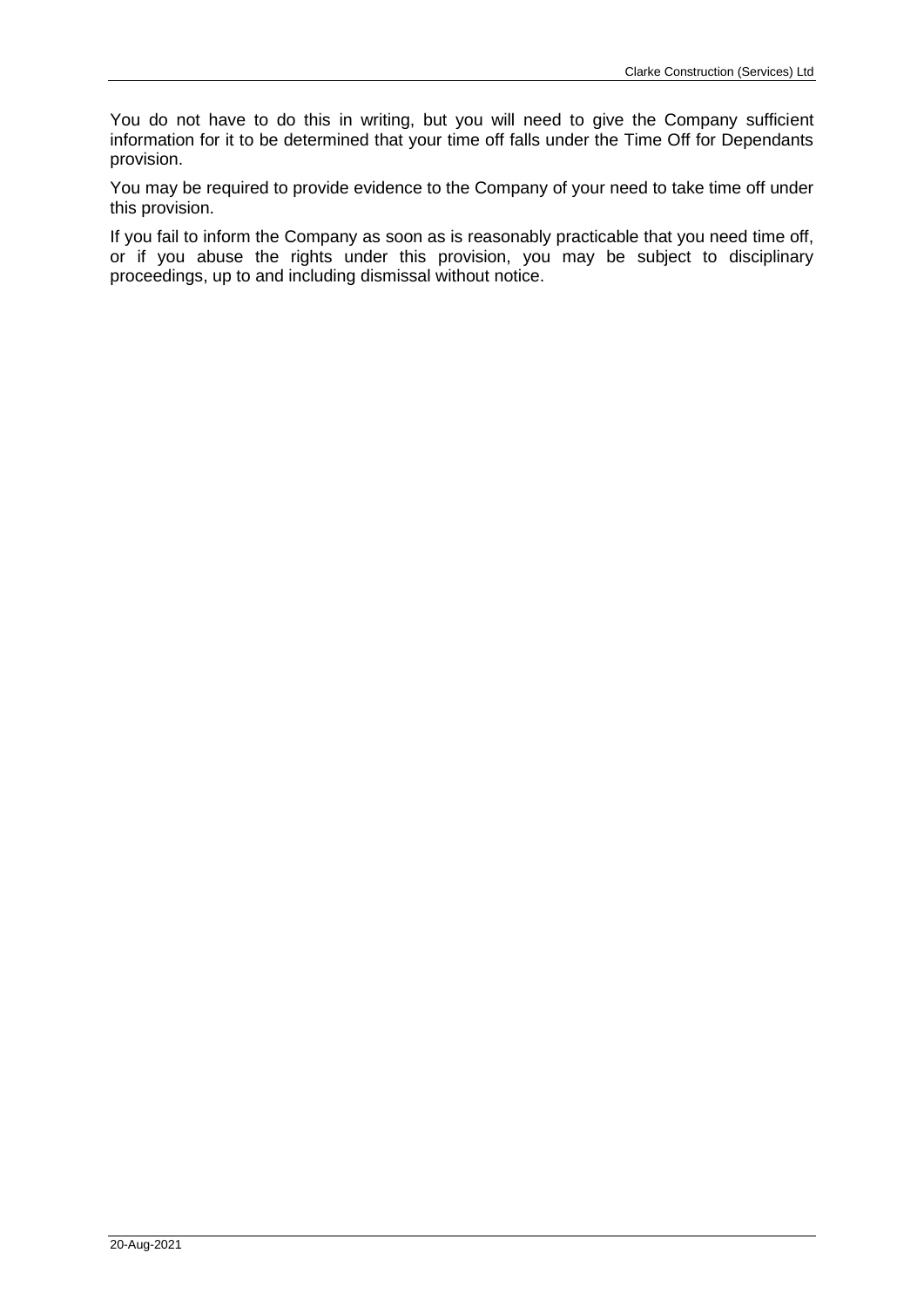You do not have to do this in writing, but you will need to give the Company sufficient information for it to be determined that your time off falls under the Time Off for Dependants provision.

You may be required to provide evidence to the Company of your need to take time off under this provision.

If you fail to inform the Company as soon as is reasonably practicable that you need time off, or if you abuse the rights under this provision, you may be subject to disciplinary proceedings, up to and including dismissal without notice.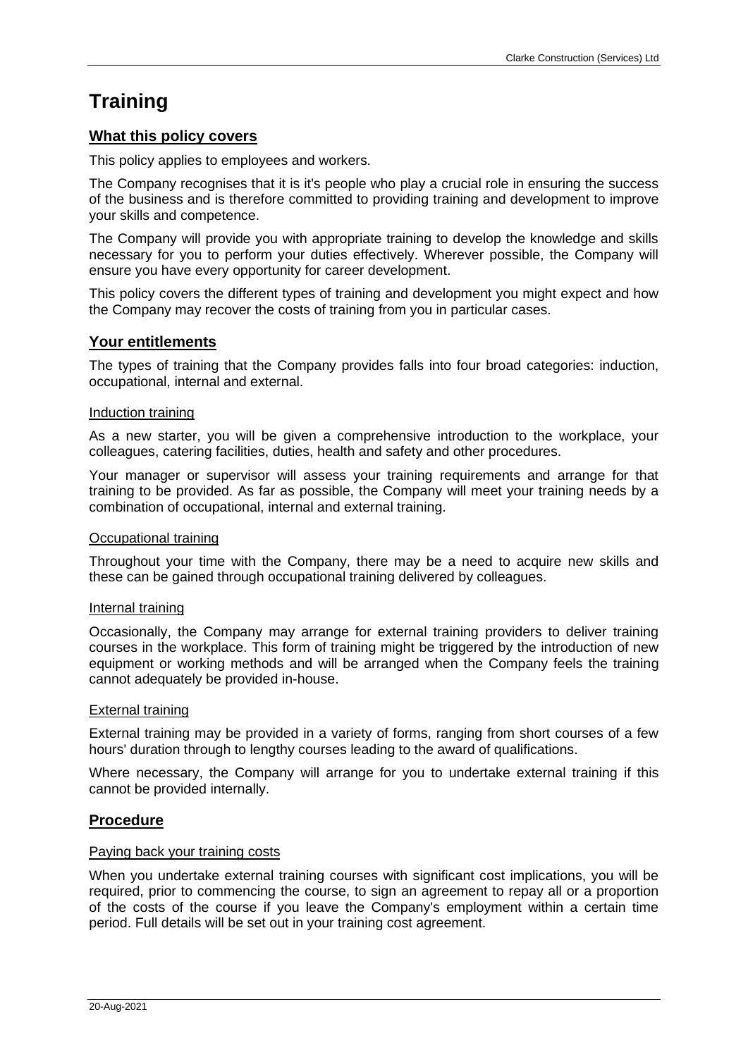# Training

## What this policy covers

This policy applies to employees and workers.

The Company recognises that it is it's people who play a crucial role in ensuring the success of the business and is therefore committed to providing training and development to improve your skills and competence.

The Company will provide you with appropriate training to develop the knowledge and skills necessary for you to perform your duties effectively. Wherever possible, the Company will ensure you have every opportunity for career development.

This policy covers the different types of training and development you might expect and how the Company may recover the costs of training from you in particular cases.

## Your entitlements

The types of training that the Company provides falls into four broad categories: induction, occupational, internal and external.

### Induction training

As a new starter, you will be given a comprehensive introduction to the workplace, your colleagues, catering facilities, duties, health and safety and other procedures.

Your manager or supervisor will assess your training requirements and arrange for that training to be provided. As far as possible, the Company will meet your training needs by a combination of occupational, internal and external training.

### Occupational training

Throughout your time with the Company, there may be a need to acquire new skills and these can be gained through occupational training delivered by colleagues.

### Internal training

Occasionally, the Company may arrange for external training providers to deliver training courses in the workplace. This form of training might be triggered by the introduction of new equipment or working methods and will be arranged when the Company feels the training cannot adequately be provided in-house.

### External training

External training may be provided in a variety of forms, ranging from short courses of a few hours' duration through to lengthy courses leading to the award of qualifications.

Where necessary, the Company will arrange for you to undertake external training if this cannot be provided internally.

## Procedure

### Paying back your training costs

When you undertake external training courses with significant cost implications, you will be required, prior to commencing the course, to sign an agreement to repay all or a proportion of the costs of the course if you leave the Company's employment within a certain time period. Full details will be set out in your training cost agreement.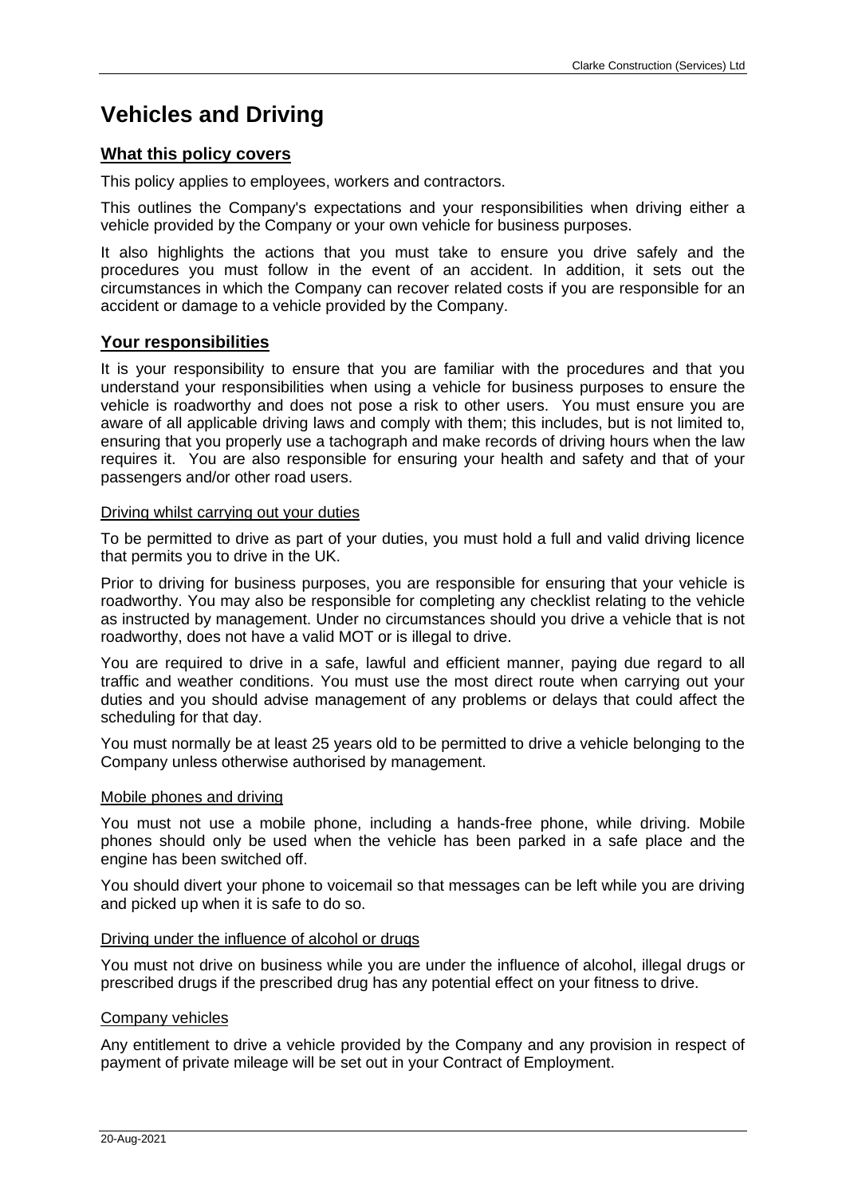# Vehicles and Driving

## What this policy covers

This policy applies to employees, workers and contractors.

This outlines the Company's expectations and your responsibilities when driving either a vehicle provided by the Company or your own vehicle for business purposes.

It also highlights the actions that you must take to ensure you drive safely and the procedures you must follow in the event of an accident. In addition, it sets out the circumstances in which the Company can recover related costs if you are responsible for an accident or damage to a vehicle provided by the Company.

## Your responsibilities

It is your responsibility to ensure that you are familiar with the procedures and that you understand your responsibilities when using a vehicle for business purposes to ensure the vehicle is roadworthy and does not pose a risk to other users. You must ensure you are aware of all applicable driving laws and comply with them; this includes, but is not limited to, ensuring that you properly use a tachograph and make records of driving hours when the law requires it. You are also responsible for ensuring your health and safety and that of your passengers and/or other road users.

### Driving whilst carrying out your duties

To be permitted to drive as part of your duties, you must hold a full and valid driving licence that permits you to drive in the UK.

Prior to driving for business purposes, you are responsible for ensuring that your vehicle is roadworthy. You may also be responsible for completing any checklist relating to the vehicle as instructed by management. Under no circumstances should you drive a vehicle that is not roadworthy, does not have a valid MOT or is illegal to drive.

You are required to drive in a safe, lawful and efficient manner, paying due regard to all traffic and weather conditions. You must use the most direct route when carrying out your duties and you should advise management of any problems or delays that could affect the scheduling for that day.

You must normally be at least 25 years old to be permitted to drive a vehicle belonging to the Company unless otherwise authorised by management.

### Mobile phones and driving

You must not use a mobile phone, including a hands-free phone, while driving. Mobile phones should only be used when the vehicle has been parked in a safe place and the engine has been switched off.

You should divert your phone to voicemail so that messages can be left while you are driving and picked up when it is safe to do so.

### Driving under the influence of alcohol or drugs

You must not drive on business while you are under the influence of alcohol, illegal drugs or prescribed drugs if the prescribed drug has any potential effect on your fitness to drive.

### Company vehicles

Any entitlement to drive a vehicle provided by the Company and any provision in respect of payment of private mileage will be set out in your Contract of Employment.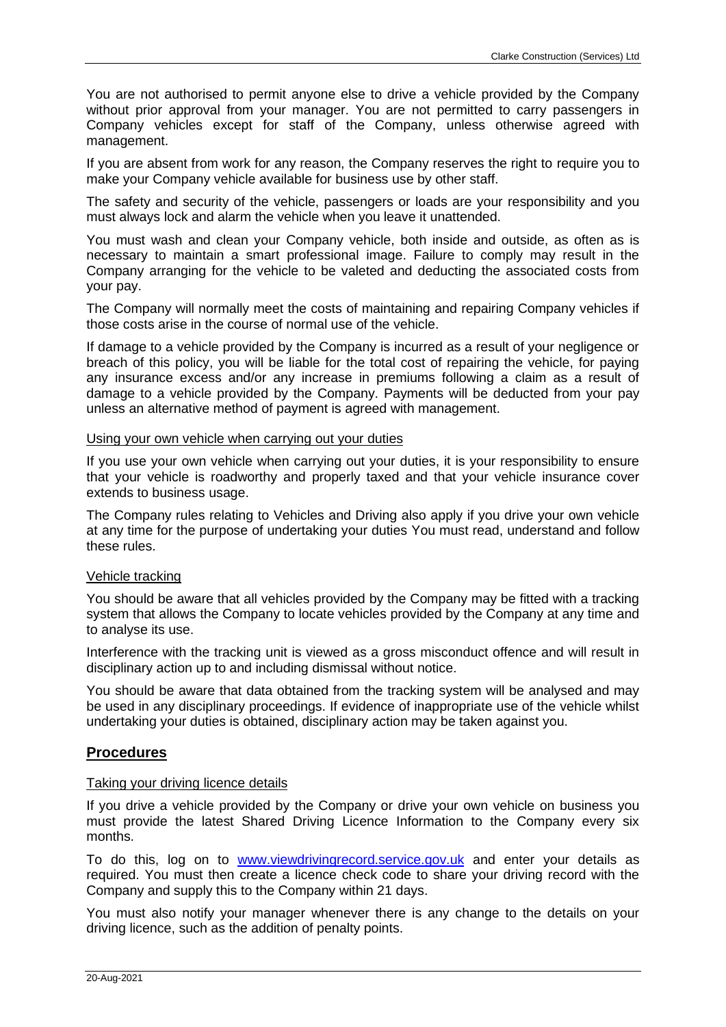You are not authorised to permit anyone else to drive a vehicle provided by the Company without prior approval from your manager. You are not permitted to carry passengers in Company vehicles except for staff of the Company, unless otherwise agreed with management.

If you are absent from work for any reason, the Company reserves the right to require you to make your Company vehicle available for business use by other staff.

The safety and security of the vehicle, passengers or loads are your responsibility and you must always lock and alarm the vehicle when you leave it unattended.

You must wash and clean your Company vehicle, both inside and outside, as often as is necessary to maintain a smart professional image. Failure to comply may result in the Company arranging for the vehicle to be valeted and deducting the associated costs from your pay.

The Company will normally meet the costs of maintaining and repairing Company vehicles if those costs arise in the course of normal use of the vehicle.

If damage to a vehicle provided by the Company is incurred as a result of your negligence or breach of this policy, you will be liable for the total cost of repairing the vehicle, for paying any insurance excess and/or any increase in premiums following a claim as a result of damage to a vehicle provided by the Company. Payments will be deducted from your pay unless an alternative method of payment is agreed with management.

Using your own vehicle when carrying out your duties

If you use your own vehicle when carrying out your duties, it is your responsibility to ensure that your vehicle is roadworthy and properly taxed and that your vehicle insurance cover extends to business usage.

The Company rules relating to Vehicles and Driving also apply if you drive your own vehicle at any time for the purpose of undertaking your duties You must read, understand and follow these rules.

Vehicle tracking

You should be aware that all vehicles provided by the Company may be fitted with a tracking system that allows the Company to locate vehicles provided by the Company at any time and to analyse its use.

Interference with the tracking unit is viewed as a gross misconduct offence and will result in disciplinary action up to and including dismissal without notice.

You should be aware that data obtained from the tracking system will be analysed and may be used in any disciplinary proceedings. If evidence of inappropriate use of the vehicle whilst undertaking your duties is obtained, disciplinary action may be taken against you.

## Procedures

Taking your driving licence details

If you drive a vehicle provided by the Company or drive your own vehicle on business you must provide the latest Shared Driving Licence Information to the Company every six months.

To do this, log on to [www.viewdrivingrecord.service.gov.uk](http://www.viewdrivingrecord.service.gov.uk) and enter your details as required. You must then create a licence check code to share your driving record with the Company and supply this to the Company within 21 days.

You must also notify your manager whenever there is any change to the details on your driving licence, such as the addition of penalty points.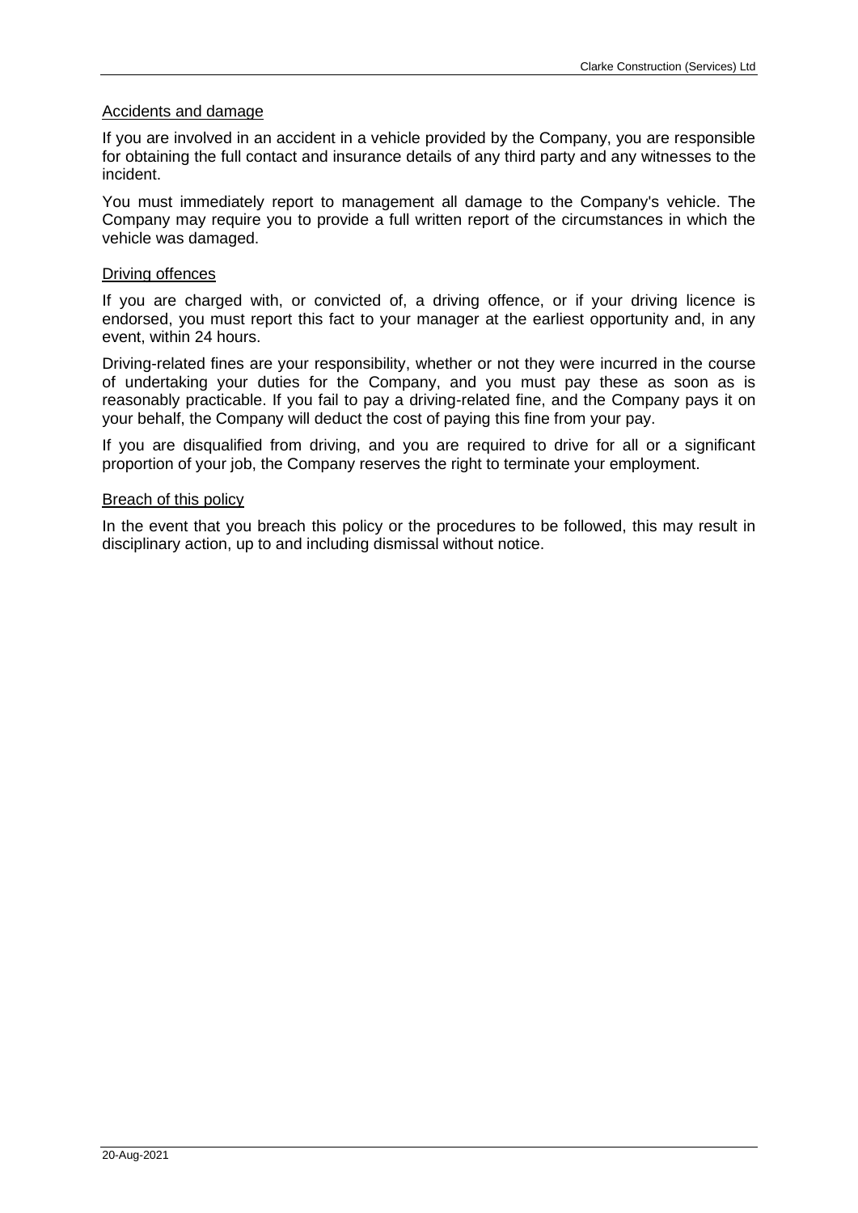Accidents and damage

If you are involved in an accident in a vehicle provided by the Company, you are responsible for obtaining the full contact and insurance details of any third party and any witnesses to the incident.

You must immediately report to management all damage to the Company's vehicle. The Company may require you to provide a full written report of the circumstances in which the vehicle was damaged.

Driving offences

If you are charged with, or convicted of, a driving offence, or if your driving licence is endorsed, you must report this fact to your manager at the earliest opportunity and, in any event, within 24 hours.

Driving-related fines are your responsibility, whether or not they were incurred in the course of undertaking your duties for the Company, and you must pay these as soon as is reasonably practicable. If you fail to pay a driving-related fine, and the Company pays it on your behalf, the Company will deduct the cost of paying this fine from your pay.

If you are disqualified from driving, and you are required to drive for all or a significant proportion of your job, the Company reserves the right to terminate your employment.

Breach of this policy

In the event that you breach this policy or the procedures to be followed, this may result in disciplinary action, up to and including dismissal without notice.